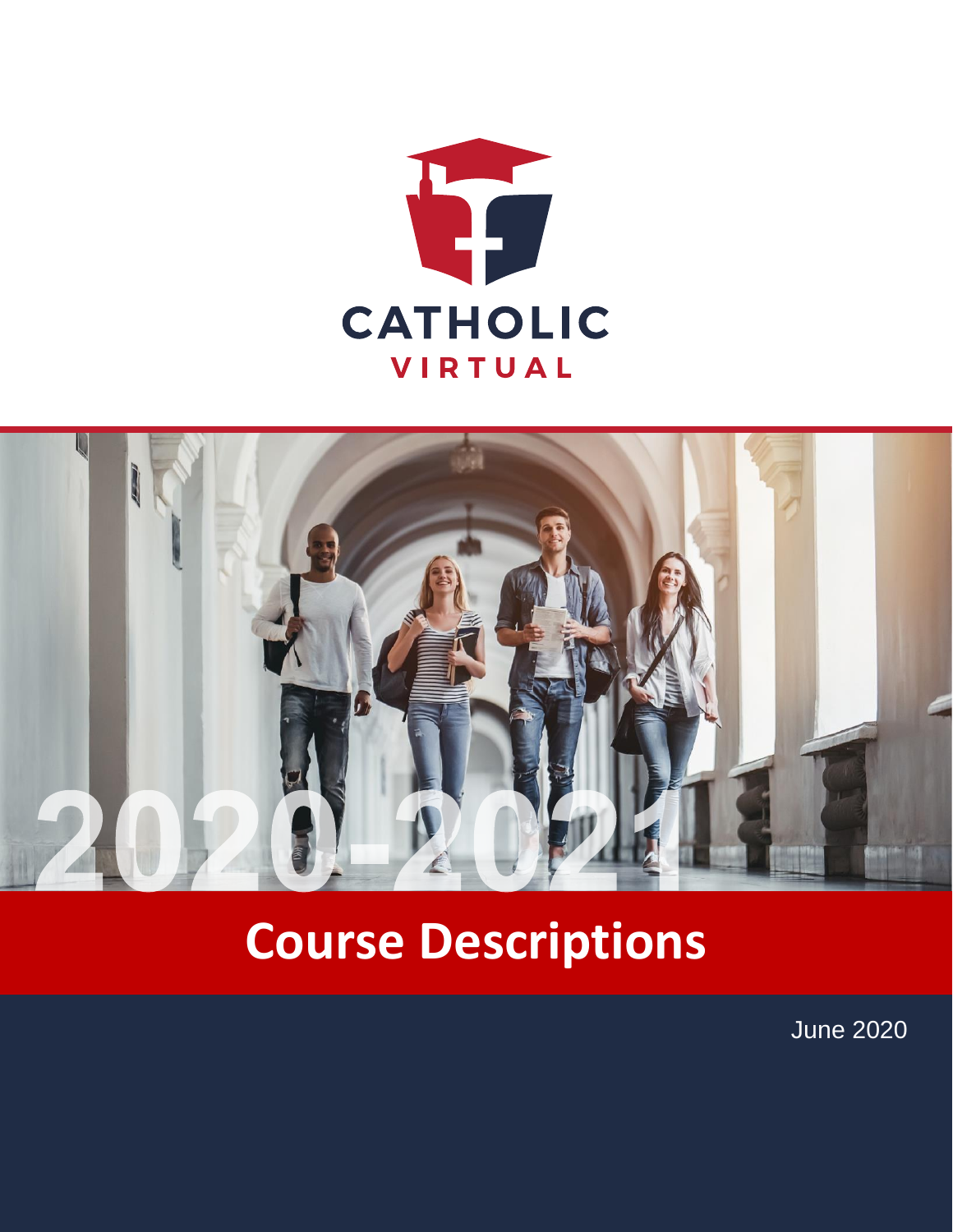# CATHOLIC VIRTUAL

2020-2021

# Course Descriptions

June 2020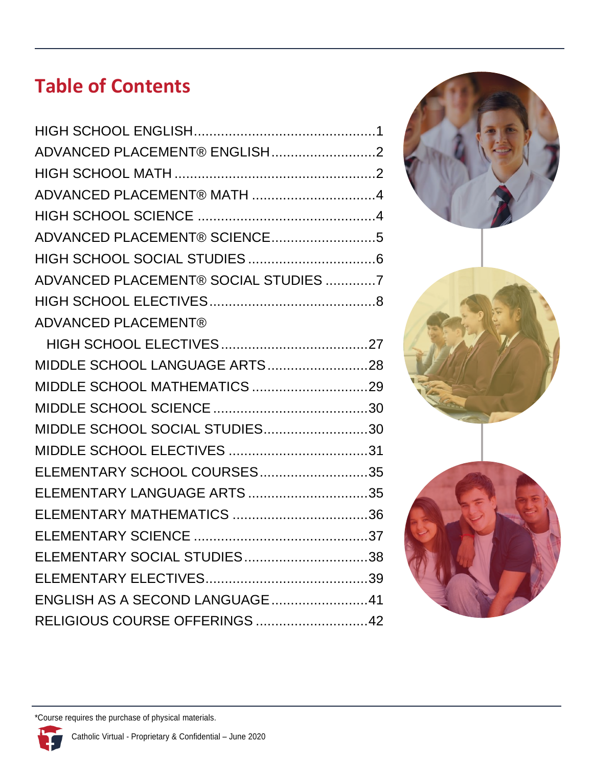# Table of Contents

HIGH SCHOOL ENGLISH...............................................1
ADVANCED PLACEMENT® ENGLISH...........................2
HIGH SCHOOL MATH ....................................................2
ADVANCED PLACEMENT® MATH ...............................4
HIGH SCHOOL SCIENCE ..............................................4
ADVANCED PLACEMENT® SCIENCE...........................5
HIGH SCHOOL SOCIAL STUDIES .................................6
ADVANCED PLACEMENT® SOCIAL STUDIES .............7
HIGH SCHOOL ELECTIVES...........................................8
ADVANCED PLACEMENT®
HIGH SCHOOL ELECTIVES......................................27
MIDDLE SCHOOL LANGUAGE ARTS..........................28
MIDDLE SCHOOL MATHEMATICS ..............................29
MIDDLE SCHOOL SCIENCE ........................................30
MIDDLE SCHOOL SOCIAL STUDIES...........................30
MIDDLE SCHOOL ELECTIVES ....................................31
ELEMENTARY SCHOOL COURSES............................35
ELEMENTARY LANGUAGE ARTS ...............................35
ELEMENTARY MATHEMATICS ...................................36
ELEMENTARY SCIENCE .............................................37
ELEMENTARY SOCIAL STUDIES................................38
ELEMENTARY ELECTIVES..........................................39
ENGLISH AS A SECOND LANGUAGE.........................41
RELIGIOUS COURSE OFFERINGS .............................42

*Course requires the purchase of physical materials.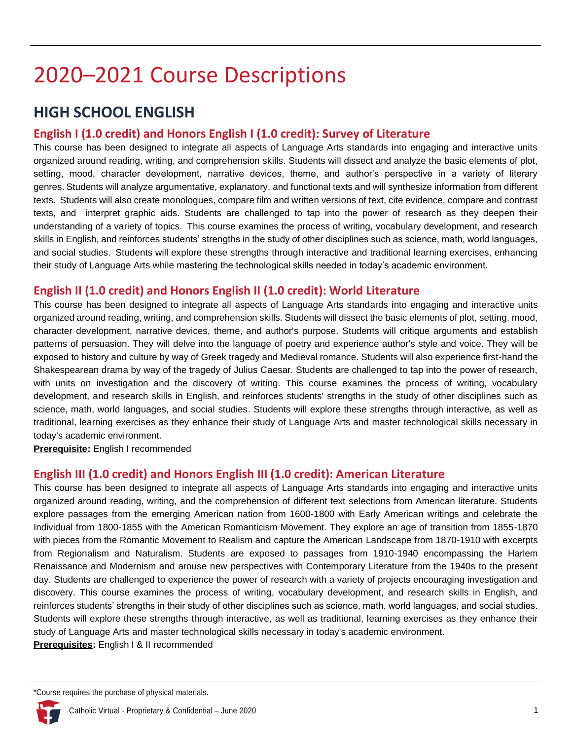# 2020–2021 Course Descriptions

## HIGH SCHOOL ENGLISH

### English I (1.0 credit) and Honors English I (1.0 credit): Survey of Literature

This course has been designed to integrate all aspects of Language Arts standards into engaging and interactive units organized around reading, writing, and comprehension skills. Students will dissect and analyze the basic elements of plot, setting, mood, character development, narrative devices, theme, and author's perspective in a variety of literary genres. Students will analyze argumentative, explanatory, and functional texts and will synthesize information from different texts. Students will also create monologues, compare film and written versions of text, cite evidence, compare and contrast texts, and interpret graphic aids. Students are challenged to tap into the power of research as they deepen their understanding of a variety of topics. This course examines the process of writing, vocabulary development, and research skills in English, and reinforces students' strengths in the study of other disciplines such as science, math, world languages, and social studies. Students will explore these strengths through interactive and traditional learning exercises, enhancing their study of Language Arts while mastering the technological skills needed in today's academic environment.

### English II (1.0 credit) and Honors English II (1.0 credit): World Literature

This course has been designed to integrate all aspects of Language Arts standards into engaging and interactive units organized around reading, writing, and comprehension skills. Students will dissect the basic elements of plot, setting, mood, character development, narrative devices, theme, and author's purpose. Students will critique arguments and establish patterns of persuasion. They will delve into the language of poetry and experience author's style and voice. They will be exposed to history and culture by way of Greek tragedy and Medieval romance. Students will also experience first-hand the Shakespearean drama by way of the tragedy of Julius Caesar. Students are challenged to tap into the power of research, with units on investigation and the discovery of writing. This course examines the process of writing, vocabulary development, and research skills in English, and reinforces students' strengths in the study of other disciplines such as science, math, world languages, and social studies. Students will explore these strengths through interactive, as well as traditional, learning exercises as they enhance their study of Language Arts and master technological skills necessary in today's academic environment.

**Prerequisite:** English I recommended

### English III (1.0 credit) and Honors English III (1.0 credit): American Literature

This course has been designed to integrate all aspects of Language Arts standards into engaging and interactive units organized around reading, writing, and the comprehension of different text selections from American literature. Students explore passages from the emerging American nation from 1600-1800 with Early American writings and celebrate the Individual from 1800-1855 with the American Romanticism Movement. They explore an age of transition from 1855-1870 with pieces from the Romantic Movement to Realism and capture the American Landscape from 1870-1910 with excerpts from Regionalism and Naturalism. Students are exposed to passages from 1910-1940 encompassing the Harlem Renaissance and Modernism and arouse new perspectives with Contemporary Literature from the 1940s to the present day. Students are challenged to experience the power of research with a variety of projects encouraging investigation and discovery. This course examines the process of writing, vocabulary development, and research skills in English, and reinforces students' strengths in their study of other disciplines such as science, math, world languages, and social studies. Students will explore these strengths through interactive, as well as traditional, learning exercises as they enhance their study of Language Arts and master technological skills necessary in today's academic environment.

**Prerequisites:** English I & II recommended

*Course requires the purchase of physical materials.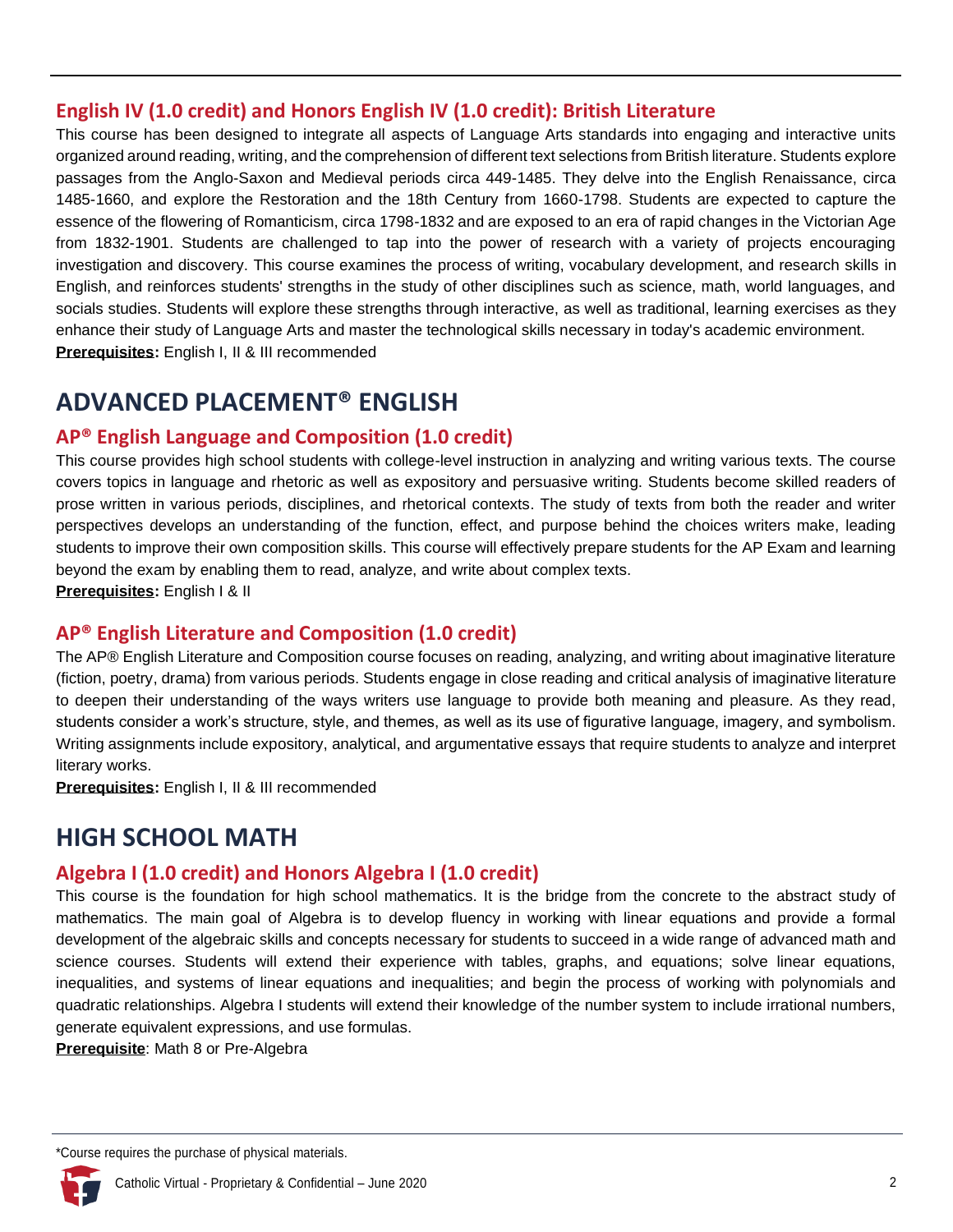### English IV (1.0 credit) and Honors English IV (1.0 credit): British Literature

This course has been designed to integrate all aspects of Language Arts standards into engaging and interactive units organized around reading, writing, and the comprehension of different text selections from British literature. Students explore passages from the Anglo-Saxon and Medieval periods circa 449-1485. They delve into the English Renaissance, circa 1485-1660, and explore the Restoration and the 18th Century from 1660-1798. Students are expected to capture the essence of the flowering of Romanticism, circa 1798-1832 and are exposed to an era of rapid changes in the Victorian Age from 1832-1901. Students are challenged to tap into the power of research with a variety of projects encouraging investigation and discovery. This course examines the process of writing, vocabulary development, and research skills in English, and reinforces students' strengths in the study of other disciplines such as science, math, world languages, and socials studies. Students will explore these strengths through interactive, as well as traditional, learning exercises as they enhance their study of Language Arts and master the technological skills necessary in today's academic environment.

**Prerequisites:** English I, II & III recommended

## ADVANCED PLACEMENT® ENGLISH

### AP® English Language and Composition (1.0 credit)

This course provides high school students with college-level instruction in analyzing and writing various texts. The course covers topics in language and rhetoric as well as expository and persuasive writing. Students become skilled readers of prose written in various periods, disciplines, and rhetorical contexts. The study of texts from both the reader and writer perspectives develops an understanding of the function, effect, and purpose behind the choices writers make, leading students to improve their own composition skills. This course will effectively prepare students for the AP Exam and learning beyond the exam by enabling them to read, analyze, and write about complex texts.

**Prerequisites:** English I & II

### AP® English Literature and Composition (1.0 credit)

The AP® English Literature and Composition course focuses on reading, analyzing, and writing about imaginative literature (fiction, poetry, drama) from various periods. Students engage in close reading and critical analysis of imaginative literature to deepen their understanding of the ways writers use language to provide both meaning and pleasure. As they read, students consider a work's structure, style, and themes, as well as its use of figurative language, imagery, and symbolism. Writing assignments include expository, analytical, and argumentative essays that require students to analyze and interpret literary works.

**Prerequisites:** English I, II & III recommended

## HIGH SCHOOL MATH

### Algebra I (1.0 credit) and Honors Algebra I (1.0 credit)

This course is the foundation for high school mathematics. It is the bridge from the concrete to the abstract study of mathematics. The main goal of Algebra is to develop fluency in working with linear equations and provide a formal development of the algebraic skills and concepts necessary for students to succeed in a wide range of advanced math and science courses. Students will extend their experience with tables, graphs, and equations; solve linear equations, inequalities, and systems of linear equations and inequalities; and begin the process of working with polynomials and quadratic relationships. Algebra I students will extend their knowledge of the number system to include irrational numbers, generate equivalent expressions, and use formulas.

**Prerequisite**: Math 8 or Pre-Algebra

*Course requires the purchase of physical materials.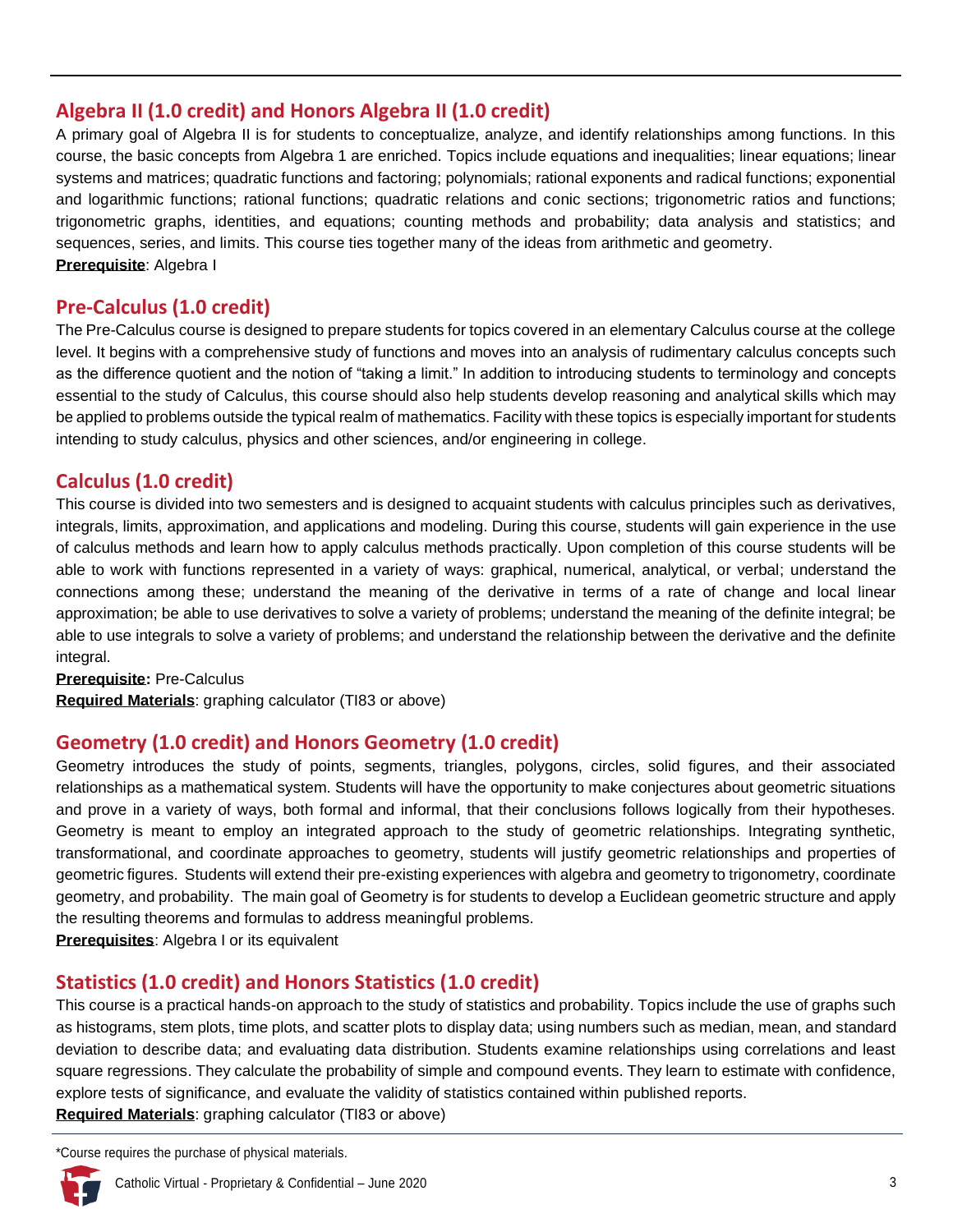## Algebra II (1.0 credit) and Honors Algebra II (1.0 credit)

A primary goal of Algebra II is for students to conceptualize, analyze, and identify relationships among functions. In this course, the basic concepts from Algebra 1 are enriched. Topics include equations and inequalities; linear equations; linear systems and matrices; quadratic functions and factoring; polynomials; rational exponents and radical functions; exponential and logarithmic functions; rational functions; quadratic relations and conic sections; trigonometric ratios and functions; trigonometric graphs, identities, and equations; counting methods and probability; data analysis and statistics; and sequences, series, and limits. This course ties together many of the ideas from arithmetic and geometry.

**Prerequisite**: Algebra I

## Pre-Calculus (1.0 credit)

The Pre-Calculus course is designed to prepare students for topics covered in an elementary Calculus course at the college level. It begins with a comprehensive study of functions and moves into an analysis of rudimentary calculus concepts such as the difference quotient and the notion of "taking a limit." In addition to introducing students to terminology and concepts essential to the study of Calculus, this course should also help students develop reasoning and analytical skills which may be applied to problems outside the typical realm of mathematics. Facility with these topics is especially important for students intending to study calculus, physics and other sciences, and/or engineering in college.

## Calculus (1.0 credit)

This course is divided into two semesters and is designed to acquaint students with calculus principles such as derivatives, integrals, limits, approximation, and applications and modeling. During this course, students will gain experience in the use of calculus methods and learn how to apply calculus methods practically. Upon completion of this course students will be able to work with functions represented in a variety of ways: graphical, numerical, analytical, or verbal; understand the connections among these; understand the meaning of the derivative in terms of a rate of change and local linear approximation; be able to use derivatives to solve a variety of problems; understand the meaning of the definite integral; be able to use integrals to solve a variety of problems; and understand the relationship between the derivative and the definite integral.

**Prerequisite:** Pre-Calculus

**Required Materials**: graphing calculator (TI83 or above)

## Geometry (1.0 credit) and Honors Geometry (1.0 credit)

Geometry introduces the study of points, segments, triangles, polygons, circles, solid figures, and their associated relationships as a mathematical system. Students will have the opportunity to make conjectures about geometric situations and prove in a variety of ways, both formal and informal, that their conclusions follows logically from their hypotheses. Geometry is meant to employ an integrated approach to the study of geometric relationships. Integrating synthetic, transformational, and coordinate approaches to geometry, students will justify geometric relationships and properties of geometric figures. Students will extend their pre-existing experiences with algebra and geometry to trigonometry, coordinate geometry, and probability. The main goal of Geometry is for students to develop a Euclidean geometric structure and apply the resulting theorems and formulas to address meaningful problems.

**Prerequisites**: Algebra I or its equivalent

## Statistics (1.0 credit) and Honors Statistics (1.0 credit)

This course is a practical hands-on approach to the study of statistics and probability. Topics include the use of graphs such as histograms, stem plots, time plots, and scatter plots to display data; using numbers such as median, mean, and standard deviation to describe data; and evaluating data distribution. Students examine relationships using correlations and least square regressions. They calculate the probability of simple and compound events. They learn to estimate with confidence, explore tests of significance, and evaluate the validity of statistics contained within published reports.

**Required Materials**: graphing calculator (TI83 or above)

*Course requires the purchase of physical materials.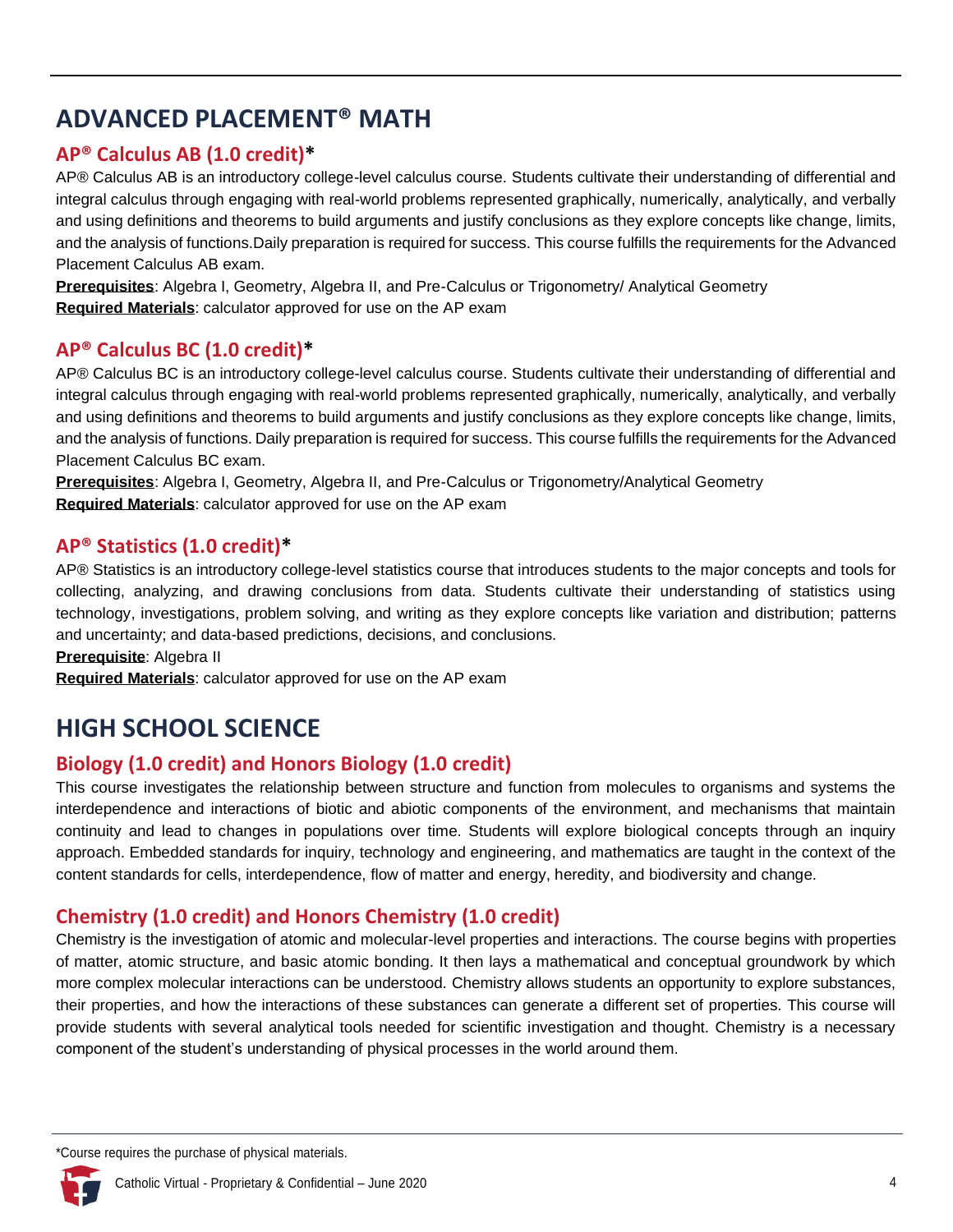# ADVANCED PLACEMENT® MATH

## AP® Calculus AB (1.0 credit)*

AP® Calculus AB is an introductory college-level calculus course. Students cultivate their understanding of differential and integral calculus through engaging with real-world problems represented graphically, numerically, analytically, and verbally and using definitions and theorems to build arguments and justify conclusions as they explore concepts like change, limits, and the analysis of functions.Daily preparation is required for success. This course fulfills the requirements for the Advanced Placement Calculus AB exam.

**Prerequisites**: Algebra I, Geometry, Algebra II, and Pre-Calculus or Trigonometry/ Analytical Geometry
**Required Materials**: calculator approved for use on the AP exam

## AP® Calculus BC (1.0 credit)*

AP® Calculus BC is an introductory college-level calculus course. Students cultivate their understanding of differential and integral calculus through engaging with real-world problems represented graphically, numerically, analytically, and verbally and using definitions and theorems to build arguments and justify conclusions as they explore concepts like change, limits, and the analysis of functions. Daily preparation is required for success. This course fulfills the requirements for the Advanced Placement Calculus BC exam.

**Prerequisites**: Algebra I, Geometry, Algebra II, and Pre-Calculus or Trigonometry/Analytical Geometry
**Required Materials**: calculator approved for use on the AP exam

## AP® Statistics (1.0 credit)*

AP® Statistics is an introductory college-level statistics course that introduces students to the major concepts and tools for collecting, analyzing, and drawing conclusions from data. Students cultivate their understanding of statistics using technology, investigations, problem solving, and writing as they explore concepts like variation and distribution; patterns and uncertainty; and data-based predictions, decisions, and conclusions.

**Prerequisite**: Algebra II
**Required Materials**: calculator approved for use on the AP exam

# HIGH SCHOOL SCIENCE

## Biology (1.0 credit) and Honors Biology (1.0 credit)

This course investigates the relationship between structure and function from molecules to organisms and systems the interdependence and interactions of biotic and abiotic components of the environment, and mechanisms that maintain continuity and lead to changes in populations over time. Students will explore biological concepts through an inquiry approach. Embedded standards for inquiry, technology and engineering, and mathematics are taught in the context of the content standards for cells, interdependence, flow of matter and energy, heredity, and biodiversity and change.

## Chemistry (1.0 credit) and Honors Chemistry (1.0 credit)

Chemistry is the investigation of atomic and molecular-level properties and interactions. The course begins with properties of matter, atomic structure, and basic atomic bonding. It then lays a mathematical and conceptual groundwork by which more complex molecular interactions can be understood. Chemistry allows students an opportunity to explore substances, their properties, and how the interactions of these substances can generate a different set of properties. This course will provide students with several analytical tools needed for scientific investigation and thought. Chemistry is a necessary component of the student's understanding of physical processes in the world around them.

*Course requires the purchase of physical materials.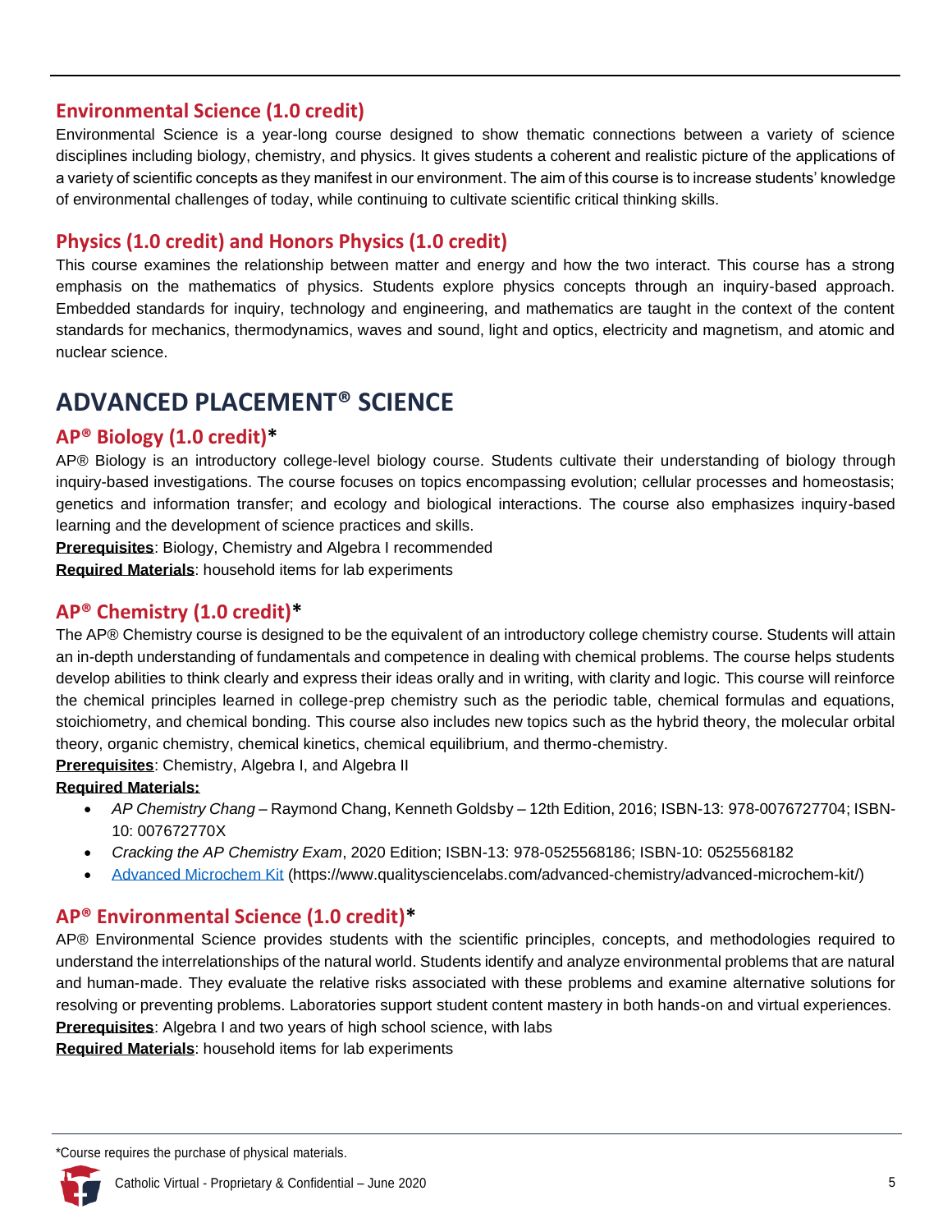## Environmental Science (1.0 credit)

Environmental Science is a year-long course designed to show thematic connections between a variety of science disciplines including biology, chemistry, and physics. It gives students a coherent and realistic picture of the applications of a variety of scientific concepts as they manifest in our environment. The aim of this course is to increase students' knowledge of environmental challenges of today, while continuing to cultivate scientific critical thinking skills.

## Physics (1.0 credit) and Honors Physics (1.0 credit)

This course examines the relationship between matter and energy and how the two interact. This course has a strong emphasis on the mathematics of physics. Students explore physics concepts through an inquiry-based approach. Embedded standards for inquiry, technology and engineering, and mathematics are taught in the context of the content standards for mechanics, thermodynamics, waves and sound, light and optics, electricity and magnetism, and atomic and nuclear science.

# ADVANCED PLACEMENT® SCIENCE

## AP® Biology (1.0 credit)*

AP® Biology is an introductory college-level biology course. Students cultivate their understanding of biology through inquiry-based investigations. The course focuses on topics encompassing evolution; cellular processes and homeostasis; genetics and information transfer; and ecology and biological interactions. The course also emphasizes inquiry-based learning and the development of science practices and skills.

**Prerequisites**: Biology, Chemistry and Algebra I recommended

**Required Materials**: household items for lab experiments

## AP® Chemistry (1.0 credit)*

The AP® Chemistry course is designed to be the equivalent of an introductory college chemistry course. Students will attain an in-depth understanding of fundamentals and competence in dealing with chemical problems. The course helps students develop abilities to think clearly and express their ideas orally and in writing, with clarity and logic. This course will reinforce the chemical principles learned in college-prep chemistry such as the periodic table, chemical formulas and equations, stoichiometry, and chemical bonding. This course also includes new topics such as the hybrid theory, the molecular orbital theory, organic chemistry, chemical kinetics, chemical equilibrium, and thermo-chemistry.

**Prerequisites**: Chemistry, Algebra I, and Algebra II

**Required Materials:**

- *AP Chemistry Chang* – Raymond Chang, Kenneth Goldsby – 12th Edition, 2016; ISBN-13: 978-0076727704; ISBN-10: 007672770X
- *Cracking the AP Chemistry Exam*, 2020 Edition; ISBN-13: 978-0525568186; ISBN-10: 0525568182
- Advanced Microchem Kit (https://www.qualitysciencelabs.com/advanced-chemistry/advanced-microchem-kit/)

## AP® Environmental Science (1.0 credit)*

AP® Environmental Science provides students with the scientific principles, concepts, and methodologies required to understand the interrelationships of the natural world. Students identify and analyze environmental problems that are natural and human-made. They evaluate the relative risks associated with these problems and examine alternative solutions for resolving or preventing problems. Laboratories support student content mastery in both hands-on and virtual experiences.

**Prerequisites**: Algebra I and two years of high school science, with labs

**Required Materials**: household items for lab experiments

*Course requires the purchase of physical materials.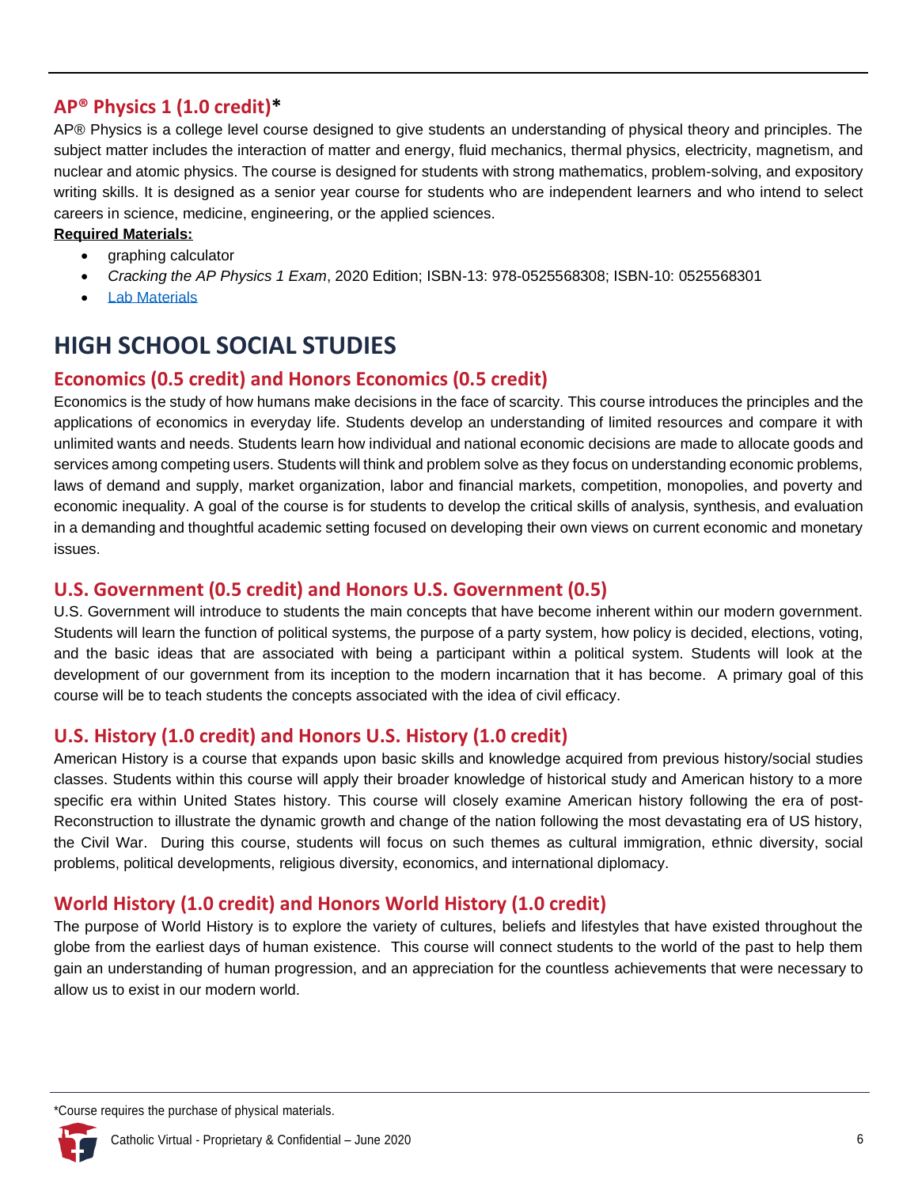## AP® Physics 1 (1.0 credit)*

AP® Physics is a college level course designed to give students an understanding of physical theory and principles. The subject matter includes the interaction of matter and energy, fluid mechanics, thermal physics, electricity, magnetism, and nuclear and atomic physics. The course is designed for students with strong mathematics, problem-solving, and expository writing skills. It is designed as a senior year course for students who are independent learners and who intend to select careers in science, medicine, engineering, or the applied sciences.

**Required Materials:**

- graphing calculator
- *Cracking the AP Physics 1 Exam*, 2020 Edition; ISBN-13: 978-0525568308; ISBN-10: 0525568301
- Lab Materials

# HIGH SCHOOL SOCIAL STUDIES

## Economics (0.5 credit) and Honors Economics (0.5 credit)

Economics is the study of how humans make decisions in the face of scarcity. This course introduces the principles and the applications of economics in everyday life. Students develop an understanding of limited resources and compare it with unlimited wants and needs. Students learn how individual and national economic decisions are made to allocate goods and services among competing users. Students will think and problem solve as they focus on understanding economic problems, laws of demand and supply, market organization, labor and financial markets, competition, monopolies, and poverty and economic inequality. A goal of the course is for students to develop the critical skills of analysis, synthesis, and evaluation in a demanding and thoughtful academic setting focused on developing their own views on current economic and monetary issues.

## U.S. Government (0.5 credit) and Honors U.S. Government (0.5)

U.S. Government will introduce to students the main concepts that have become inherent within our modern government. Students will learn the function of political systems, the purpose of a party system, how policy is decided, elections, voting, and the basic ideas that are associated with being a participant within a political system. Students will look at the development of our government from its inception to the modern incarnation that it has become. A primary goal of this course will be to teach students the concepts associated with the idea of civil efficacy.

## U.S. History (1.0 credit) and Honors U.S. History (1.0 credit)

American History is a course that expands upon basic skills and knowledge acquired from previous history/social studies classes. Students within this course will apply their broader knowledge of historical study and American history to a more specific era within United States history. This course will closely examine American history following the era of post-Reconstruction to illustrate the dynamic growth and change of the nation following the most devastating era of US history, the Civil War. During this course, students will focus on such themes as cultural immigration, ethnic diversity, social problems, political developments, religious diversity, economics, and international diplomacy.

## World History (1.0 credit) and Honors World History (1.0 credit)

The purpose of World History is to explore the variety of cultures, beliefs and lifestyles that have existed throughout the globe from the earliest days of human existence. This course will connect students to the world of the past to help them gain an understanding of human progression, and an appreciation for the countless achievements that were necessary to allow us to exist in our modern world.

*Course requires the purchase of physical materials.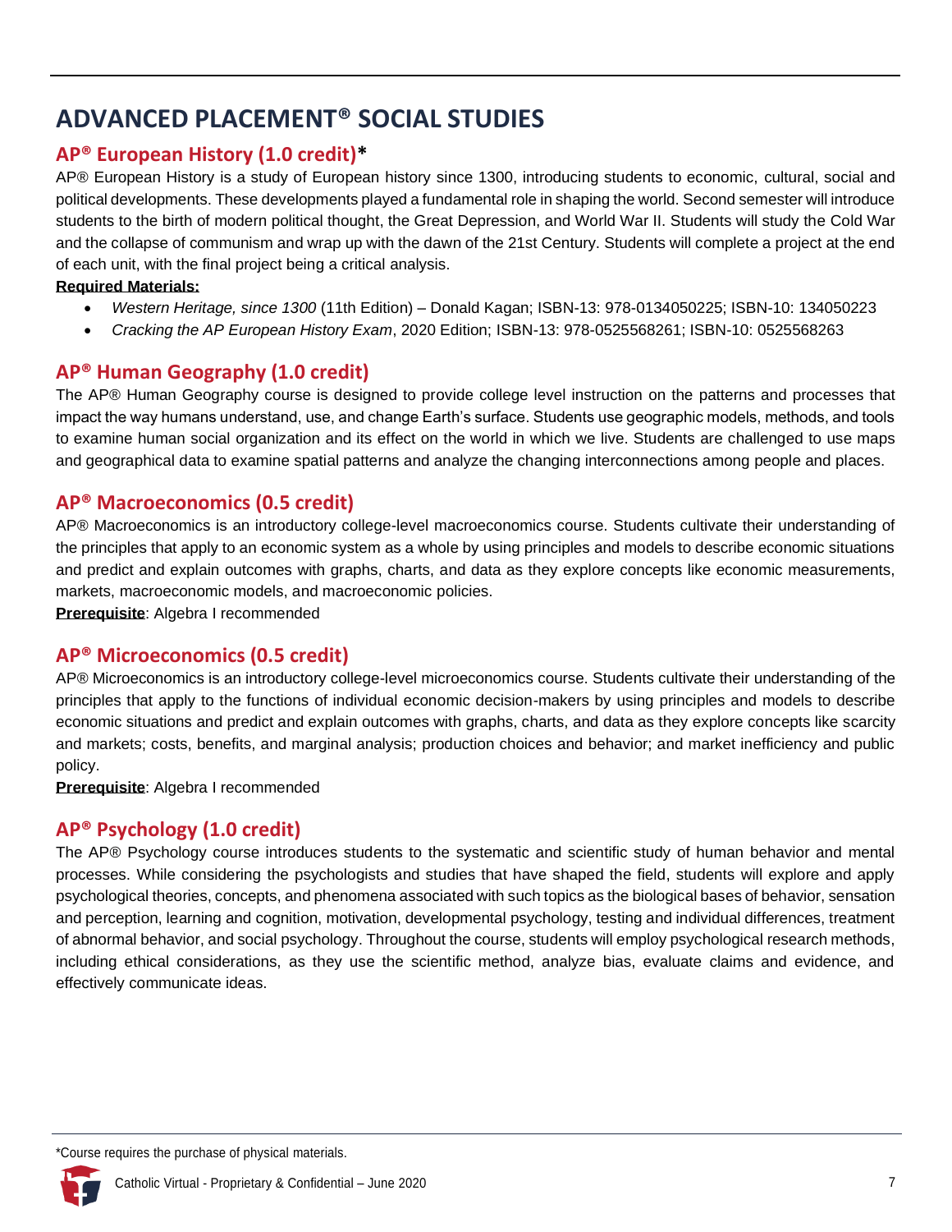# ADVANCED PLACEMENT® SOCIAL STUDIES

## AP® European History (1.0 credit)*

AP® European History is a study of European history since 1300, introducing students to economic, cultural, social and political developments. These developments played a fundamental role in shaping the world. Second semester will introduce students to the birth of modern political thought, the Great Depression, and World War II. Students will study the Cold War and the collapse of communism and wrap up with the dawn of the 21st Century. Students will complete a project at the end of each unit, with the final project being a critical analysis.

**Required Materials:**

- *Western Heritage, since 1300* (11th Edition) – Donald Kagan; ISBN-13: 978-0134050225; ISBN-10: 134050223
- *Cracking the AP European History Exam*, 2020 Edition; ISBN-13: 978-0525568261; ISBN-10: 0525568263

## AP® Human Geography (1.0 credit)

The AP® Human Geography course is designed to provide college level instruction on the patterns and processes that impact the way humans understand, use, and change Earth's surface. Students use geographic models, methods, and tools to examine human social organization and its effect on the world in which we live. Students are challenged to use maps and geographical data to examine spatial patterns and analyze the changing interconnections among people and places.

## AP® Macroeconomics (0.5 credit)

AP® Macroeconomics is an introductory college-level macroeconomics course. Students cultivate their understanding of the principles that apply to an economic system as a whole by using principles and models to describe economic situations and predict and explain outcomes with graphs, charts, and data as they explore concepts like economic measurements, markets, macroeconomic models, and macroeconomic policies.

**Prerequisite**: Algebra I recommended

## AP® Microeconomics (0.5 credit)

AP® Microeconomics is an introductory college-level microeconomics course. Students cultivate their understanding of the principles that apply to the functions of individual economic decision-makers by using principles and models to describe economic situations and predict and explain outcomes with graphs, charts, and data as they explore concepts like scarcity and markets; costs, benefits, and marginal analysis; production choices and behavior; and market inefficiency and public policy.

**Prerequisite**: Algebra I recommended

## AP® Psychology (1.0 credit)

The AP® Psychology course introduces students to the systematic and scientific study of human behavior and mental processes. While considering the psychologists and studies that have shaped the field, students will explore and apply psychological theories, concepts, and phenomena associated with such topics as the biological bases of behavior, sensation and perception, learning and cognition, motivation, developmental psychology, testing and individual differences, treatment of abnormal behavior, and social psychology. Throughout the course, students will employ psychological research methods, including ethical considerations, as they use the scientific method, analyze bias, evaluate claims and evidence, and effectively communicate ideas.

*Course requires the purchase of physical materials.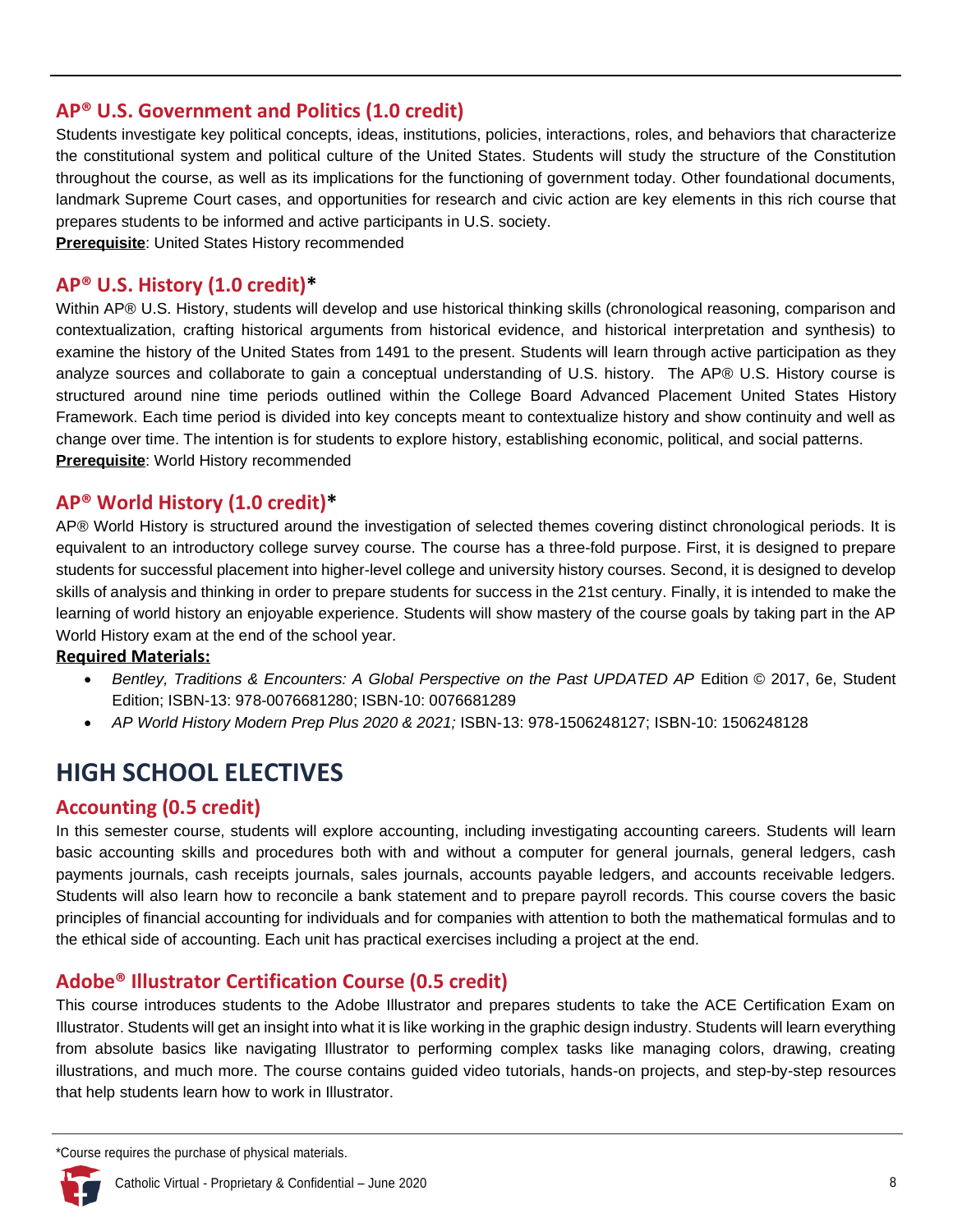### AP® U.S. Government and Politics (1.0 credit)

Students investigate key political concepts, ideas, institutions, policies, interactions, roles, and behaviors that characterize the constitutional system and political culture of the United States. Students will study the structure of the Constitution throughout the course, as well as its implications for the functioning of government today. Other foundational documents, landmark Supreme Court cases, and opportunities for research and civic action are key elements in this rich course that prepares students to be informed and active participants in U.S. society.

**Prerequisite**: United States History recommended

### AP® U.S. History (1.0 credit)*

Within AP® U.S. History, students will develop and use historical thinking skills (chronological reasoning, comparison and contextualization, crafting historical arguments from historical evidence, and historical interpretation and synthesis) to examine the history of the United States from 1491 to the present. Students will learn through active participation as they analyze sources and collaborate to gain a conceptual understanding of U.S. history. The AP® U.S. History course is structured around nine time periods outlined within the College Board Advanced Placement United States History Framework. Each time period is divided into key concepts meant to contextualize history and show continuity and well as change over time. The intention is for students to explore history, establishing economic, political, and social patterns.

**Prerequisite**: World History recommended

### AP® World History (1.0 credit)*

AP® World History is structured around the investigation of selected themes covering distinct chronological periods. It is equivalent to an introductory college survey course. The course has a three-fold purpose. First, it is designed to prepare students for successful placement into higher-level college and university history courses. Second, it is designed to develop skills of analysis and thinking in order to prepare students for success in the 21st century. Finally, it is intended to make the learning of world history an enjoyable experience. Students will show mastery of the course goals by taking part in the AP World History exam at the end of the school year.

**Required Materials:**

- *Bentley, Traditions & Encounters: A Global Perspective on the Past UPDATED AP* Edition © 2017, 6e, Student Edition; ISBN-13: 978-0076681280; ISBN-10: 0076681289
- *AP World History Modern Prep Plus 2020 & 2021;* ISBN-13: 978-1506248127; ISBN-10: 1506248128

## HIGH SCHOOL ELECTIVES

### Accounting (0.5 credit)

In this semester course, students will explore accounting, including investigating accounting careers. Students will learn basic accounting skills and procedures both with and without a computer for general journals, general ledgers, cash payments journals, cash receipts journals, sales journals, accounts payable ledgers, and accounts receivable ledgers. Students will also learn how to reconcile a bank statement and to prepare payroll records. This course covers the basic principles of financial accounting for individuals and for companies with attention to both the mathematical formulas and to the ethical side of accounting. Each unit has practical exercises including a project at the end.

### Adobe® Illustrator Certification Course (0.5 credit)

This course introduces students to the Adobe Illustrator and prepares students to take the ACE Certification Exam on Illustrator. Students will get an insight into what it is like working in the graphic design industry. Students will learn everything from absolute basics like navigating Illustrator to performing complex tasks like managing colors, drawing, creating illustrations, and much more. The course contains guided video tutorials, hands-on projects, and step-by-step resources that help students learn how to work in Illustrator.

*Course requires the purchase of physical materials.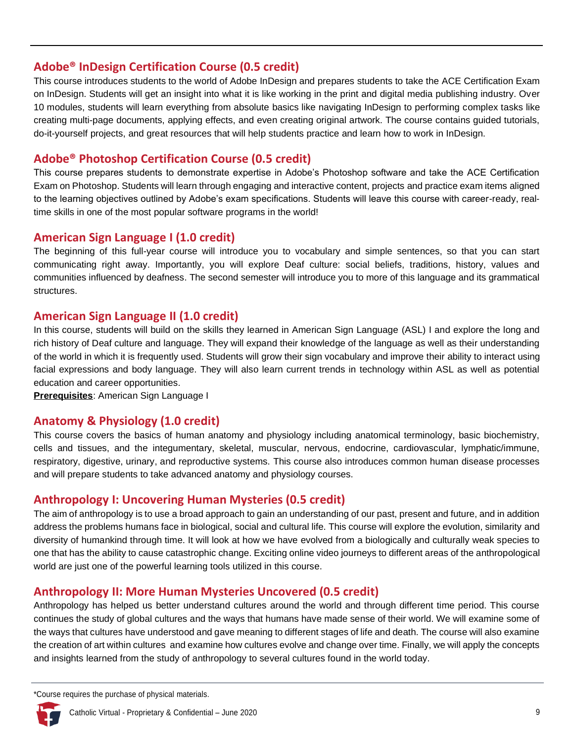## Adobe® InDesign Certification Course (0.5 credit)

This course introduces students to the world of Adobe InDesign and prepares students to take the ACE Certification Exam on InDesign. Students will get an insight into what it is like working in the print and digital media publishing industry. Over 10 modules, students will learn everything from absolute basics like navigating InDesign to performing complex tasks like creating multi-page documents, applying effects, and even creating original artwork. The course contains guided tutorials, do-it-yourself projects, and great resources that will help students practice and learn how to work in InDesign.

## Adobe® Photoshop Certification Course (0.5 credit)

This course prepares students to demonstrate expertise in Adobe's Photoshop software and take the ACE Certification Exam on Photoshop. Students will learn through engaging and interactive content, projects and practice exam items aligned to the learning objectives outlined by Adobe's exam specifications. Students will leave this course with career-ready, real-time skills in one of the most popular software programs in the world!

## American Sign Language I (1.0 credit)

The beginning of this full-year course will introduce you to vocabulary and simple sentences, so that you can start communicating right away. Importantly, you will explore Deaf culture: social beliefs, traditions, history, values and communities influenced by deafness. The second semester will introduce you to more of this language and its grammatical structures.

## American Sign Language II (1.0 credit)

In this course, students will build on the skills they learned in American Sign Language (ASL) I and explore the long and rich history of Deaf culture and language. They will expand their knowledge of the language as well as their understanding of the world in which it is frequently used. Students will grow their sign vocabulary and improve their ability to interact using facial expressions and body language. They will also learn current trends in technology within ASL as well as potential education and career opportunities.

**Prerequisites**: American Sign Language I

## Anatomy & Physiology (1.0 credit)

This course covers the basics of human anatomy and physiology including anatomical terminology, basic biochemistry, cells and tissues, and the integumentary, skeletal, muscular, nervous, endocrine, cardiovascular, lymphatic/immune, respiratory, digestive, urinary, and reproductive systems. This course also introduces common human disease processes and will prepare students to take advanced anatomy and physiology courses.

## Anthropology I: Uncovering Human Mysteries (0.5 credit)

The aim of anthropology is to use a broad approach to gain an understanding of our past, present and future, and in addition address the problems humans face in biological, social and cultural life. This course will explore the evolution, similarity and diversity of humankind through time. It will look at how we have evolved from a biologically and culturally weak species to one that has the ability to cause catastrophic change. Exciting online video journeys to different areas of the anthropological world are just one of the powerful learning tools utilized in this course.

## Anthropology II: More Human Mysteries Uncovered (0.5 credit)

Anthropology has helped us better understand cultures around the world and through different time period. This course continues the study of global cultures and the ways that humans have made sense of their world. We will examine some of the ways that cultures have understood and gave meaning to different stages of life and death. The course will also examine the creation of art within cultures and examine how cultures evolve and change over time. Finally, we will apply the concepts and insights learned from the study of anthropology to several cultures found in the world today.

*Course requires the purchase of physical materials.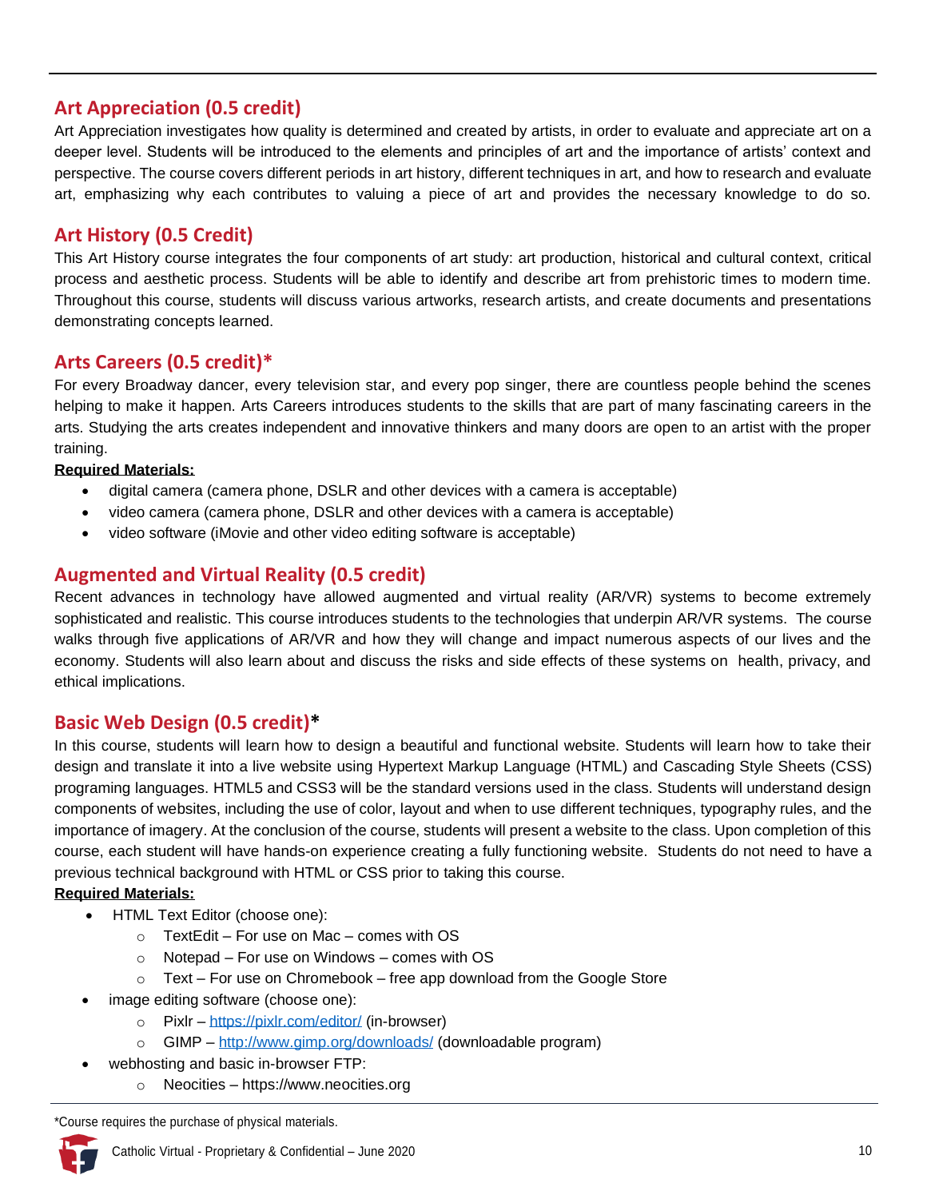## Art Appreciation (0.5 credit)

Art Appreciation investigates how quality is determined and created by artists, in order to evaluate and appreciate art on a deeper level. Students will be introduced to the elements and principles of art and the importance of artists' context and perspective. The course covers different periods in art history, different techniques in art, and how to research and evaluate art, emphasizing why each contributes to valuing a piece of art and provides the necessary knowledge to do so.

## Art History (0.5 Credit)

This Art History course integrates the four components of art study: art production, historical and cultural context, critical process and aesthetic process. Students will be able to identify and describe art from prehistoric times to modern time. Throughout this course, students will discuss various artworks, research artists, and create documents and presentations demonstrating concepts learned.

## Arts Careers (0.5 credit)*

For every Broadway dancer, every television star, and every pop singer, there are countless people behind the scenes helping to make it happen. Arts Careers introduces students to the skills that are part of many fascinating careers in the arts. Studying the arts creates independent and innovative thinkers and many doors are open to an artist with the proper training.

**Required Materials:**

- digital camera (camera phone, DSLR and other devices with a camera is acceptable)
- video camera (camera phone, DSLR and other devices with a camera is acceptable)
- video software (iMovie and other video editing software is acceptable)

## Augmented and Virtual Reality (0.5 credit)

Recent advances in technology have allowed augmented and virtual reality (AR/VR) systems to become extremely sophisticated and realistic. This course introduces students to the technologies that underpin AR/VR systems. The course walks through five applications of AR/VR and how they will change and impact numerous aspects of our lives and the economy. Students will also learn about and discuss the risks and side effects of these systems on health, privacy, and ethical implications.

## Basic Web Design (0.5 credit)*

In this course, students will learn how to design a beautiful and functional website. Students will learn how to take their design and translate it into a live website using Hypertext Markup Language (HTML) and Cascading Style Sheets (CSS) programing languages. HTML5 and CSS3 will be the standard versions used in the class. Students will understand design components of websites, including the use of color, layout and when to use different techniques, typography rules, and the importance of imagery. At the conclusion of the course, students will present a website to the class. Upon completion of this course, each student will have hands-on experience creating a fully functioning website. Students do not need to have a previous technical background with HTML or CSS prior to taking this course.

**Required Materials:**

- HTML Text Editor (choose one):
  - TextEdit – For use on Mac – comes with OS
  - Notepad – For use on Windows – comes with OS
  - Text – For use on Chromebook – free app download from the Google Store
- image editing software (choose one):
  - Pixlr – https://pixlr.com/editor/ (in-browser)
  - GIMP – http://www.gimp.org/downloads/ (downloadable program)
- webhosting and basic in-browser FTP:
  - Neocities – https://www.neocities.org

*Course requires the purchase of physical materials.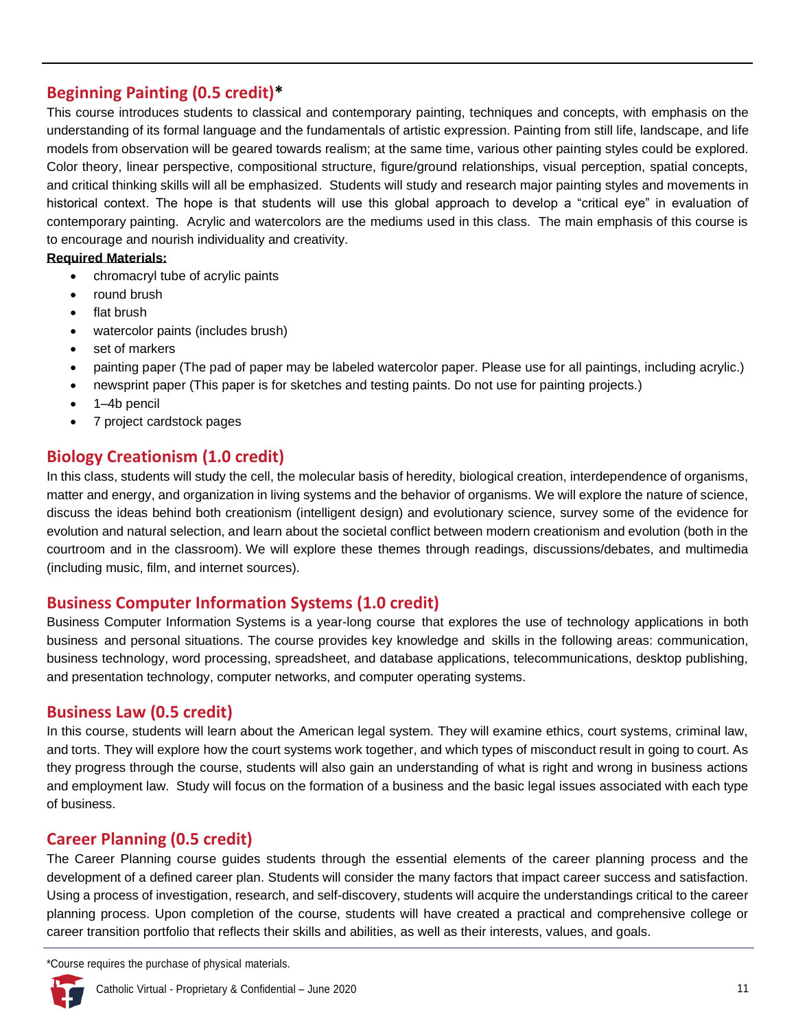## Beginning Painting (0.5 credit)*

This course introduces students to classical and contemporary painting, techniques and concepts, with emphasis on the understanding of its formal language and the fundamentals of artistic expression. Painting from still life, landscape, and life models from observation will be geared towards realism; at the same time, various other painting styles could be explored. Color theory, linear perspective, compositional structure, figure/ground relationships, visual perception, spatial concepts, and critical thinking skills will all be emphasized. Students will study and research major painting styles and movements in historical context. The hope is that students will use this global approach to develop a "critical eye" in evaluation of contemporary painting. Acrylic and watercolors are the mediums used in this class. The main emphasis of this course is to encourage and nourish individuality and creativity.

**Required Materials:**

- chromacryl tube of acrylic paints
- round brush
- flat brush
- watercolor paints (includes brush)
- set of markers
- painting paper (The pad of paper may be labeled watercolor paper. Please use for all paintings, including acrylic.)
- newsprint paper (This paper is for sketches and testing paints. Do not use for painting projects.)
- 1–4b pencil
- 7 project cardstock pages

## Biology Creationism (1.0 credit)

In this class, students will study the cell, the molecular basis of heredity, biological creation, interdependence of organisms, matter and energy, and organization in living systems and the behavior of organisms. We will explore the nature of science, discuss the ideas behind both creationism (intelligent design) and evolutionary science, survey some of the evidence for evolution and natural selection, and learn about the societal conflict between modern creationism and evolution (both in the courtroom and in the classroom). We will explore these themes through readings, discussions/debates, and multimedia (including music, film, and internet sources).

## Business Computer Information Systems (1.0 credit)

Business Computer Information Systems is a year-long course that explores the use of technology applications in both business and personal situations. The course provides key knowledge and skills in the following areas: communication, business technology, word processing, spreadsheet, and database applications, telecommunications, desktop publishing, and presentation technology, computer networks, and computer operating systems.

## Business Law (0.5 credit)

In this course, students will learn about the American legal system. They will examine ethics, court systems, criminal law, and torts. They will explore how the court systems work together, and which types of misconduct result in going to court. As they progress through the course, students will also gain an understanding of what is right and wrong in business actions and employment law. Study will focus on the formation of a business and the basic legal issues associated with each type of business.

## Career Planning (0.5 credit)

The Career Planning course guides students through the essential elements of the career planning process and the development of a defined career plan. Students will consider the many factors that impact career success and satisfaction. Using a process of investigation, research, and self-discovery, students will acquire the understandings critical to the career planning process. Upon completion of the course, students will have created a practical and comprehensive college or career transition portfolio that reflects their skills and abilities, as well as their interests, values, and goals.

*Course requires the purchase of physical materials.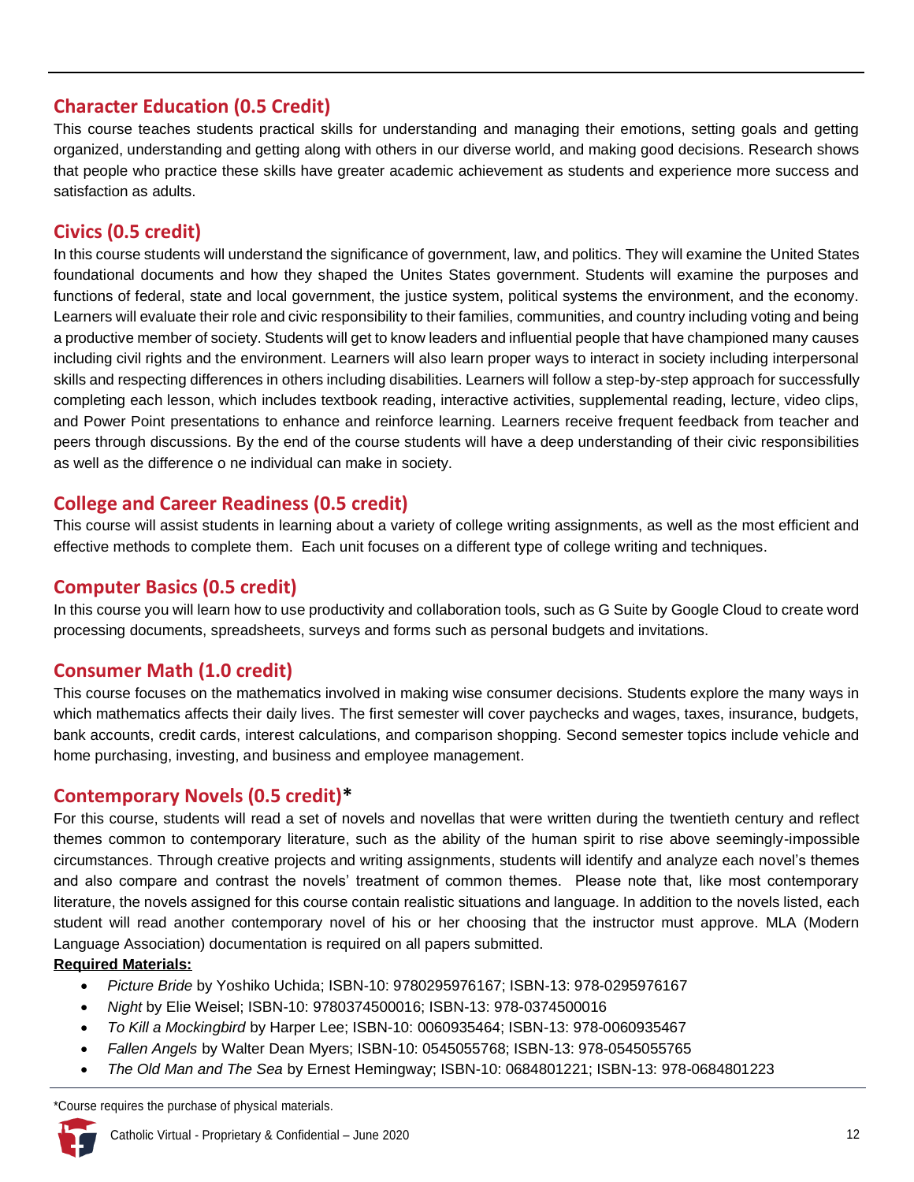## Character Education (0.5 Credit)

This course teaches students practical skills for understanding and managing their emotions, setting goals and getting organized, understanding and getting along with others in our diverse world, and making good decisions. Research shows that people who practice these skills have greater academic achievement as students and experience more success and satisfaction as adults.

## Civics (0.5 credit)

In this course students will understand the significance of government, law, and politics. They will examine the United States foundational documents and how they shaped the Unites States government. Students will examine the purposes and functions of federal, state and local government, the justice system, political systems the environment, and the economy. Learners will evaluate their role and civic responsibility to their families, communities, and country including voting and being a productive member of society. Students will get to know leaders and influential people that have championed many causes including civil rights and the environment. Learners will also learn proper ways to interact in society including interpersonal skills and respecting differences in others including disabilities. Learners will follow a step-by-step approach for successfully completing each lesson, which includes textbook reading, interactive activities, supplemental reading, lecture, video clips, and Power Point presentations to enhance and reinforce learning. Learners receive frequent feedback from teacher and peers through discussions. By the end of the course students will have a deep understanding of their civic responsibilities as well as the difference o ne individual can make in society.

## College and Career Readiness (0.5 credit)

This course will assist students in learning about a variety of college writing assignments, as well as the most efficient and effective methods to complete them. Each unit focuses on a different type of college writing and techniques.

## Computer Basics (0.5 credit)

In this course you will learn how to use productivity and collaboration tools, such as G Suite by Google Cloud to create word processing documents, spreadsheets, surveys and forms such as personal budgets and invitations.

## Consumer Math (1.0 credit)

This course focuses on the mathematics involved in making wise consumer decisions. Students explore the many ways in which mathematics affects their daily lives. The first semester will cover paychecks and wages, taxes, insurance, budgets, bank accounts, credit cards, interest calculations, and comparison shopping. Second semester topics include vehicle and home purchasing, investing, and business and employee management.

## Contemporary Novels (0.5 credit)*

For this course, students will read a set of novels and novellas that were written during the twentieth century and reflect themes common to contemporary literature, such as the ability of the human spirit to rise above seemingly-impossible circumstances. Through creative projects and writing assignments, students will identify and analyze each novel's themes and also compare and contrast the novels' treatment of common themes. Please note that, like most contemporary literature, the novels assigned for this course contain realistic situations and language. In addition to the novels listed, each student will read another contemporary novel of his or her choosing that the instructor must approve. MLA (Modern Language Association) documentation is required on all papers submitted.

**Required Materials:**

- *Picture Bride* by Yoshiko Uchida; ISBN-10: 9780295976167; ISBN-13: 978-0295976167
- *Night* by Elie Weisel; ISBN-10: 9780374500016; ISBN-13: 978-0374500016
- *To Kill a Mockingbird* by Harper Lee; ISBN-10: 0060935464; ISBN-13: 978-0060935467
- *Fallen Angels* by Walter Dean Myers; ISBN-10: 0545055768; ISBN-13: 978-0545055765
- *The Old Man and The Sea* by Ernest Hemingway; ISBN-10: 0684801221; ISBN-13: 978-0684801223

*Course requires the purchase of physical materials.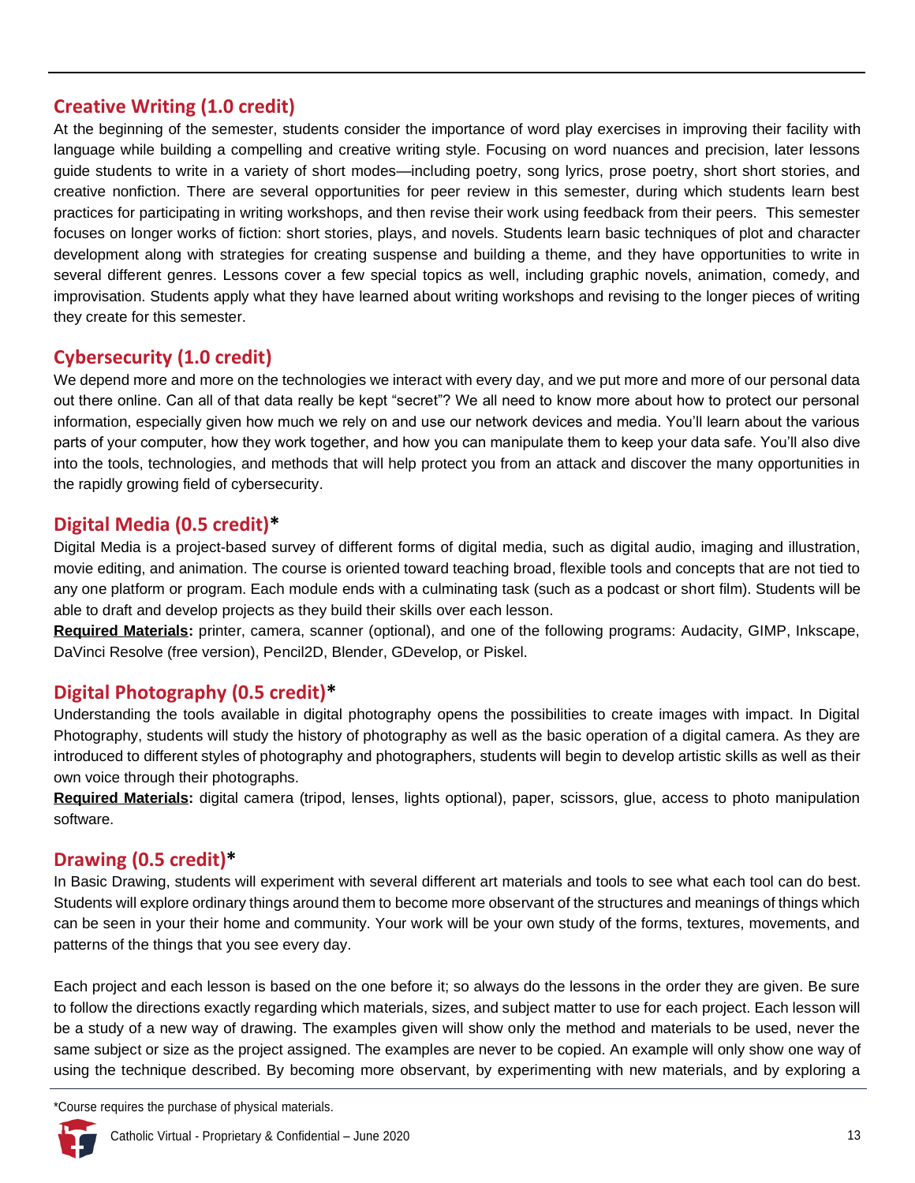## Creative Writing (1.0 credit)

At the beginning of the semester, students consider the importance of word play exercises in improving their facility with language while building a compelling and creative writing style. Focusing on word nuances and precision, later lessons guide students to write in a variety of short modes—including poetry, song lyrics, prose poetry, short short stories, and creative nonfiction. There are several opportunities for peer review in this semester, during which students learn best practices for participating in writing workshops, and then revise their work using feedback from their peers. This semester focuses on longer works of fiction: short stories, plays, and novels. Students learn basic techniques of plot and character development along with strategies for creating suspense and building a theme, and they have opportunities to write in several different genres. Lessons cover a few special topics as well, including graphic novels, animation, comedy, and improvisation. Students apply what they have learned about writing workshops and revising to the longer pieces of writing they create for this semester.

## Cybersecurity (1.0 credit)

We depend more and more on the technologies we interact with every day, and we put more and more of our personal data out there online. Can all of that data really be kept "secret"? We all need to know more about how to protect our personal information, especially given how much we rely on and use our network devices and media. You'll learn about the various parts of your computer, how they work together, and how you can manipulate them to keep your data safe. You'll also dive into the tools, technologies, and methods that will help protect you from an attack and discover the many opportunities in the rapidly growing field of cybersecurity.

## Digital Media (0.5 credit)*

Digital Media is a project-based survey of different forms of digital media, such as digital audio, imaging and illustration, movie editing, and animation. The course is oriented toward teaching broad, flexible tools and concepts that are not tied to any one platform or program. Each module ends with a culminating task (such as a podcast or short film). Students will be able to draft and develop projects as they build their skills over each lesson.

**Required Materials:** printer, camera, scanner (optional), and one of the following programs: Audacity, GIMP, Inkscape, DaVinci Resolve (free version), Pencil2D, Blender, GDevelop, or Piskel.

## Digital Photography (0.5 credit)*

Understanding the tools available in digital photography opens the possibilities to create images with impact. In Digital Photography, students will study the history of photography as well as the basic operation of a digital camera. As they are introduced to different styles of photography and photographers, students will begin to develop artistic skills as well as their own voice through their photographs.

**Required Materials:** digital camera (tripod, lenses, lights optional), paper, scissors, glue, access to photo manipulation software.

## Drawing (0.5 credit)*

In Basic Drawing, students will experiment with several different art materials and tools to see what each tool can do best. Students will explore ordinary things around them to become more observant of the structures and meanings of things which can be seen in your their home and community. Your work will be your own study of the forms, textures, movements, and patterns of the things that you see every day.

Each project and each lesson is based on the one before it; so always do the lessons in the order they are given. Be sure to follow the directions exactly regarding which materials, sizes, and subject matter to use for each project. Each lesson will be a study of a new way of drawing. The examples given will show only the method and materials to be used, never the same subject or size as the project assigned. The examples are never to be copied. An example will only show one way of using the technique described. By becoming more observant, by experimenting with new materials, and by exploring a

*Course requires the purchase of physical materials.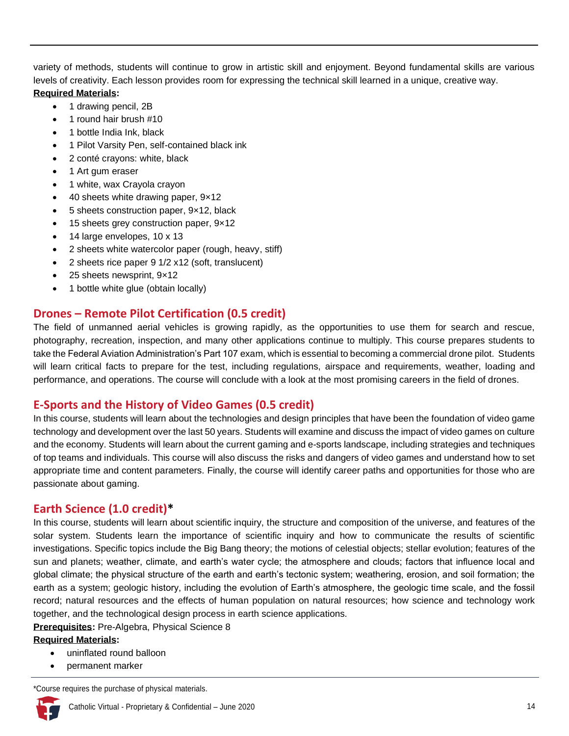variety of methods, students will continue to grow in artistic skill and enjoyment. Beyond fundamental skills are various levels of creativity. Each lesson provides room for expressing the technical skill learned in a unique, creative way.

**Required Materials:**

- 1 drawing pencil, 2B
- 1 round hair brush #10
- 1 bottle India Ink, black
- 1 Pilot Varsity Pen, self-contained black ink
- 2 conté crayons: white, black
- 1 Art gum eraser
- 1 white, wax Crayola crayon
- 40 sheets white drawing paper, 9×12
- 5 sheets construction paper, 9×12, black
- 15 sheets grey construction paper, 9×12
- 14 large envelopes, 10 x 13
- 2 sheets white watercolor paper (rough, heavy, stiff)
- 2 sheets rice paper 9 1/2 x12 (soft, translucent)
- 25 sheets newsprint, 9×12
- 1 bottle white glue (obtain locally)

## Drones – Remote Pilot Certification (0.5 credit)

The field of unmanned aerial vehicles is growing rapidly, as the opportunities to use them for search and rescue, photography, recreation, inspection, and many other applications continue to multiply. This course prepares students to take the Federal Aviation Administration's Part 107 exam, which is essential to becoming a commercial drone pilot. Students will learn critical facts to prepare for the test, including regulations, airspace and requirements, weather, loading and performance, and operations. The course will conclude with a look at the most promising careers in the field of drones.

## E-Sports and the History of Video Games (0.5 credit)

In this course, students will learn about the technologies and design principles that have been the foundation of video game technology and development over the last 50 years. Students will examine and discuss the impact of video games on culture and the economy. Students will learn about the current gaming and e-sports landscape, including strategies and techniques of top teams and individuals. This course will also discuss the risks and dangers of video games and understand how to set appropriate time and content parameters. Finally, the course will identify career paths and opportunities for those who are passionate about gaming.

## Earth Science (1.0 credit)*

In this course, students will learn about scientific inquiry, the structure and composition of the universe, and features of the solar system. Students learn the importance of scientific inquiry and how to communicate the results of scientific investigations. Specific topics include the Big Bang theory; the motions of celestial objects; stellar evolution; features of the sun and planets; weather, climate, and earth's water cycle; the atmosphere and clouds; factors that influence local and global climate; the physical structure of the earth and earth's tectonic system; weathering, erosion, and soil formation; the earth as a system; geologic history, including the evolution of Earth's atmosphere, the geologic time scale, and the fossil record; natural resources and the effects of human population on natural resources; how science and technology work together, and the technological design process in earth science applications.

**Prerequisites:** Pre-Algebra, Physical Science 8

**Required Materials:**

- uninflated round balloon
- permanent marker

*Course requires the purchase of physical materials.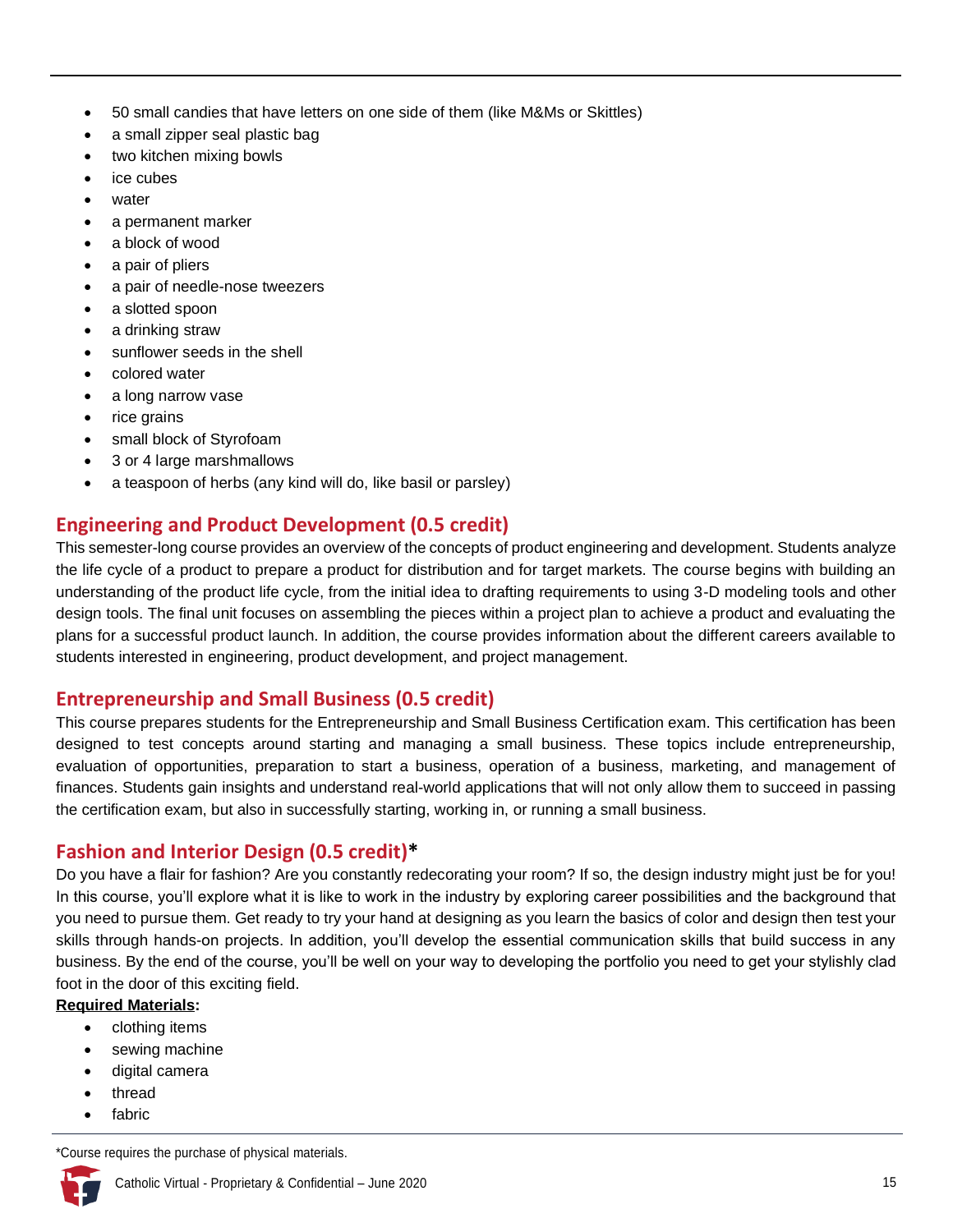- 50 small candies that have letters on one side of them (like M&Ms or Skittles)
- a small zipper seal plastic bag
- two kitchen mixing bowls
- ice cubes
- water
- a permanent marker
- a block of wood
- a pair of pliers
- a pair of needle-nose tweezers
- a slotted spoon
- a drinking straw
- sunflower seeds in the shell
- colored water
- a long narrow vase
- rice grains
- small block of Styrofoam
- 3 or 4 large marshmallows
- a teaspoon of herbs (any kind will do, like basil or parsley)

## Engineering and Product Development (0.5 credit)

This semester-long course provides an overview of the concepts of product engineering and development. Students analyze the life cycle of a product to prepare a product for distribution and for target markets. The course begins with building an understanding of the product life cycle, from the initial idea to drafting requirements to using 3-D modeling tools and other design tools. The final unit focuses on assembling the pieces within a project plan to achieve a product and evaluating the plans for a successful product launch. In addition, the course provides information about the different careers available to students interested in engineering, product development, and project management.

## Entrepreneurship and Small Business (0.5 credit)

This course prepares students for the Entrepreneurship and Small Business Certification exam. This certification has been designed to test concepts around starting and managing a small business. These topics include entrepreneurship, evaluation of opportunities, preparation to start a business, operation of a business, marketing, and management of finances. Students gain insights and understand real-world applications that will not only allow them to succeed in passing the certification exam, but also in successfully starting, working in, or running a small business.

## Fashion and Interior Design (0.5 credit)*

Do you have a flair for fashion? Are you constantly redecorating your room? If so, the design industry might just be for you! In this course, you'll explore what it is like to work in the industry by exploring career possibilities and the background that you need to pursue them. Get ready to try your hand at designing as you learn the basics of color and design then test your skills through hands-on projects. In addition, you'll develop the essential communication skills that build success in any business. By the end of the course, you'll be well on your way to developing the portfolio you need to get your stylishly clad foot in the door of this exciting field.

**Required Materials:**

- clothing items
- sewing machine
- digital camera
- thread
- fabric

*Course requires the purchase of physical materials.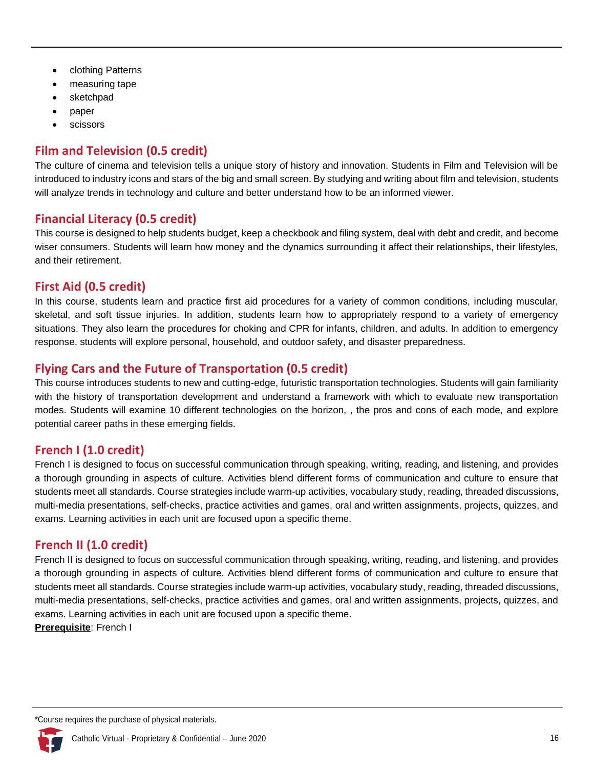- clothing Patterns
- measuring tape
- sketchpad
- paper
- scissors

## Film and Television (0.5 credit)

The culture of cinema and television tells a unique story of history and innovation. Students in Film and Television will be introduced to industry icons and stars of the big and small screen. By studying and writing about film and television, students will analyze trends in technology and culture and better understand how to be an informed viewer.

## Financial Literacy (0.5 credit)

This course is designed to help students budget, keep a checkbook and filing system, deal with debt and credit, and become wiser consumers. Students will learn how money and the dynamics surrounding it affect their relationships, their lifestyles, and their retirement.

## First Aid (0.5 credit)

In this course, students learn and practice first aid procedures for a variety of common conditions, including muscular, skeletal, and soft tissue injuries. In addition, students learn how to appropriately respond to a variety of emergency situations. They also learn the procedures for choking and CPR for infants, children, and adults. In addition to emergency response, students will explore personal, household, and outdoor safety, and disaster preparedness.

## Flying Cars and the Future of Transportation (0.5 credit)

This course introduces students to new and cutting-edge, futuristic transportation technologies. Students will gain familiarity with the history of transportation development and understand a framework with which to evaluate new transportation modes. Students will examine 10 different technologies on the horizon, , the pros and cons of each mode, and explore potential career paths in these emerging fields.

## French I (1.0 credit)

French I is designed to focus on successful communication through speaking, writing, reading, and listening, and provides a thorough grounding in aspects of culture. Activities blend different forms of communication and culture to ensure that students meet all standards. Course strategies include warm-up activities, vocabulary study, reading, threaded discussions, multi-media presentations, self-checks, practice activities and games, oral and written assignments, projects, quizzes, and exams. Learning activities in each unit are focused upon a specific theme.

## French II (1.0 credit)

French II is designed to focus on successful communication through speaking, writing, reading, and listening, and provides a thorough grounding in aspects of culture. Activities blend different forms of communication and culture to ensure that students meet all standards. Course strategies include warm-up activities, vocabulary study, reading, threaded discussions, multi-media presentations, self-checks, practice activities and games, oral and written assignments, projects, quizzes, and exams. Learning activities in each unit are focused upon a specific theme.

**Prerequisite**: French I

*Course requires the purchase of physical materials.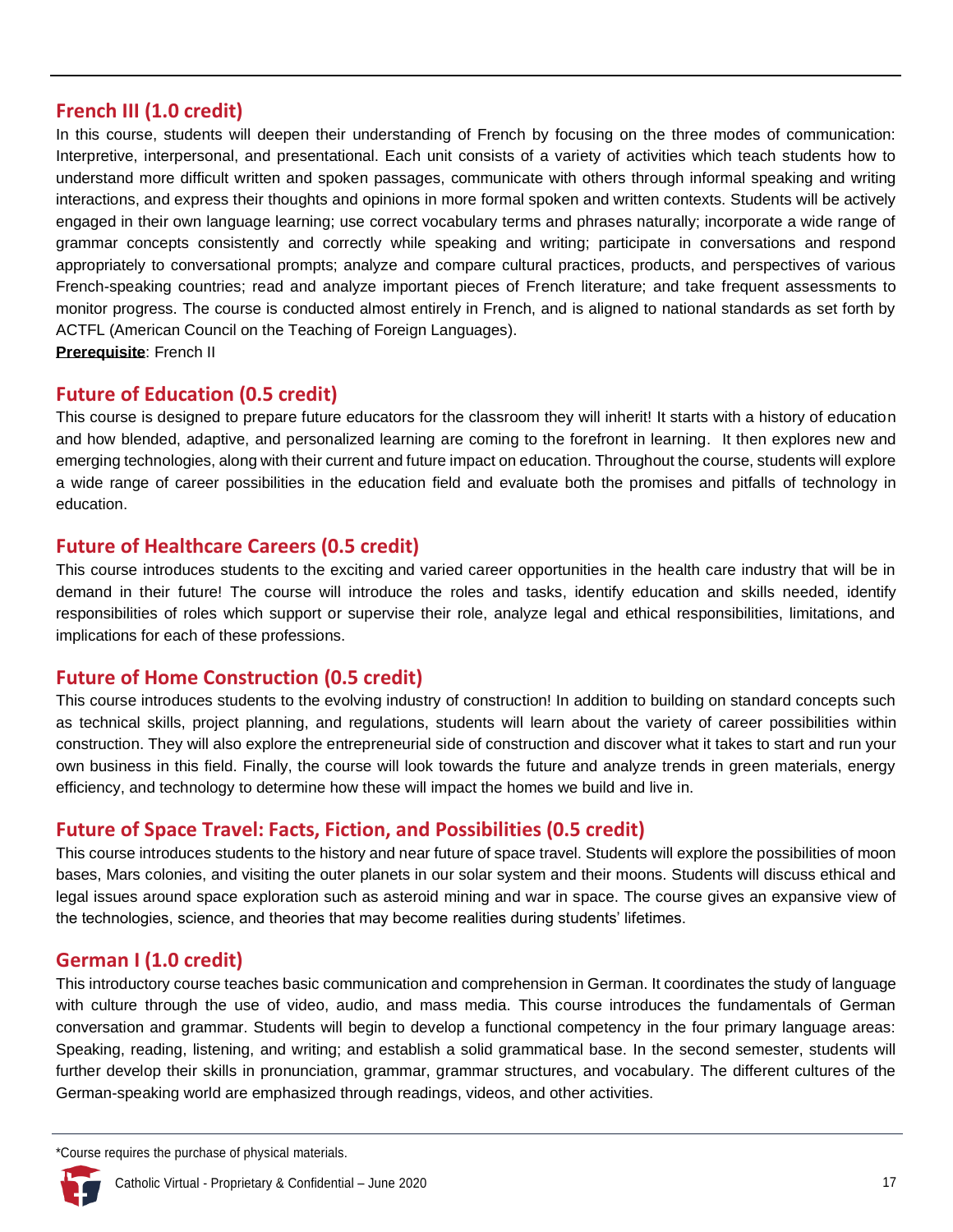## French III (1.0 credit)

In this course, students will deepen their understanding of French by focusing on the three modes of communication: Interpretive, interpersonal, and presentational. Each unit consists of a variety of activities which teach students how to understand more difficult written and spoken passages, communicate with others through informal speaking and writing interactions, and express their thoughts and opinions in more formal spoken and written contexts. Students will be actively engaged in their own language learning; use correct vocabulary terms and phrases naturally; incorporate a wide range of grammar concepts consistently and correctly while speaking and writing; participate in conversations and respond appropriately to conversational prompts; analyze and compare cultural practices, products, and perspectives of various French-speaking countries; read and analyze important pieces of French literature; and take frequent assessments to monitor progress. The course is conducted almost entirely in French, and is aligned to national standards as set forth by ACTFL (American Council on the Teaching of Foreign Languages).

**Prerequisite**: French II

## Future of Education (0.5 credit)

This course is designed to prepare future educators for the classroom they will inherit! It starts with a history of education and how blended, adaptive, and personalized learning are coming to the forefront in learning. It then explores new and emerging technologies, along with their current and future impact on education. Throughout the course, students will explore a wide range of career possibilities in the education field and evaluate both the promises and pitfalls of technology in education.

## Future of Healthcare Careers (0.5 credit)

This course introduces students to the exciting and varied career opportunities in the health care industry that will be in demand in their future! The course will introduce the roles and tasks, identify education and skills needed, identify responsibilities of roles which support or supervise their role, analyze legal and ethical responsibilities, limitations, and implications for each of these professions.

## Future of Home Construction (0.5 credit)

This course introduces students to the evolving industry of construction! In addition to building on standard concepts such as technical skills, project planning, and regulations, students will learn about the variety of career possibilities within construction. They will also explore the entrepreneurial side of construction and discover what it takes to start and run your own business in this field. Finally, the course will look towards the future and analyze trends in green materials, energy efficiency, and technology to determine how these will impact the homes we build and live in.

## Future of Space Travel: Facts, Fiction, and Possibilities (0.5 credit)

This course introduces students to the history and near future of space travel. Students will explore the possibilities of moon bases, Mars colonies, and visiting the outer planets in our solar system and their moons. Students will discuss ethical and legal issues around space exploration such as asteroid mining and war in space. The course gives an expansive view of the technologies, science, and theories that may become realities during students' lifetimes.

## German I (1.0 credit)

This introductory course teaches basic communication and comprehension in German. It coordinates the study of language with culture through the use of video, audio, and mass media. This course introduces the fundamentals of German conversation and grammar. Students will begin to develop a functional competency in the four primary language areas: Speaking, reading, listening, and writing; and establish a solid grammatical base. In the second semester, students will further develop their skills in pronunciation, grammar, grammar structures, and vocabulary. The different cultures of the German-speaking world are emphasized through readings, videos, and other activities.

*Course requires the purchase of physical materials.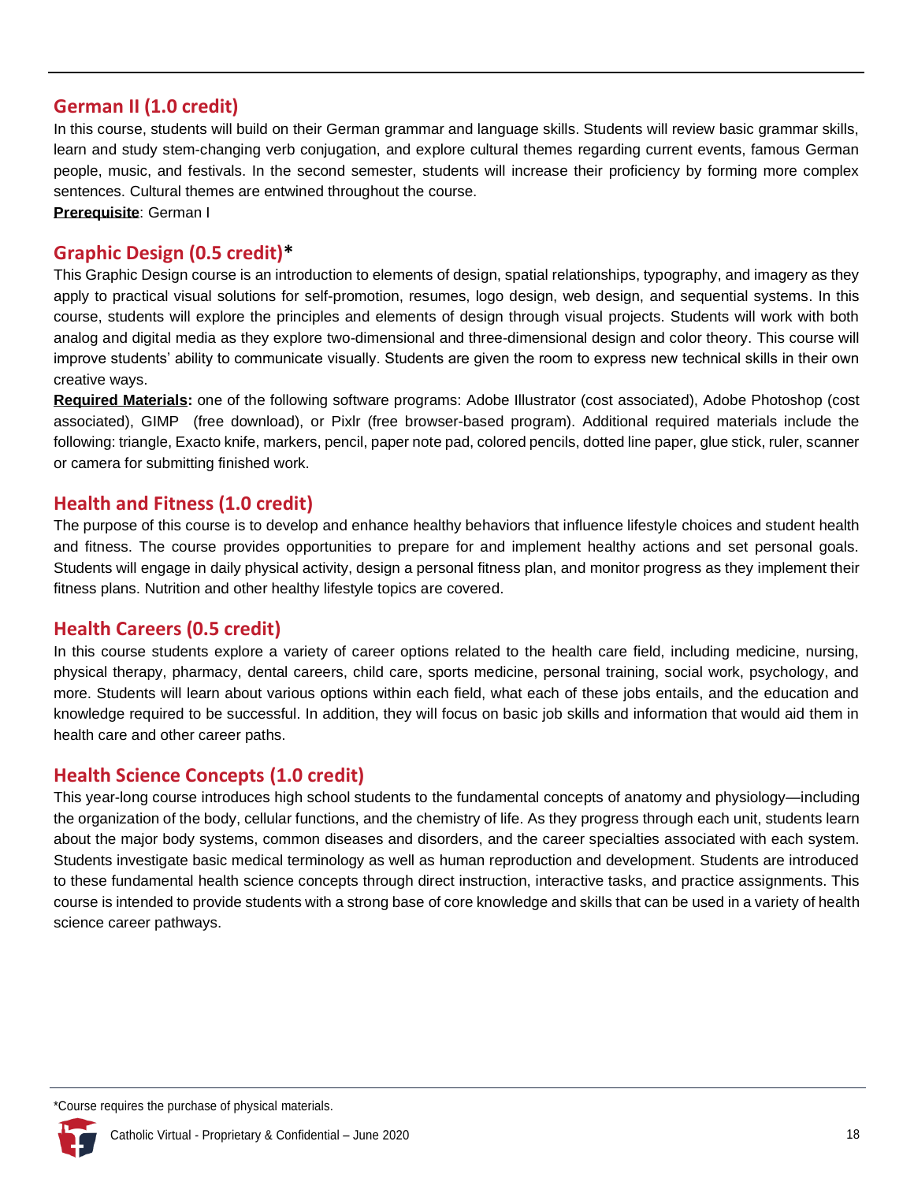## German II (1.0 credit)

In this course, students will build on their German grammar and language skills. Students will review basic grammar skills, learn and study stem-changing verb conjugation, and explore cultural themes regarding current events, famous German people, music, and festivals. In the second semester, students will increase their proficiency by forming more complex sentences. Cultural themes are entwined throughout the course.

**Prerequisite**: German I

## Graphic Design (0.5 credit)*

This Graphic Design course is an introduction to elements of design, spatial relationships, typography, and imagery as they apply to practical visual solutions for self-promotion, resumes, logo design, web design, and sequential systems. In this course, students will explore the principles and elements of design through visual projects. Students will work with both analog and digital media as they explore two-dimensional and three-dimensional design and color theory. This course will improve students' ability to communicate visually. Students are given the room to express new technical skills in their own creative ways.

**Required Materials:** one of the following software programs: Adobe Illustrator (cost associated), Adobe Photoshop (cost associated), GIMP (free download), or Pixlr (free browser-based program). Additional required materials include the following: triangle, Exacto knife, markers, pencil, paper note pad, colored pencils, dotted line paper, glue stick, ruler, scanner or camera for submitting finished work.

## Health and Fitness (1.0 credit)

The purpose of this course is to develop and enhance healthy behaviors that influence lifestyle choices and student health and fitness. The course provides opportunities to prepare for and implement healthy actions and set personal goals. Students will engage in daily physical activity, design a personal fitness plan, and monitor progress as they implement their fitness plans. Nutrition and other healthy lifestyle topics are covered.

## Health Careers (0.5 credit)

In this course students explore a variety of career options related to the health care field, including medicine, nursing, physical therapy, pharmacy, dental careers, child care, sports medicine, personal training, social work, psychology, and more. Students will learn about various options within each field, what each of these jobs entails, and the education and knowledge required to be successful. In addition, they will focus on basic job skills and information that would aid them in health care and other career paths.

## Health Science Concepts (1.0 credit)

This year-long course introduces high school students to the fundamental concepts of anatomy and physiology—including the organization of the body, cellular functions, and the chemistry of life. As they progress through each unit, students learn about the major body systems, common diseases and disorders, and the career specialties associated with each system. Students investigate basic medical terminology as well as human reproduction and development. Students are introduced to these fundamental health science concepts through direct instruction, interactive tasks, and practice assignments. This course is intended to provide students with a strong base of core knowledge and skills that can be used in a variety of health science career pathways.

*Course requires the purchase of physical materials.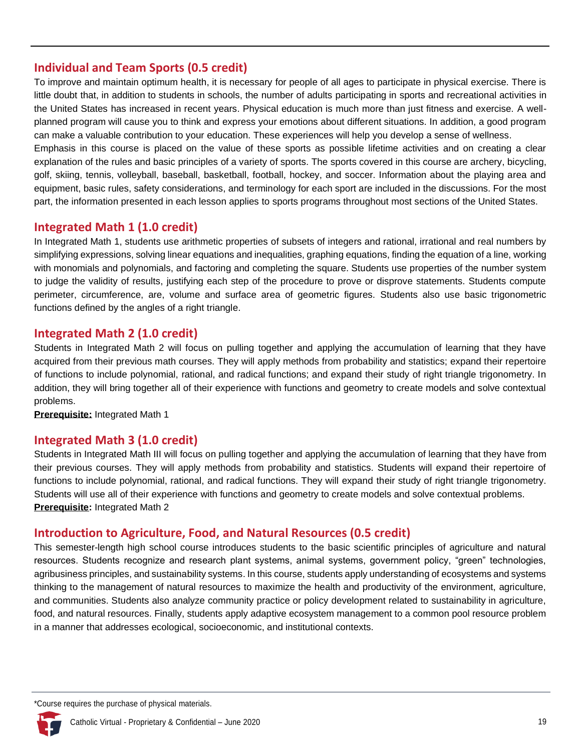## Individual and Team Sports (0.5 credit)

To improve and maintain optimum health, it is necessary for people of all ages to participate in physical exercise. There is little doubt that, in addition to students in schools, the number of adults participating in sports and recreational activities in the United States has increased in recent years. Physical education is much more than just fitness and exercise. A well-planned program will cause you to think and express your emotions about different situations. In addition, a good program can make a valuable contribution to your education. These experiences will help you develop a sense of wellness.
Emphasis in this course is placed on the value of these sports as possible lifetime activities and on creating a clear explanation of the rules and basic principles of a variety of sports. The sports covered in this course are archery, bicycling, golf, skiing, tennis, volleyball, baseball, basketball, football, hockey, and soccer. Information about the playing area and equipment, basic rules, safety considerations, and terminology for each sport are included in the discussions. For the most part, the information presented in each lesson applies to sports programs throughout most sections of the United States.

## Integrated Math 1 (1.0 credit)

In Integrated Math 1, students use arithmetic properties of subsets of integers and rational, irrational and real numbers by simplifying expressions, solving linear equations and inequalities, graphing equations, finding the equation of a line, working with monomials and polynomials, and factoring and completing the square. Students use properties of the number system to judge the validity of results, justifying each step of the procedure to prove or disprove statements. Students compute perimeter, circumference, are, volume and surface area of geometric figures. Students also use basic trigonometric functions defined by the angles of a right triangle.

## Integrated Math 2 (1.0 credit)

Students in Integrated Math 2 will focus on pulling together and applying the accumulation of learning that they have acquired from their previous math courses. They will apply methods from probability and statistics; expand their repertoire of functions to include polynomial, rational, and radical functions; and expand their study of right triangle trigonometry. In addition, they will bring together all of their experience with functions and geometry to create models and solve contextual problems.

**Prerequisite:** Integrated Math 1

## Integrated Math 3 (1.0 credit)

Students in Integrated Math III will focus on pulling together and applying the accumulation of learning that they have from their previous courses. They will apply methods from probability and statistics. Students will expand their repertoire of functions to include polynomial, rational, and radical functions. They will expand their study of right triangle trigonometry. Students will use all of their experience with functions and geometry to create models and solve contextual problems.

**Prerequisite:** Integrated Math 2

## Introduction to Agriculture, Food, and Natural Resources (0.5 credit)

This semester-length high school course introduces students to the basic scientific principles of agriculture and natural resources. Students recognize and research plant systems, animal systems, government policy, "green" technologies, agribusiness principles, and sustainability systems. In this course, students apply understanding of ecosystems and systems thinking to the management of natural resources to maximize the health and productivity of the environment, agriculture, and communities. Students also analyze community practice or policy development related to sustainability in agriculture, food, and natural resources. Finally, students apply adaptive ecosystem management to a common pool resource problem in a manner that addresses ecological, socioeconomic, and institutional contexts.

*Course requires the purchase of physical materials.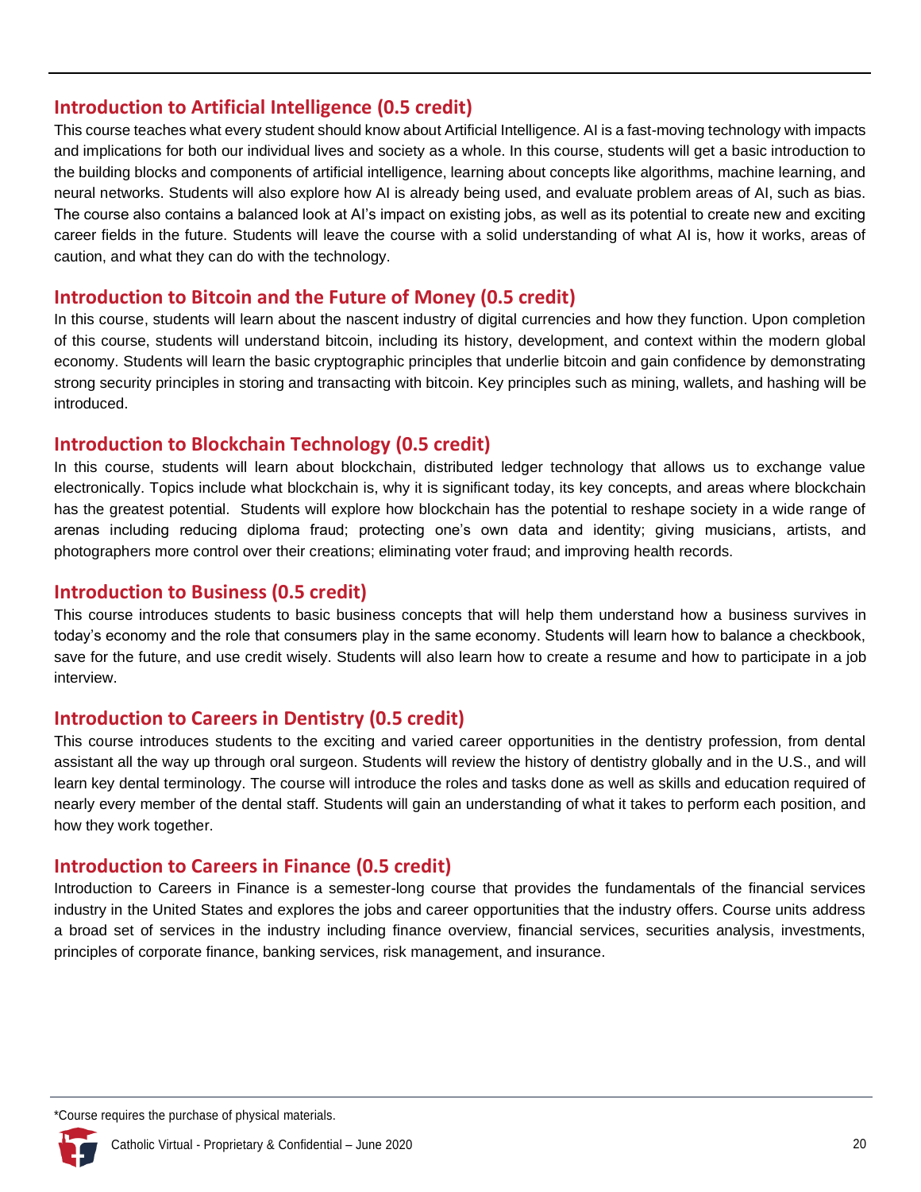## Introduction to Artificial Intelligence (0.5 credit)

This course teaches what every student should know about Artificial Intelligence. AI is a fast-moving technology with impacts and implications for both our individual lives and society as a whole. In this course, students will get a basic introduction to the building blocks and components of artificial intelligence, learning about concepts like algorithms, machine learning, and neural networks. Students will also explore how AI is already being used, and evaluate problem areas of AI, such as bias. The course also contains a balanced look at AI's impact on existing jobs, as well as its potential to create new and exciting career fields in the future. Students will leave the course with a solid understanding of what AI is, how it works, areas of caution, and what they can do with the technology.

## Introduction to Bitcoin and the Future of Money (0.5 credit)

In this course, students will learn about the nascent industry of digital currencies and how they function. Upon completion of this course, students will understand bitcoin, including its history, development, and context within the modern global economy. Students will learn the basic cryptographic principles that underlie bitcoin and gain confidence by demonstrating strong security principles in storing and transacting with bitcoin. Key principles such as mining, wallets, and hashing will be introduced.

## Introduction to Blockchain Technology (0.5 credit)

In this course, students will learn about blockchain, distributed ledger technology that allows us to exchange value electronically. Topics include what blockchain is, why it is significant today, its key concepts, and areas where blockchain has the greatest potential. Students will explore how blockchain has the potential to reshape society in a wide range of arenas including reducing diploma fraud; protecting one's own data and identity; giving musicians, artists, and photographers more control over their creations; eliminating voter fraud; and improving health records.

## Introduction to Business (0.5 credit)

This course introduces students to basic business concepts that will help them understand how a business survives in today's economy and the role that consumers play in the same economy. Students will learn how to balance a checkbook, save for the future, and use credit wisely. Students will also learn how to create a resume and how to participate in a job interview.

## Introduction to Careers in Dentistry (0.5 credit)

This course introduces students to the exciting and varied career opportunities in the dentistry profession, from dental assistant all the way up through oral surgeon. Students will review the history of dentistry globally and in the U.S., and will learn key dental terminology. The course will introduce the roles and tasks done as well as skills and education required of nearly every member of the dental staff. Students will gain an understanding of what it takes to perform each position, and how they work together.

## Introduction to Careers in Finance (0.5 credit)

Introduction to Careers in Finance is a semester-long course that provides the fundamentals of the financial services industry in the United States and explores the jobs and career opportunities that the industry offers. Course units address a broad set of services in the industry including finance overview, financial services, securities analysis, investments, principles of corporate finance, banking services, risk management, and insurance.

*Course requires the purchase of physical materials.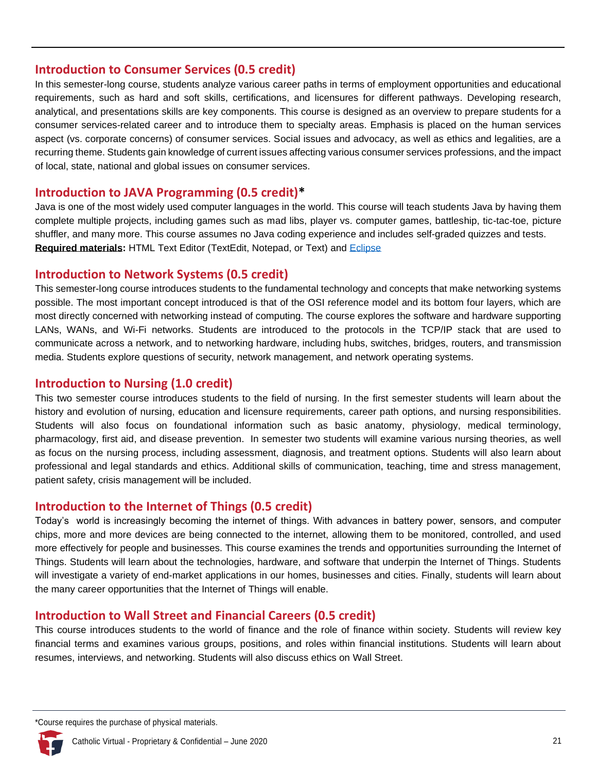## Introduction to Consumer Services (0.5 credit)

In this semester-long course, students analyze various career paths in terms of employment opportunities and educational requirements, such as hard and soft skills, certifications, and licensures for different pathways. Developing research, analytical, and presentations skills are key components. This course is designed as an overview to prepare students for a consumer services-related career and to introduce them to specialty areas. Emphasis is placed on the human services aspect (vs. corporate concerns) of consumer services. Social issues and advocacy, as well as ethics and legalities, are a recurring theme. Students gain knowledge of current issues affecting various consumer services professions, and the impact of local, state, national and global issues on consumer services.

## Introduction to JAVA Programming (0.5 credit)*

Java is one of the most widely used computer languages in the world. This course will teach students Java by having them complete multiple projects, including games such as mad libs, player vs. computer games, battleship, tic-tac-toe, picture shuffler, and many more. This course assumes no Java coding experience and includes self-graded quizzes and tests.
**Required materials:** HTML Text Editor (TextEdit, Notepad, or Text) and Eclipse

## Introduction to Network Systems (0.5 credit)

This semester-long course introduces students to the fundamental technology and concepts that make networking systems possible. The most important concept introduced is that of the OSI reference model and its bottom four layers, which are most directly concerned with networking instead of computing. The course explores the software and hardware supporting LANs, WANs, and Wi-Fi networks. Students are introduced to the protocols in the TCP/IP stack that are used to communicate across a network, and to networking hardware, including hubs, switches, bridges, routers, and transmission media. Students explore questions of security, network management, and network operating systems.

## Introduction to Nursing (1.0 credit)

This two semester course introduces students to the field of nursing. In the first semester students will learn about the history and evolution of nursing, education and licensure requirements, career path options, and nursing responsibilities. Students will also focus on foundational information such as basic anatomy, physiology, medical terminology, pharmacology, first aid, and disease prevention. In semester two students will examine various nursing theories, as well as focus on the nursing process, including assessment, diagnosis, and treatment options. Students will also learn about professional and legal standards and ethics. Additional skills of communication, teaching, time and stress management, patient safety, crisis management will be included.

## Introduction to the Internet of Things (0.5 credit)

Today's world is increasingly becoming the internet of things. With advances in battery power, sensors, and computer chips, more and more devices are being connected to the internet, allowing them to be monitored, controlled, and used more effectively for people and businesses. This course examines the trends and opportunities surrounding the Internet of Things. Students will learn about the technologies, hardware, and software that underpin the Internet of Things. Students will investigate a variety of end-market applications in our homes, businesses and cities. Finally, students will learn about the many career opportunities that the Internet of Things will enable.

## Introduction to Wall Street and Financial Careers (0.5 credit)

This course introduces students to the world of finance and the role of finance within society. Students will review key financial terms and examines various groups, positions, and roles within financial institutions. Students will learn about resumes, interviews, and networking. Students will also discuss ethics on Wall Street.

*Course requires the purchase of physical materials.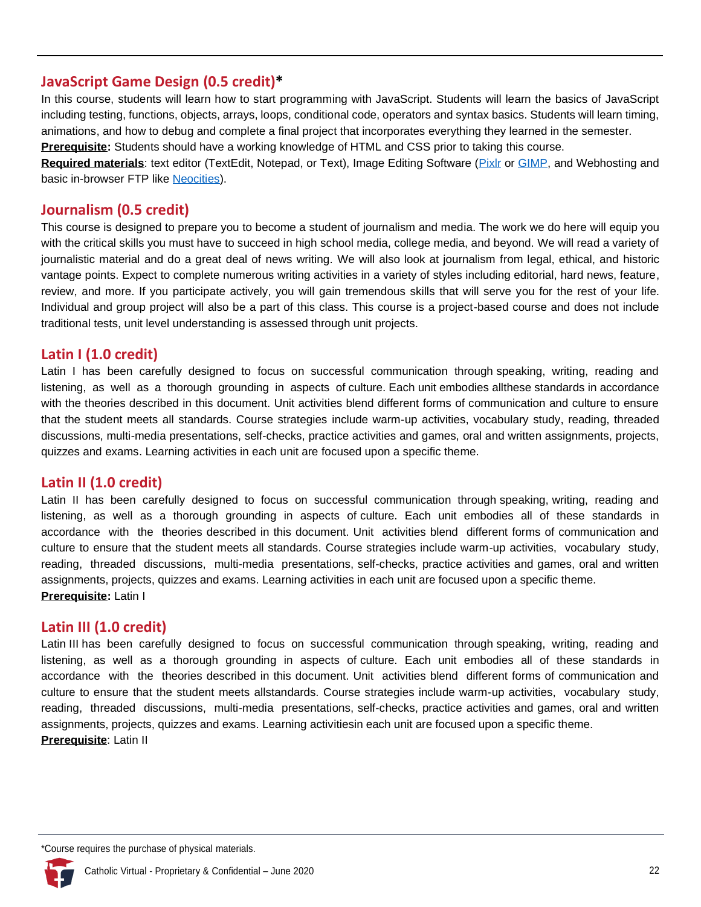## JavaScript Game Design (0.5 credit)*

In this course, students will learn how to start programming with JavaScript. Students will learn the basics of JavaScript including testing, functions, objects, arrays, loops, conditional code, operators and syntax basics. Students will learn timing, animations, and how to debug and complete a final project that incorporates everything they learned in the semester.

**Prerequisite:** Students should have a working knowledge of HTML and CSS prior to taking this course.

**Required materials**: text editor (TextEdit, Notepad, or Text), Image Editing Software (Pixlr or GIMP, and Webhosting and basic in-browser FTP like Neocities).

## Journalism (0.5 credit)

This course is designed to prepare you to become a student of journalism and media. The work we do here will equip you with the critical skills you must have to succeed in high school media, college media, and beyond. We will read a variety of journalistic material and do a great deal of news writing. We will also look at journalism from legal, ethical, and historic vantage points. Expect to complete numerous writing activities in a variety of styles including editorial, hard news, feature, review, and more. If you participate actively, you will gain tremendous skills that will serve you for the rest of your life. Individual and group project will also be a part of this class. This course is a project-based course and does not include traditional tests, unit level understanding is assessed through unit projects.

## Latin I (1.0 credit)

Latin I has been carefully designed to focus on successful communication through speaking, writing, reading and listening, as well as a thorough grounding in aspects of culture. Each unit embodies allthese standards in accordance with the theories described in this document. Unit activities blend different forms of communication and culture to ensure that the student meets all standards. Course strategies include warm-up activities, vocabulary study, reading, threaded discussions, multi-media presentations, self-checks, practice activities and games, oral and written assignments, projects, quizzes and exams. Learning activities in each unit are focused upon a specific theme.

## Latin II (1.0 credit)

Latin II has been carefully designed to focus on successful communication through speaking, writing, reading and listening, as well as a thorough grounding in aspects of culture. Each unit embodies all of these standards in accordance with the theories described in this document. Unit activities blend different forms of communication and culture to ensure that the student meets all standards. Course strategies include warm-up activities, vocabulary study, reading, threaded discussions, multi-media presentations, self-checks, practice activities and games, oral and written assignments, projects, quizzes and exams. Learning activities in each unit are focused upon a specific theme.

**Prerequisite:** Latin I

## Latin III (1.0 credit)

Latin III has been carefully designed to focus on successful communication through speaking, writing, reading and listening, as well as a thorough grounding in aspects of culture. Each unit embodies all of these standards in accordance with the theories described in this document. Unit activities blend different forms of communication and culture to ensure that the student meets allstandards. Course strategies include warm-up activities, vocabulary study, reading, threaded discussions, multi-media presentations, self-checks, practice activities and games, oral and written assignments, projects, quizzes and exams. Learning activitiesin each unit are focused upon a specific theme.

**Prerequisite**: Latin II

*Course requires the purchase of physical materials.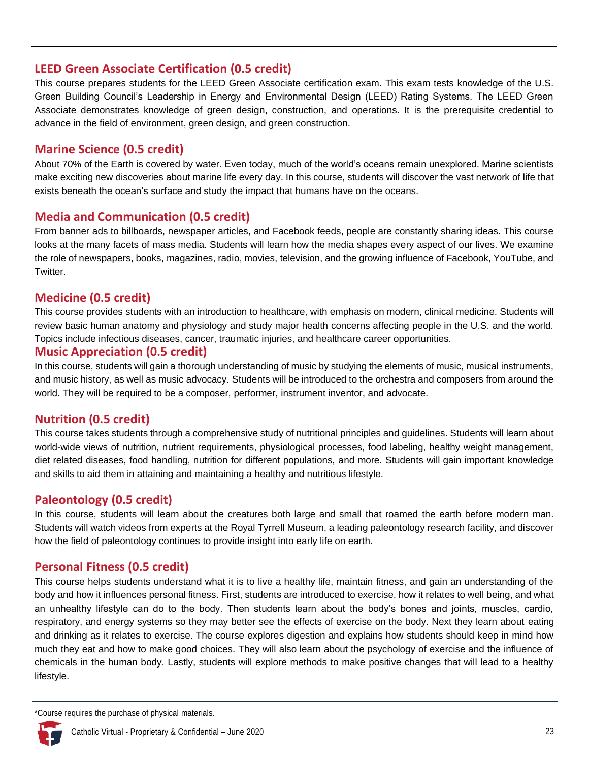## LEED Green Associate Certification (0.5 credit)

This course prepares students for the LEED Green Associate certification exam. This exam tests knowledge of the U.S. Green Building Council's Leadership in Energy and Environmental Design (LEED) Rating Systems. The LEED Green Associate demonstrates knowledge of green design, construction, and operations. It is the prerequisite credential to advance in the field of environment, green design, and green construction.

## Marine Science (0.5 credit)

About 70% of the Earth is covered by water. Even today, much of the world's oceans remain unexplored. Marine scientists make exciting new discoveries about marine life every day. In this course, students will discover the vast network of life that exists beneath the ocean's surface and study the impact that humans have on the oceans.

## Media and Communication (0.5 credit)

From banner ads to billboards, newspaper articles, and Facebook feeds, people are constantly sharing ideas. This course looks at the many facets of mass media. Students will learn how the media shapes every aspect of our lives. We examine the role of newspapers, books, magazines, radio, movies, television, and the growing influence of Facebook, YouTube, and Twitter.

## Medicine (0.5 credit)

This course provides students with an introduction to healthcare, with emphasis on modern, clinical medicine. Students will review basic human anatomy and physiology and study major health concerns affecting people in the U.S. and the world. Topics include infectious diseases, cancer, traumatic injuries, and healthcare career opportunities.

## Music Appreciation (0.5 credit)

In this course, students will gain a thorough understanding of music by studying the elements of music, musical instruments, and music history, as well as music advocacy. Students will be introduced to the orchestra and composers from around the world. They will be required to be a composer, performer, instrument inventor, and advocate.

## Nutrition (0.5 credit)

This course takes students through a comprehensive study of nutritional principles and guidelines. Students will learn about world-wide views of nutrition, nutrient requirements, physiological processes, food labeling, healthy weight management, diet related diseases, food handling, nutrition for different populations, and more. Students will gain important knowledge and skills to aid them in attaining and maintaining a healthy and nutritious lifestyle.

## Paleontology (0.5 credit)

In this course, students will learn about the creatures both large and small that roamed the earth before modern man. Students will watch videos from experts at the Royal Tyrrell Museum, a leading paleontology research facility, and discover how the field of paleontology continues to provide insight into early life on earth.

## Personal Fitness (0.5 credit)

This course helps students understand what it is to live a healthy life, maintain fitness, and gain an understanding of the body and how it influences personal fitness. First, students are introduced to exercise, how it relates to well being, and what an unhealthy lifestyle can do to the body. Then students learn about the body's bones and joints, muscles, cardio, respiratory, and energy systems so they may better see the effects of exercise on the body. Next they learn about eating and drinking as it relates to exercise. The course explores digestion and explains how students should keep in mind how much they eat and how to make good choices. They will also learn about the psychology of exercise and the influence of chemicals in the human body. Lastly, students will explore methods to make positive changes that will lead to a healthy lifestyle.

*Course requires the purchase of physical materials.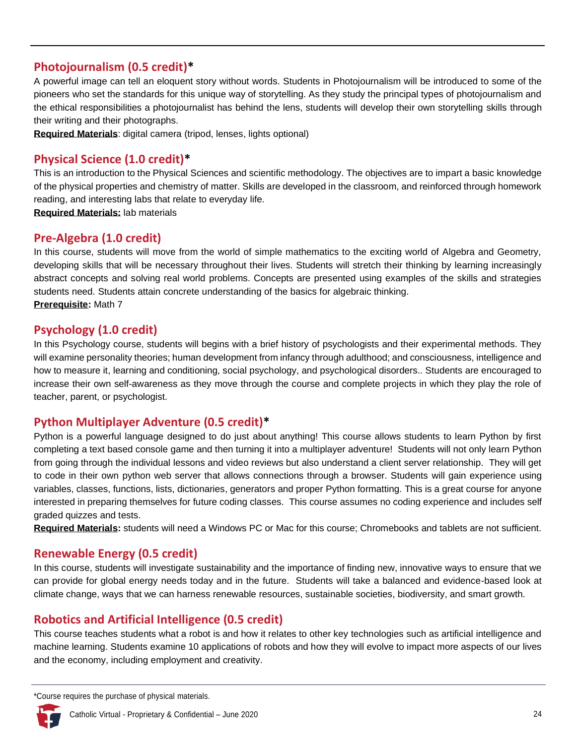## Photojournalism (0.5 credit)*

A powerful image can tell an eloquent story without words. Students in Photojournalism will be introduced to some of the pioneers who set the standards for this unique way of storytelling. As they study the principal types of photojournalism and the ethical responsibilities a photojournalist has behind the lens, students will develop their own storytelling skills through their writing and their photographs.

**Required Materials**: digital camera (tripod, lenses, lights optional)

## Physical Science (1.0 credit)*

This is an introduction to the Physical Sciences and scientific methodology. The objectives are to impart a basic knowledge of the physical properties and chemistry of matter. Skills are developed in the classroom, and reinforced through homework reading, and interesting labs that relate to everyday life.

**Required Materials:** lab materials

## Pre-Algebra (1.0 credit)

In this course, students will move from the world of simple mathematics to the exciting world of Algebra and Geometry, developing skills that will be necessary throughout their lives. Students will stretch their thinking by learning increasingly abstract concepts and solving real world problems. Concepts are presented using examples of the skills and strategies students need. Students attain concrete understanding of the basics for algebraic thinking.

**Prerequisite:** Math 7

## Psychology (1.0 credit)

In this Psychology course, students will begins with a brief history of psychologists and their experimental methods. They will examine personality theories; human development from infancy through adulthood; and consciousness, intelligence and how to measure it, learning and conditioning, social psychology, and psychological disorders.. Students are encouraged to increase their own self-awareness as they move through the course and complete projects in which they play the role of teacher, parent, or psychologist.

## Python Multiplayer Adventure (0.5 credit)*

Python is a powerful language designed to do just about anything! This course allows students to learn Python by first completing a text based console game and then turning it into a multiplayer adventure! Students will not only learn Python from going through the individual lessons and video reviews but also understand a client server relationship. They will get to code in their own python web server that allows connections through a browser. Students will gain experience using variables, classes, functions, lists, dictionaries, generators and proper Python formatting. This is a great course for anyone interested in preparing themselves for future coding classes. This course assumes no coding experience and includes self graded quizzes and tests.

**Required Materials:** students will need a Windows PC or Mac for this course; Chromebooks and tablets are not sufficient.

## Renewable Energy (0.5 credit)

In this course, students will investigate sustainability and the importance of finding new, innovative ways to ensure that we can provide for global energy needs today and in the future. Students will take a balanced and evidence-based look at climate change, ways that we can harness renewable resources, sustainable societies, biodiversity, and smart growth.

## Robotics and Artificial Intelligence (0.5 credit)

This course teaches students what a robot is and how it relates to other key technologies such as artificial intelligence and machine learning. Students examine 10 applications of robots and how they will evolve to impact more aspects of our lives and the economy, including employment and creativity.

*Course requires the purchase of physical materials.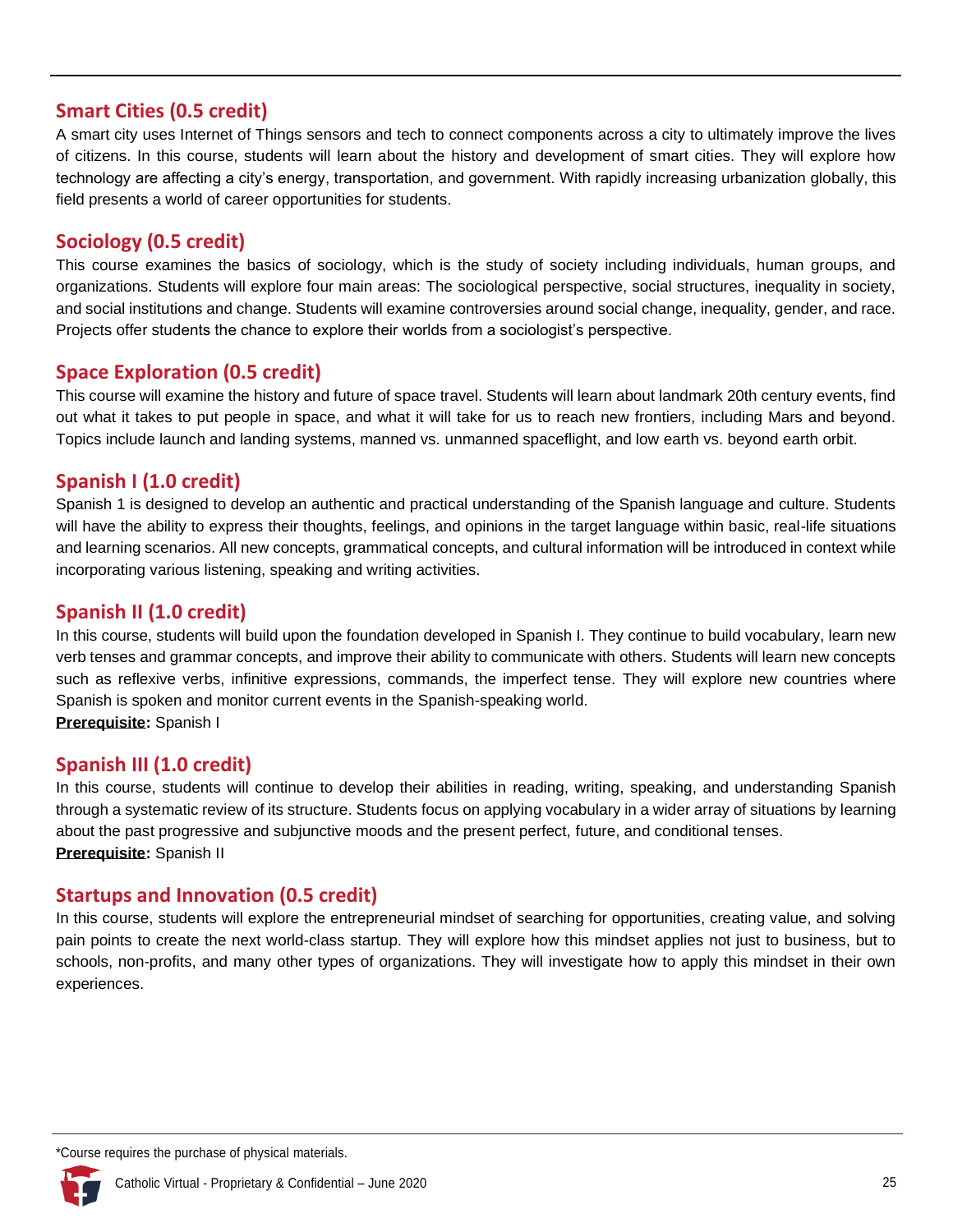## Smart Cities (0.5 credit)

A smart city uses Internet of Things sensors and tech to connect components across a city to ultimately improve the lives of citizens. In this course, students will learn about the history and development of smart cities. They will explore how technology are affecting a city's energy, transportation, and government. With rapidly increasing urbanization globally, this field presents a world of career opportunities for students.

## Sociology (0.5 credit)

This course examines the basics of sociology, which is the study of society including individuals, human groups, and organizations. Students will explore four main areas: The sociological perspective, social structures, inequality in society, and social institutions and change. Students will examine controversies around social change, inequality, gender, and race. Projects offer students the chance to explore their worlds from a sociologist's perspective.

## Space Exploration (0.5 credit)

This course will examine the history and future of space travel. Students will learn about landmark 20th century events, find out what it takes to put people in space, and what it will take for us to reach new frontiers, including Mars and beyond. Topics include launch and landing systems, manned vs. unmanned spaceflight, and low earth vs. beyond earth orbit.

## Spanish I (1.0 credit)

Spanish 1 is designed to develop an authentic and practical understanding of the Spanish language and culture. Students will have the ability to express their thoughts, feelings, and opinions in the target language within basic, real-life situations and learning scenarios. All new concepts, grammatical concepts, and cultural information will be introduced in context while incorporating various listening, speaking and writing activities.

## Spanish II (1.0 credit)

In this course, students will build upon the foundation developed in Spanish I. They continue to build vocabulary, learn new verb tenses and grammar concepts, and improve their ability to communicate with others. Students will learn new concepts such as reflexive verbs, infinitive expressions, commands, the imperfect tense. They will explore new countries where Spanish is spoken and monitor current events in the Spanish-speaking world.

**Prerequisite:** Spanish I

## Spanish III (1.0 credit)

In this course, students will continue to develop their abilities in reading, writing, speaking, and understanding Spanish through a systematic review of its structure. Students focus on applying vocabulary in a wider array of situations by learning about the past progressive and subjunctive moods and the present perfect, future, and conditional tenses.

**Prerequisite:** Spanish II

## Startups and Innovation (0.5 credit)

In this course, students will explore the entrepreneurial mindset of searching for opportunities, creating value, and solving pain points to create the next world-class startup. They will explore how this mindset applies not just to business, but to schools, non-profits, and many other types of organizations. They will investigate how to apply this mindset in their own experiences.

*Course requires the purchase of physical materials.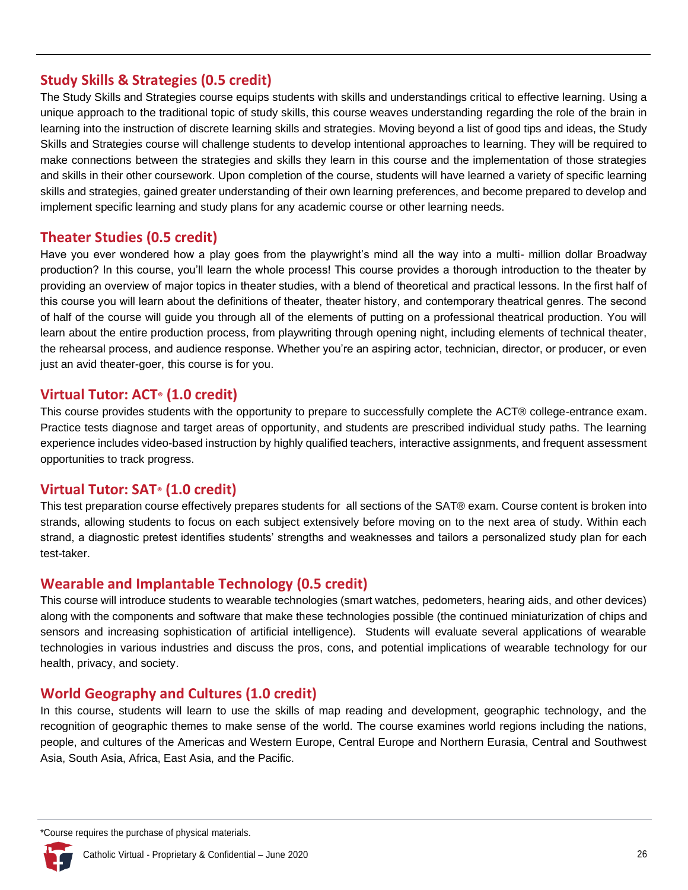## Study Skills & Strategies (0.5 credit)

The Study Skills and Strategies course equips students with skills and understandings critical to effective learning. Using a unique approach to the traditional topic of study skills, this course weaves understanding regarding the role of the brain in learning into the instruction of discrete learning skills and strategies. Moving beyond a list of good tips and ideas, the Study Skills and Strategies course will challenge students to develop intentional approaches to learning. They will be required to make connections between the strategies and skills they learn in this course and the implementation of those strategies and skills in their other coursework. Upon completion of the course, students will have learned a variety of specific learning skills and strategies, gained greater understanding of their own learning preferences, and become prepared to develop and implement specific learning and study plans for any academic course or other learning needs.

## Theater Studies (0.5 credit)

Have you ever wondered how a play goes from the playwright's mind all the way into a multi- million dollar Broadway production? In this course, you'll learn the whole process! This course provides a thorough introduction to the theater by providing an overview of major topics in theater studies, with a blend of theoretical and practical lessons. In the first half of this course you will learn about the definitions of theater, theater history, and contemporary theatrical genres. The second of half of the course will guide you through all of the elements of putting on a professional theatrical production. You will learn about the entire production process, from playwriting through opening night, including elements of technical theater, the rehearsal process, and audience response. Whether you're an aspiring actor, technician, director, or producer, or even just an avid theater-goer, this course is for you.

## Virtual Tutor: ACT® (1.0 credit)

This course provides students with the opportunity to prepare to successfully complete the ACT® college-entrance exam. Practice tests diagnose and target areas of opportunity, and students are prescribed individual study paths. The learning experience includes video-based instruction by highly qualified teachers, interactive assignments, and frequent assessment opportunities to track progress.

## Virtual Tutor: SAT® (1.0 credit)

This test preparation course effectively prepares students for all sections of the SAT® exam. Course content is broken into strands, allowing students to focus on each subject extensively before moving on to the next area of study. Within each strand, a diagnostic pretest identifies students' strengths and weaknesses and tailors a personalized study plan for each test-taker.

## Wearable and Implantable Technology (0.5 credit)

This course will introduce students to wearable technologies (smart watches, pedometers, hearing aids, and other devices) along with the components and software that make these technologies possible (the continued miniaturization of chips and sensors and increasing sophistication of artificial intelligence). Students will evaluate several applications of wearable technologies in various industries and discuss the pros, cons, and potential implications of wearable technology for our health, privacy, and society.

## World Geography and Cultures (1.0 credit)

In this course, students will learn to use the skills of map reading and development, geographic technology, and the recognition of geographic themes to make sense of the world. The course examines world regions including the nations, people, and cultures of the Americas and Western Europe, Central Europe and Northern Eurasia, Central and Southwest Asia, South Asia, Africa, East Asia, and the Pacific.

*Course requires the purchase of physical materials.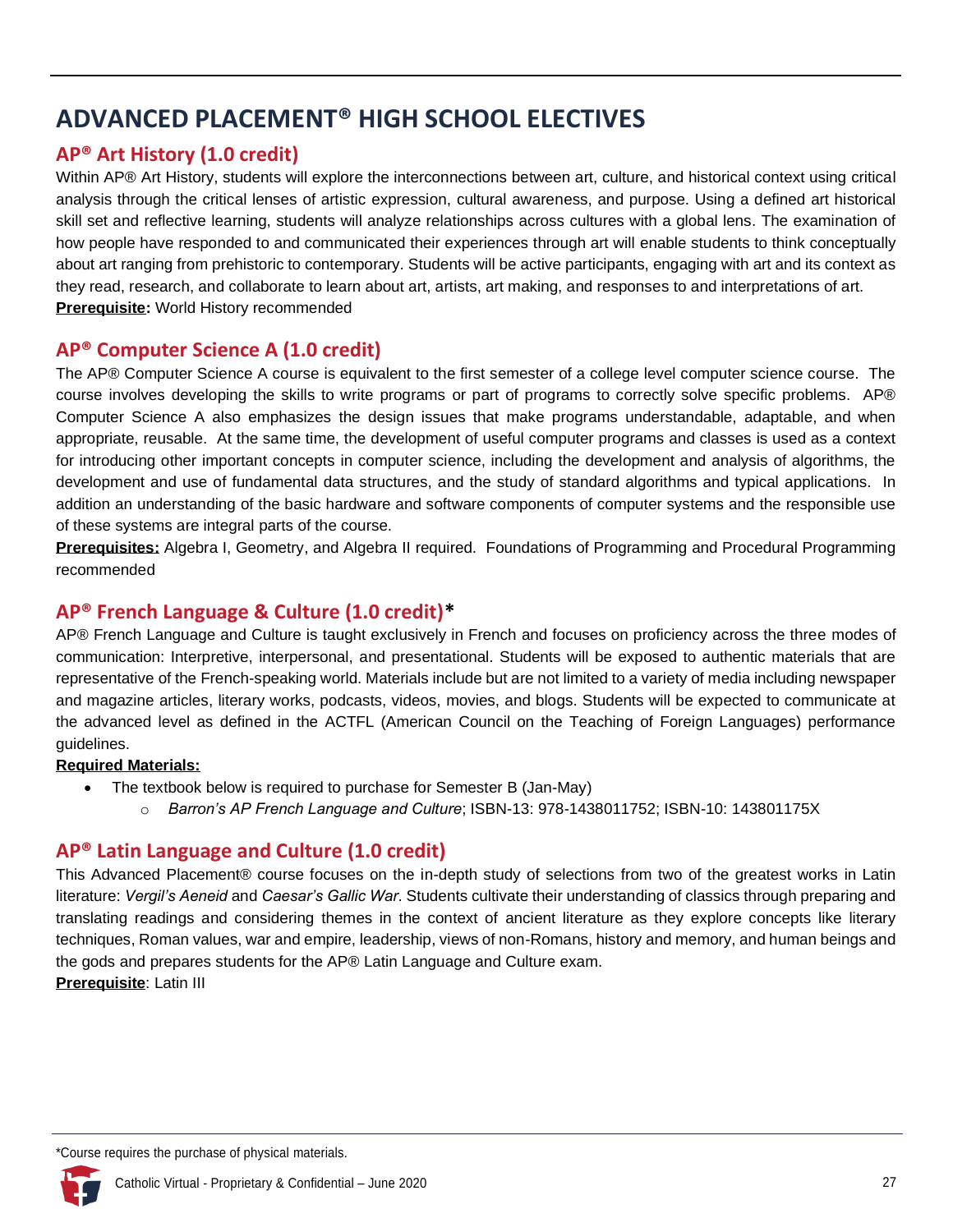# ADVANCED PLACEMENT® HIGH SCHOOL ELECTIVES

## AP® Art History (1.0 credit)

Within AP® Art History, students will explore the interconnections between art, culture, and historical context using critical analysis through the critical lenses of artistic expression, cultural awareness, and purpose. Using a defined art historical skill set and reflective learning, students will analyze relationships across cultures with a global lens. The examination of how people have responded to and communicated their experiences through art will enable students to think conceptually about art ranging from prehistoric to contemporary. Students will be active participants, engaging with art and its context as they read, research, and collaborate to learn about art, artists, art making, and responses to and interpretations of art.

**Prerequisite:** World History recommended

## AP® Computer Science A (1.0 credit)

The AP® Computer Science A course is equivalent to the first semester of a college level computer science course. The course involves developing the skills to write programs or part of programs to correctly solve specific problems. AP® Computer Science A also emphasizes the design issues that make programs understandable, adaptable, and when appropriate, reusable. At the same time, the development of useful computer programs and classes is used as a context for introducing other important concepts in computer science, including the development and analysis of algorithms, the development and use of fundamental data structures, and the study of standard algorithms and typical applications. In addition an understanding of the basic hardware and software components of computer systems and the responsible use of these systems are integral parts of the course.

**Prerequisites:** Algebra I, Geometry, and Algebra II required. Foundations of Programming and Procedural Programming recommended

## AP® French Language & Culture (1.0 credit)*

AP® French Language and Culture is taught exclusively in French and focuses on proficiency across the three modes of communication: Interpretive, interpersonal, and presentational. Students will be exposed to authentic materials that are representative of the French-speaking world. Materials include but are not limited to a variety of media including newspaper and magazine articles, literary works, podcasts, videos, movies, and blogs. Students will be expected to communicate at the advanced level as defined in the ACTFL (American Council on the Teaching of Foreign Languages) performance guidelines.

**Required Materials:**

- The textbook below is required to purchase for Semester B (Jan-May)
  - *Barron's AP French Language and Culture*; ISBN-13: 978-1438011752; ISBN-10: 143801175X

## AP® Latin Language and Culture (1.0 credit)

This Advanced Placement® course focuses on the in-depth study of selections from two of the greatest works in Latin literature: *Vergil's Aeneid* and *Caesar's Gallic War*. Students cultivate their understanding of classics through preparing and translating readings and considering themes in the context of ancient literature as they explore concepts like literary techniques, Roman values, war and empire, leadership, views of non-Romans, history and memory, and human beings and the gods and prepares students for the AP® Latin Language and Culture exam.

**Prerequisite**: Latin III

*Course requires the purchase of physical materials.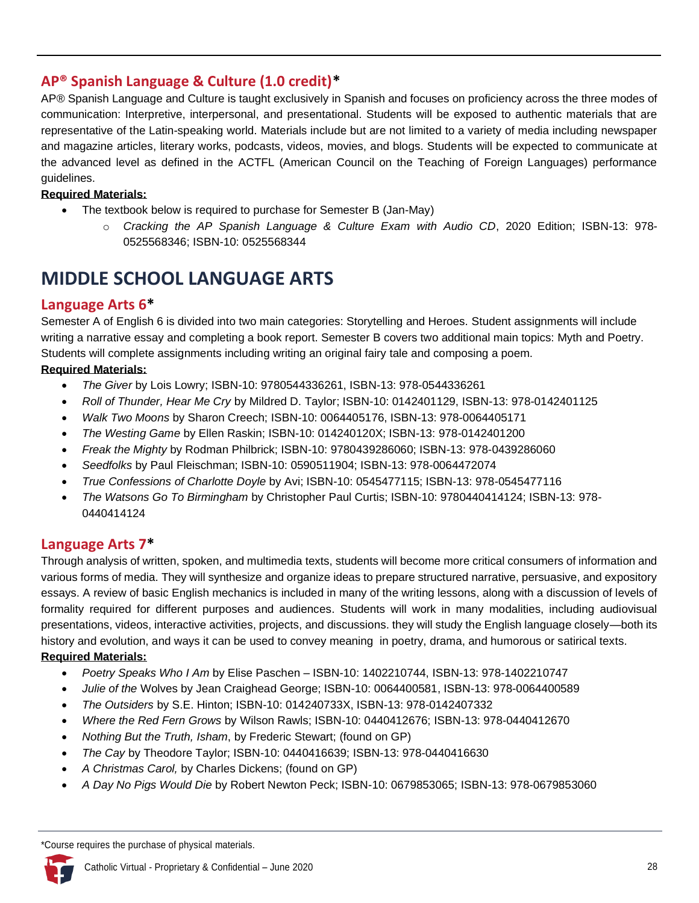## AP® Spanish Language & Culture (1.0 credit)*

AP® Spanish Language and Culture is taught exclusively in Spanish and focuses on proficiency across the three modes of communication: Interpretive, interpersonal, and presentational. Students will be exposed to authentic materials that are representative of the Latin-speaking world. Materials include but are not limited to a variety of media including newspaper and magazine articles, literary works, podcasts, videos, movies, and blogs. Students will be expected to communicate at the advanced level as defined in the ACTFL (American Council on the Teaching of Foreign Languages) performance guidelines.

**Required Materials:**

- The textbook below is required to purchase for Semester B (Jan-May)
  - *Cracking the AP Spanish Language & Culture Exam with Audio CD*, 2020 Edition; ISBN-13: 978-0525568346; ISBN-10: 0525568344

# MIDDLE SCHOOL LANGUAGE ARTS

## Language Arts 6*

Semester A of English 6 is divided into two main categories: Storytelling and Heroes. Student assignments will include writing a narrative essay and completing a book report. Semester B covers two additional main topics: Myth and Poetry. Students will complete assignments including writing an original fairy tale and composing a poem.

**Required Materials:**

- *The Giver* by Lois Lowry; ISBN-10: 9780544336261, ISBN-13: 978-0544336261
- *Roll of Thunder, Hear Me Cry* by Mildred D. Taylor; ISBN-10: 0142401129, ISBN-13: 978-0142401125
- *Walk Two Moons* by Sharon Creech; ISBN-10: 0064405176, ISBN-13: 978-0064405171
- *The Westing Game* by Ellen Raskin; ISBN-10: 014240120X; ISBN-13: 978-0142401200
- *Freak the Mighty* by Rodman Philbrick; ISBN-10: 9780439286060; ISBN-13: 978-0439286060
- *Seedfolks* by Paul Fleischman; ISBN-10: 0590511904; ISBN-13: 978-0064472074
- *True Confessions of Charlotte Doyle* by Avi; ISBN-10: 0545477115; ISBN-13: 978-0545477116
- *The Watsons Go To Birmingham* by Christopher Paul Curtis; ISBN-10: 9780440414124; ISBN-13: 978-0440414124

## Language Arts 7*

Through analysis of written, spoken, and multimedia texts, students will become more critical consumers of information and various forms of media. They will synthesize and organize ideas to prepare structured narrative, persuasive, and expository essays. A review of basic English mechanics is included in many of the writing lessons, along with a discussion of levels of formality required for different purposes and audiences. Students will work in many modalities, including audiovisual presentations, videos, interactive activities, projects, and discussions. they will study the English language closely—both its history and evolution, and ways it can be used to convey meaning in poetry, drama, and humorous or satirical texts.

**Required Materials:**

- *Poetry Speaks Who I Am* by Elise Paschen – ISBN-10: 1402210744, ISBN-13: 978-1402210747
- *Julie of the* Wolves by Jean Craighead George; ISBN-10: 0064400581, ISBN-13: 978-0064400589
- *The Outsiders* by S.E. Hinton; ISBN-10: 014240733X, ISBN-13: 978-0142407332
- *Where the Red Fern Grows* by Wilson Rawls; ISBN-10: 0440412676; ISBN-13: 978-0440412670
- *Nothing But the Truth, Isham*, by Frederic Stewart; (found on GP)
- *The Cay* by Theodore Taylor; ISBN-10: 0440416639; ISBN-13: 978-0440416630
- *A Christmas Carol,* by Charles Dickens; (found on GP)
- *A Day No Pigs Would Die* by Robert Newton Peck; ISBN-10: 0679853065; ISBN-13: 978-0679853060

*Course requires the purchase of physical materials.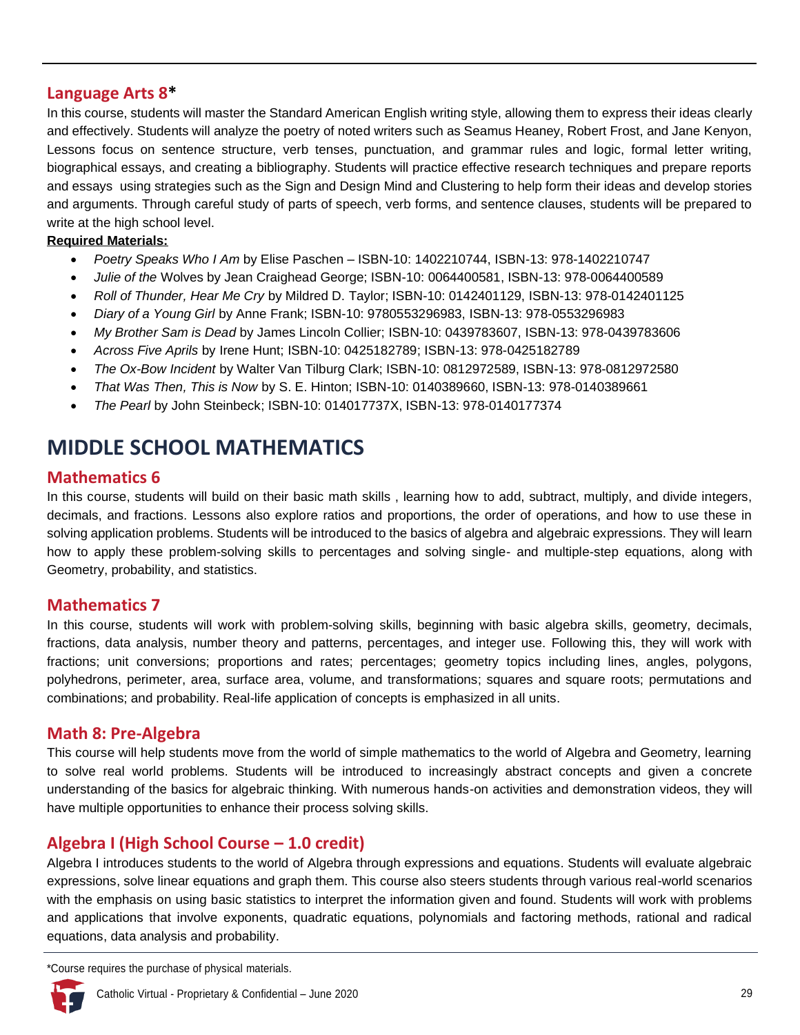## Language Arts 8*

In this course, students will master the Standard American English writing style, allowing them to express their ideas clearly and effectively. Students will analyze the poetry of noted writers such as Seamus Heaney, Robert Frost, and Jane Kenyon, Lessons focus on sentence structure, verb tenses, punctuation, and grammar rules and logic, formal letter writing, biographical essays, and creating a bibliography. Students will practice effective research techniques and prepare reports and essays using strategies such as the Sign and Design Mind and Clustering to help form their ideas and develop stories and arguments. Through careful study of parts of speech, verb forms, and sentence clauses, students will be prepared to write at the high school level.

**Required Materials:**

- *Poetry Speaks Who I Am* by Elise Paschen – ISBN-10: 1402210744, ISBN-13: 978-1402210747
- *Julie of the* Wolves by Jean Craighead George; ISBN-10: 0064400581, ISBN-13: 978-0064400589
- *Roll of Thunder, Hear Me Cry* by Mildred D. Taylor; ISBN-10: 0142401129, ISBN-13: 978-0142401125
- *Diary of a Young Girl* by Anne Frank; ISBN-10: 9780553296983, ISBN-13: 978-0553296983
- *My Brother Sam is Dead* by James Lincoln Collier; ISBN-10: 0439783607, ISBN-13: 978-0439783606
- *Across Five Aprils* by Irene Hunt; ISBN-10: 0425182789; ISBN-13: 978-0425182789
- *The Ox-Bow Incident* by Walter Van Tilburg Clark; ISBN-10: 0812972589, ISBN-13: 978-0812972580
- *That Was Then, This is Now* by S. E. Hinton; ISBN-10: 0140389660, ISBN-13: 978-0140389661
- *The Pearl* by John Steinbeck; ISBN-10: 014017737X, ISBN-13: 978-0140177374

# MIDDLE SCHOOL MATHEMATICS

## Mathematics 6

In this course, students will build on their basic math skills , learning how to add, subtract, multiply, and divide integers, decimals, and fractions. Lessons also explore ratios and proportions, the order of operations, and how to use these in solving application problems. Students will be introduced to the basics of algebra and algebraic expressions. They will learn how to apply these problem-solving skills to percentages and solving single- and multiple-step equations, along with Geometry, probability, and statistics.

## Mathematics 7

In this course, students will work with problem-solving skills, beginning with basic algebra skills, geometry, decimals, fractions, data analysis, number theory and patterns, percentages, and integer use. Following this, they will work with fractions; unit conversions; proportions and rates; percentages; geometry topics including lines, angles, polygons, polyhedrons, perimeter, area, surface area, volume, and transformations; squares and square roots; permutations and combinations; and probability. Real-life application of concepts is emphasized in all units.

## Math 8: Pre-Algebra

This course will help students move from the world of simple mathematics to the world of Algebra and Geometry, learning to solve real world problems. Students will be introduced to increasingly abstract concepts and given a concrete understanding of the basics for algebraic thinking. With numerous hands-on activities and demonstration videos, they will have multiple opportunities to enhance their process solving skills.

## Algebra I (High School Course – 1.0 credit)

Algebra I introduces students to the world of Algebra through expressions and equations. Students will evaluate algebraic expressions, solve linear equations and graph them. This course also steers students through various real-world scenarios with the emphasis on using basic statistics to interpret the information given and found. Students will work with problems and applications that involve exponents, quadratic equations, polynomials and factoring methods, rational and radical equations, data analysis and probability.

*Course requires the purchase of physical materials.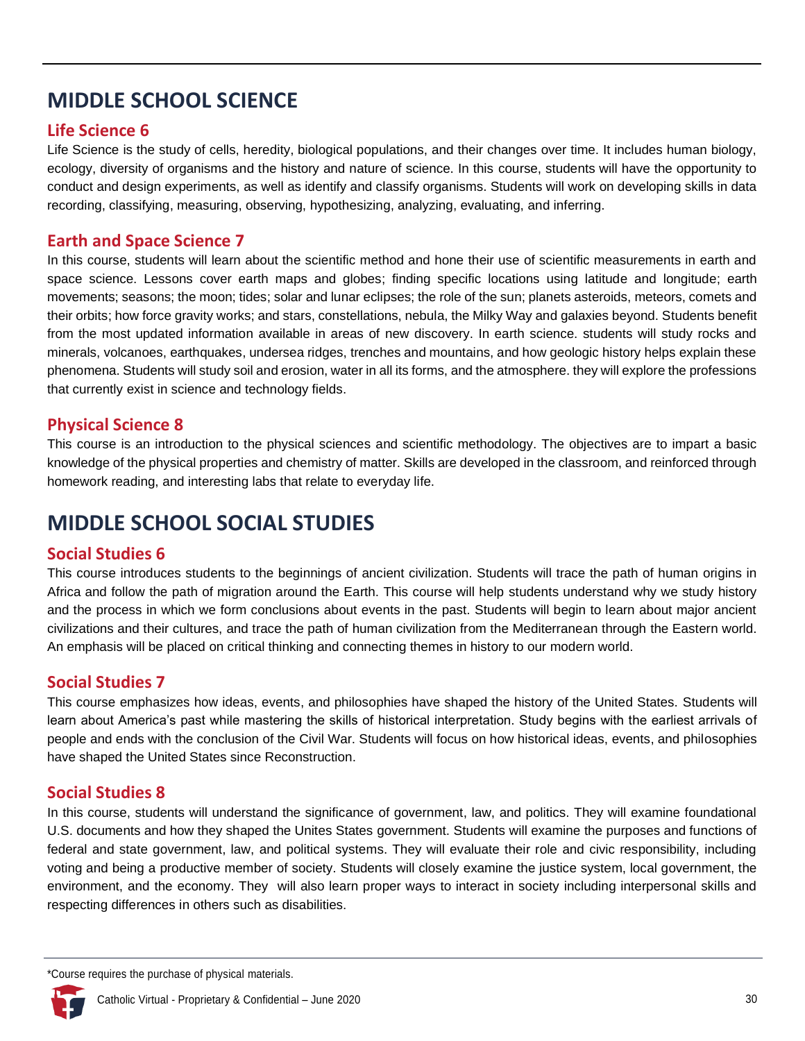# MIDDLE SCHOOL SCIENCE

## Life Science 6

Life Science is the study of cells, heredity, biological populations, and their changes over time. It includes human biology, ecology, diversity of organisms and the history and nature of science. In this course, students will have the opportunity to conduct and design experiments, as well as identify and classify organisms. Students will work on developing skills in data recording, classifying, measuring, observing, hypothesizing, analyzing, evaluating, and inferring.

## Earth and Space Science 7

In this course, students will learn about the scientific method and hone their use of scientific measurements in earth and space science. Lessons cover earth maps and globes; finding specific locations using latitude and longitude; earth movements; seasons; the moon; tides; solar and lunar eclipses; the role of the sun; planets asteroids, meteors, comets and their orbits; how force gravity works; and stars, constellations, nebula, the Milky Way and galaxies beyond. Students benefit from the most updated information available in areas of new discovery. In earth science. students will study rocks and minerals, volcanoes, earthquakes, undersea ridges, trenches and mountains, and how geologic history helps explain these phenomena. Students will study soil and erosion, water in all its forms, and the atmosphere. they will explore the professions that currently exist in science and technology fields.

## Physical Science 8

This course is an introduction to the physical sciences and scientific methodology. The objectives are to impart a basic knowledge of the physical properties and chemistry of matter. Skills are developed in the classroom, and reinforced through homework reading, and interesting labs that relate to everyday life.

# MIDDLE SCHOOL SOCIAL STUDIES

## Social Studies 6

This course introduces students to the beginnings of ancient civilization. Students will trace the path of human origins in Africa and follow the path of migration around the Earth. This course will help students understand why we study history and the process in which we form conclusions about events in the past. Students will begin to learn about major ancient civilizations and their cultures, and trace the path of human civilization from the Mediterranean through the Eastern world. An emphasis will be placed on critical thinking and connecting themes in history to our modern world.

## Social Studies 7

This course emphasizes how ideas, events, and philosophies have shaped the history of the United States. Students will learn about America's past while mastering the skills of historical interpretation. Study begins with the earliest arrivals of people and ends with the conclusion of the Civil War. Students will focus on how historical ideas, events, and philosophies have shaped the United States since Reconstruction.

## Social Studies 8

In this course, students will understand the significance of government, law, and politics. They will examine foundational U.S. documents and how they shaped the Unites States government. Students will examine the purposes and functions of federal and state government, law, and political systems. They will evaluate their role and civic responsibility, including voting and being a productive member of society. Students will closely examine the justice system, local government, the environment, and the economy. They will also learn proper ways to interact in society including interpersonal skills and respecting differences in others such as disabilities.

*Course requires the purchase of physical materials.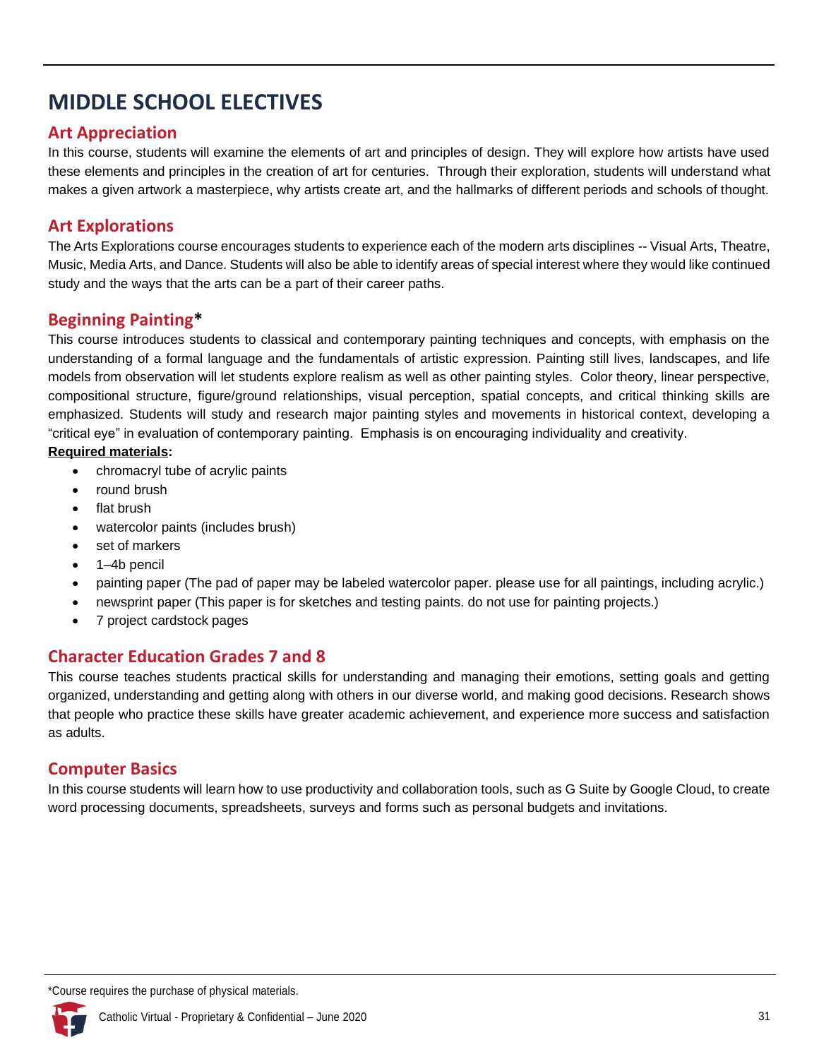# MIDDLE SCHOOL ELECTIVES

## Art Appreciation

In this course, students will examine the elements of art and principles of design. They will explore how artists have used these elements and principles in the creation of art for centuries. Through their exploration, students will understand what makes a given artwork a masterpiece, why artists create art, and the hallmarks of different periods and schools of thought.

## Art Explorations

The Arts Explorations course encourages students to experience each of the modern arts disciplines -- Visual Arts, Theatre, Music, Media Arts, and Dance. Students will also be able to identify areas of special interest where they would like continued study and the ways that the arts can be a part of their career paths.

## Beginning Painting*

This course introduces students to classical and contemporary painting techniques and concepts, with emphasis on the understanding of a formal language and the fundamentals of artistic expression. Painting still lives, landscapes, and life models from observation will let students explore realism as well as other painting styles. Color theory, linear perspective, compositional structure, figure/ground relationships, visual perception, spatial concepts, and critical thinking skills are emphasized. Students will study and research major painting styles and movements in historical context, developing a "critical eye" in evaluation of contemporary painting. Emphasis is on encouraging individuality and creativity.

**Required materials:**

- chromacryl tube of acrylic paints
- round brush
- flat brush
- watercolor paints (includes brush)
- set of markers
- 1–4b pencil
- painting paper (The pad of paper may be labeled watercolor paper. please use for all paintings, including acrylic.)
- newsprint paper (This paper is for sketches and testing paints. do not use for painting projects.)
- 7 project cardstock pages

## Character Education Grades 7 and 8

This course teaches students practical skills for understanding and managing their emotions, setting goals and getting organized, understanding and getting along with others in our diverse world, and making good decisions. Research shows that people who practice these skills have greater academic achievement, and experience more success and satisfaction as adults.

## Computer Basics

In this course students will learn how to use productivity and collaboration tools, such as G Suite by Google Cloud, to create word processing documents, spreadsheets, surveys and forms such as personal budgets and invitations.

*Course requires the purchase of physical materials.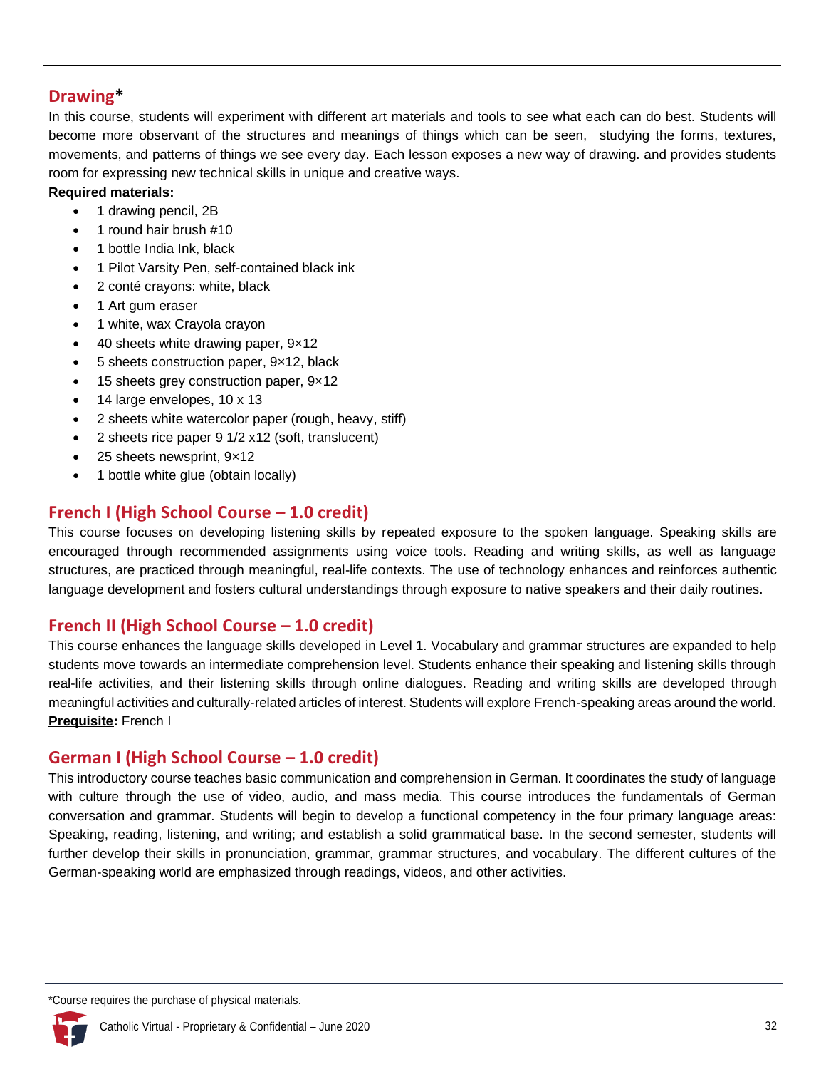## Drawing*

In this course, students will experiment with different art materials and tools to see what each can do best. Students will become more observant of the structures and meanings of things which can be seen, studying the forms, textures, movements, and patterns of things we see every day. Each lesson exposes a new way of drawing. and provides students room for expressing new technical skills in unique and creative ways.

**Required materials:**

- 1 drawing pencil, 2B
- 1 round hair brush #10
- 1 bottle India Ink, black
- 1 Pilot Varsity Pen, self-contained black ink
- 2 conté crayons: white, black
- 1 Art gum eraser
- 1 white, wax Crayola crayon
- 40 sheets white drawing paper, 9×12
- 5 sheets construction paper, 9×12, black
- 15 sheets grey construction paper, 9×12
- 14 large envelopes, 10 x 13
- 2 sheets white watercolor paper (rough, heavy, stiff)
- 2 sheets rice paper 9 1/2 x12 (soft, translucent)
- 25 sheets newsprint, 9×12
- 1 bottle white glue (obtain locally)

## French I (High School Course – 1.0 credit)

This course focuses on developing listening skills by repeated exposure to the spoken language. Speaking skills are encouraged through recommended assignments using voice tools. Reading and writing skills, as well as language structures, are practiced through meaningful, real-life contexts. The use of technology enhances and reinforces authentic language development and fosters cultural understandings through exposure to native speakers and their daily routines.

## French II (High School Course – 1.0 credit)

This course enhances the language skills developed in Level 1. Vocabulary and grammar structures are expanded to help students move towards an intermediate comprehension level. Students enhance their speaking and listening skills through real-life activities, and their listening skills through online dialogues. Reading and writing skills are developed through meaningful activities and culturally-related articles of interest. Students will explore French-speaking areas around the world.
**Prequisite:** French I

## German I (High School Course – 1.0 credit)

This introductory course teaches basic communication and comprehension in German. It coordinates the study of language with culture through the use of video, audio, and mass media. This course introduces the fundamentals of German conversation and grammar. Students will begin to develop a functional competency in the four primary language areas: Speaking, reading, listening, and writing; and establish a solid grammatical base. In the second semester, students will further develop their skills in pronunciation, grammar, grammar structures, and vocabulary. The different cultures of the German-speaking world are emphasized through readings, videos, and other activities.

*Course requires the purchase of physical materials.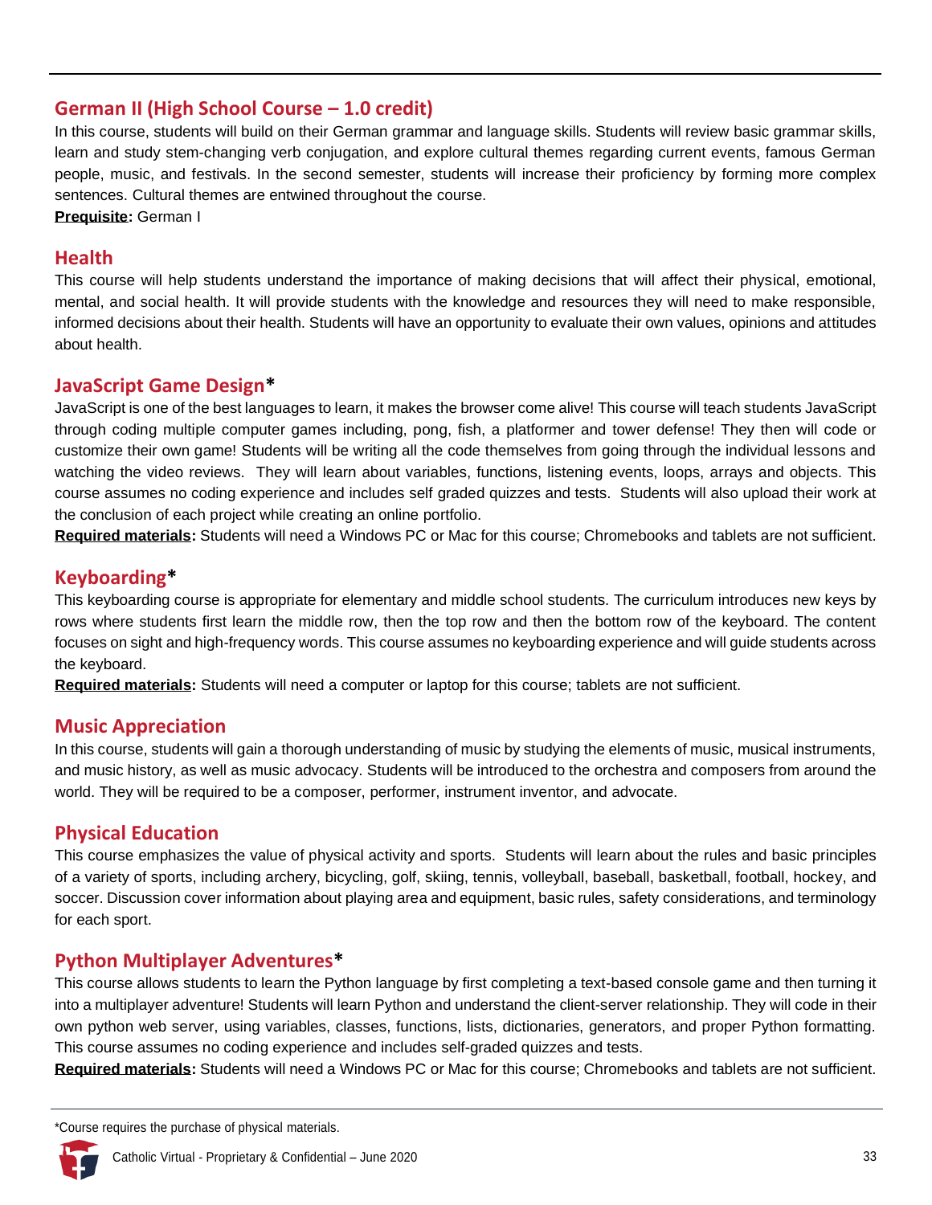## German II (High School Course – 1.0 credit)

In this course, students will build on their German grammar and language skills. Students will review basic grammar skills, learn and study stem-changing verb conjugation, and explore cultural themes regarding current events, famous German people, music, and festivals. In the second semester, students will increase their proficiency by forming more complex sentences. Cultural themes are entwined throughout the course.

**Prequisite:** German I

## Health

This course will help students understand the importance of making decisions that will affect their physical, emotional, mental, and social health. It will provide students with the knowledge and resources they will need to make responsible, informed decisions about their health. Students will have an opportunity to evaluate their own values, opinions and attitudes about health.

## JavaScript Game Design*

JavaScript is one of the best languages to learn, it makes the browser come alive! This course will teach students JavaScript through coding multiple computer games including, pong, fish, a platformer and tower defense! They then will code or customize their own game! Students will be writing all the code themselves from going through the individual lessons and watching the video reviews. They will learn about variables, functions, listening events, loops, arrays and objects. This course assumes no coding experience and includes self graded quizzes and tests. Students will also upload their work at the conclusion of each project while creating an online portfolio.

**Required materials:** Students will need a Windows PC or Mac for this course; Chromebooks and tablets are not sufficient.

## Keyboarding*

This keyboarding course is appropriate for elementary and middle school students. The curriculum introduces new keys by rows where students first learn the middle row, then the top row and then the bottom row of the keyboard. The content focuses on sight and high-frequency words. This course assumes no keyboarding experience and will guide students across the keyboard.

**Required materials:** Students will need a computer or laptop for this course; tablets are not sufficient.

## Music Appreciation

In this course, students will gain a thorough understanding of music by studying the elements of music, musical instruments, and music history, as well as music advocacy. Students will be introduced to the orchestra and composers from around the world. They will be required to be a composer, performer, instrument inventor, and advocate.

## Physical Education

This course emphasizes the value of physical activity and sports. Students will learn about the rules and basic principles of a variety of sports, including archery, bicycling, golf, skiing, tennis, volleyball, baseball, basketball, football, hockey, and soccer. Discussion cover information about playing area and equipment, basic rules, safety considerations, and terminology for each sport.

## Python Multiplayer Adventures*

This course allows students to learn the Python language by first completing a text-based console game and then turning it into a multiplayer adventure! Students will learn Python and understand the client-server relationship. They will code in their own python web server, using variables, classes, functions, lists, dictionaries, generators, and proper Python formatting. This course assumes no coding experience and includes self-graded quizzes and tests.

**Required materials:** Students will need a Windows PC or Mac for this course; Chromebooks and tablets are not sufficient.

*Course requires the purchase of physical materials.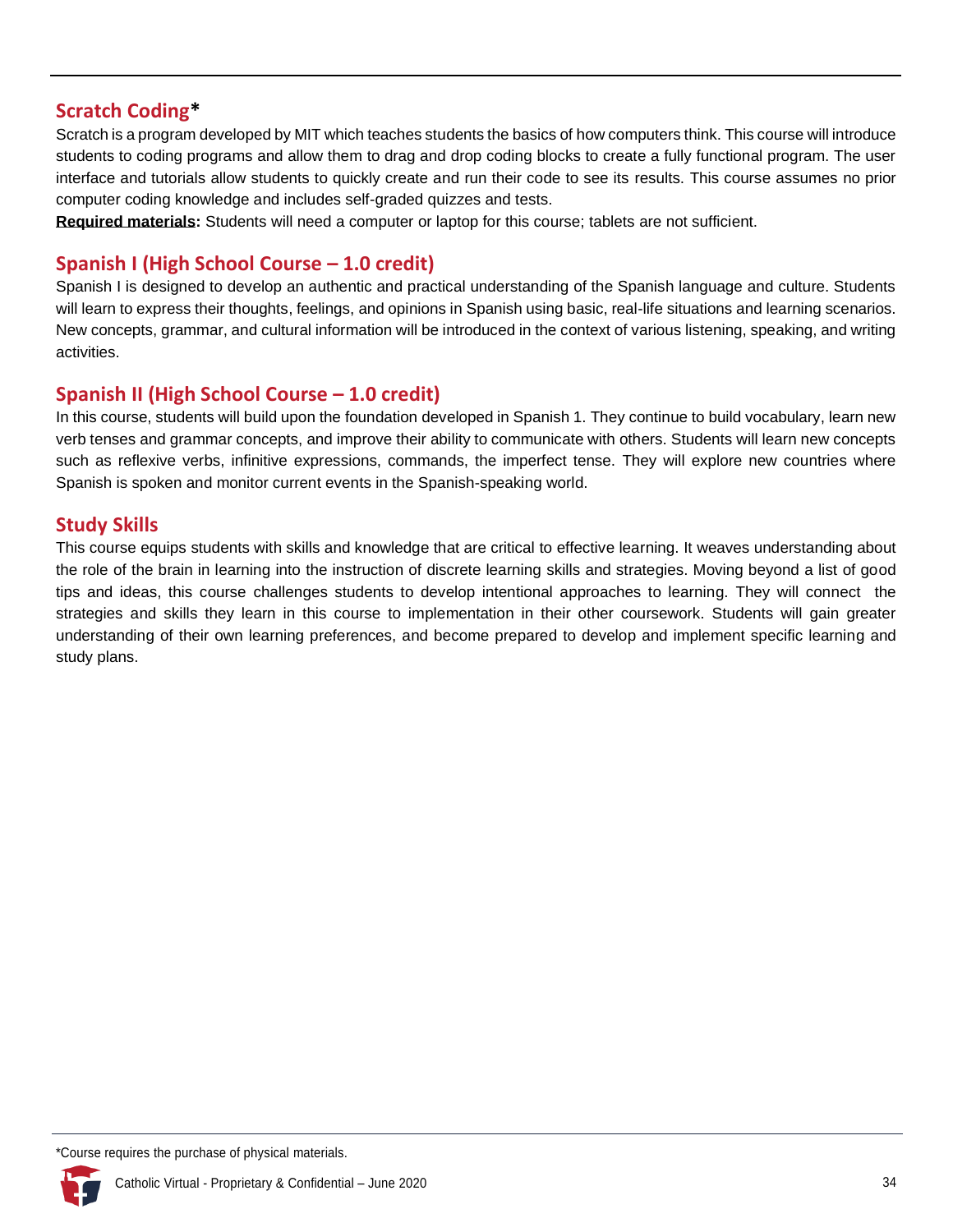## Scratch Coding*

Scratch is a program developed by MIT which teaches students the basics of how computers think. This course will introduce students to coding programs and allow them to drag and drop coding blocks to create a fully functional program. The user interface and tutorials allow students to quickly create and run their code to see its results. This course assumes no prior computer coding knowledge and includes self-graded quizzes and tests.

**Required materials:** Students will need a computer or laptop for this course; tablets are not sufficient.

## Spanish I (High School Course – 1.0 credit)

Spanish I is designed to develop an authentic and practical understanding of the Spanish language and culture. Students will learn to express their thoughts, feelings, and opinions in Spanish using basic, real-life situations and learning scenarios. New concepts, grammar, and cultural information will be introduced in the context of various listening, speaking, and writing activities.

## Spanish II (High School Course – 1.0 credit)

In this course, students will build upon the foundation developed in Spanish 1. They continue to build vocabulary, learn new verb tenses and grammar concepts, and improve their ability to communicate with others. Students will learn new concepts such as reflexive verbs, infinitive expressions, commands, the imperfect tense. They will explore new countries where Spanish is spoken and monitor current events in the Spanish-speaking world.

## Study Skills

This course equips students with skills and knowledge that are critical to effective learning. It weaves understanding about the role of the brain in learning into the instruction of discrete learning skills and strategies. Moving beyond a list of good tips and ideas, this course challenges students to develop intentional approaches to learning. They will connect the strategies and skills they learn in this course to implementation in their other coursework. Students will gain greater understanding of their own learning preferences, and become prepared to develop and implement specific learning and study plans.

*Course requires the purchase of physical materials.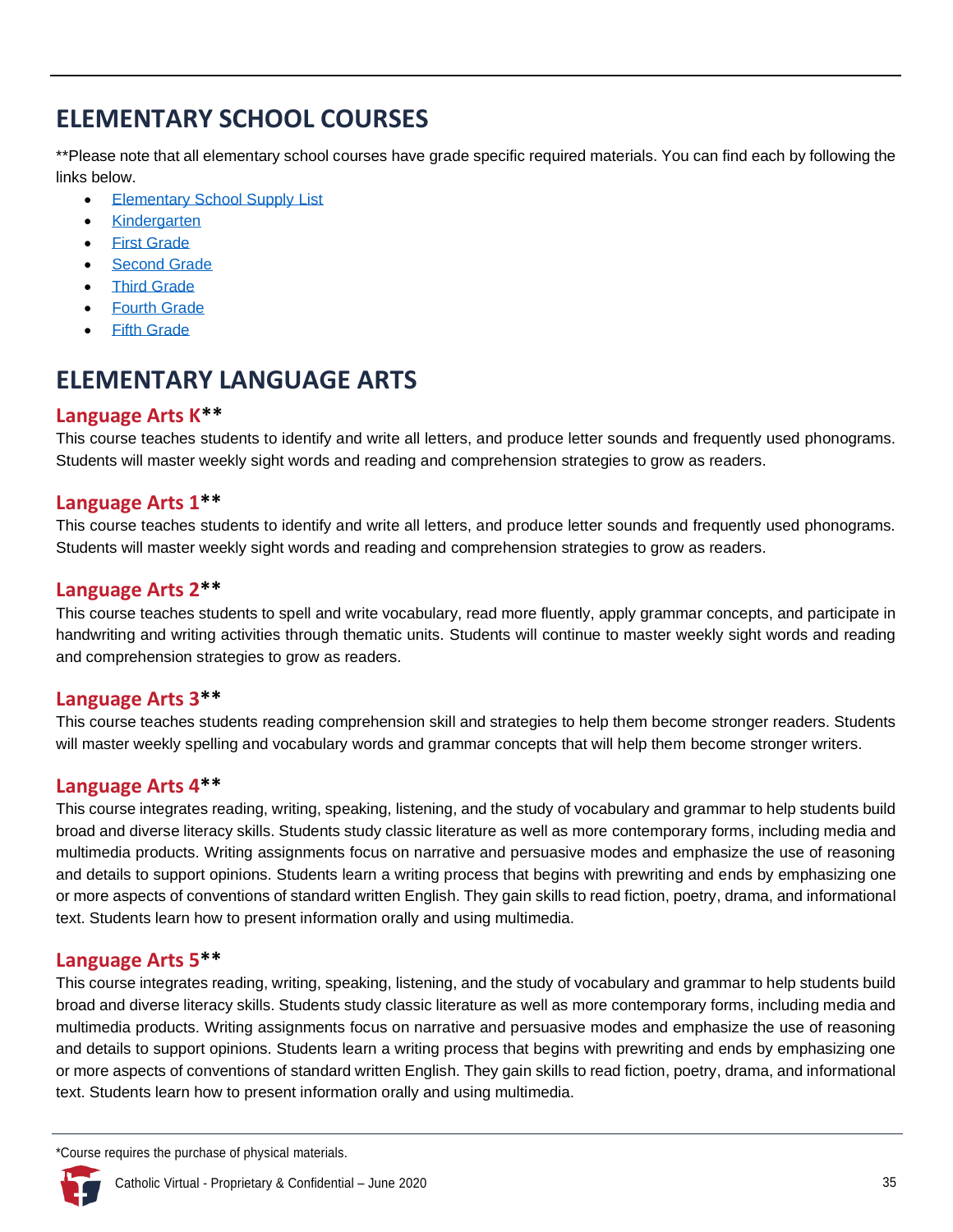# ELEMENTARY SCHOOL COURSES

**Please note that all elementary school courses have grade specific required materials. You can find each by following the links below.

- Elementary School Supply List
- Kindergarten
- First Grade
- Second Grade
- Third Grade
- Fourth Grade
- Fifth Grade

# ELEMENTARY LANGUAGE ARTS

## Language Arts K**

This course teaches students to identify and write all letters, and produce letter sounds and frequently used phonograms. Students will master weekly sight words and reading and comprehension strategies to grow as readers.

## Language Arts 1**

This course teaches students to identify and write all letters, and produce letter sounds and frequently used phonograms. Students will master weekly sight words and reading and comprehension strategies to grow as readers.

## Language Arts 2**

This course teaches students to spell and write vocabulary, read more fluently, apply grammar concepts, and participate in handwriting and writing activities through thematic units. Students will continue to master weekly sight words and reading and comprehension strategies to grow as readers.

## Language Arts 3**

This course teaches students reading comprehension skill and strategies to help them become stronger readers. Students will master weekly spelling and vocabulary words and grammar concepts that will help them become stronger writers.

## Language Arts 4**

This course integrates reading, writing, speaking, listening, and the study of vocabulary and grammar to help students build broad and diverse literacy skills. Students study classic literature as well as more contemporary forms, including media and multimedia products. Writing assignments focus on narrative and persuasive modes and emphasize the use of reasoning and details to support opinions. Students learn a writing process that begins with prewriting and ends by emphasizing one or more aspects of conventions of standard written English. They gain skills to read fiction, poetry, drama, and informational text. Students learn how to present information orally and using multimedia.

## Language Arts 5**

This course integrates reading, writing, speaking, listening, and the study of vocabulary and grammar to help students build broad and diverse literacy skills. Students study classic literature as well as more contemporary forms, including media and multimedia products. Writing assignments focus on narrative and persuasive modes and emphasize the use of reasoning and details to support opinions. Students learn a writing process that begins with prewriting and ends by emphasizing one or more aspects of conventions of standard written English. They gain skills to read fiction, poetry, drama, and informational text. Students learn how to present information orally and using multimedia.

*Course requires the purchase of physical materials.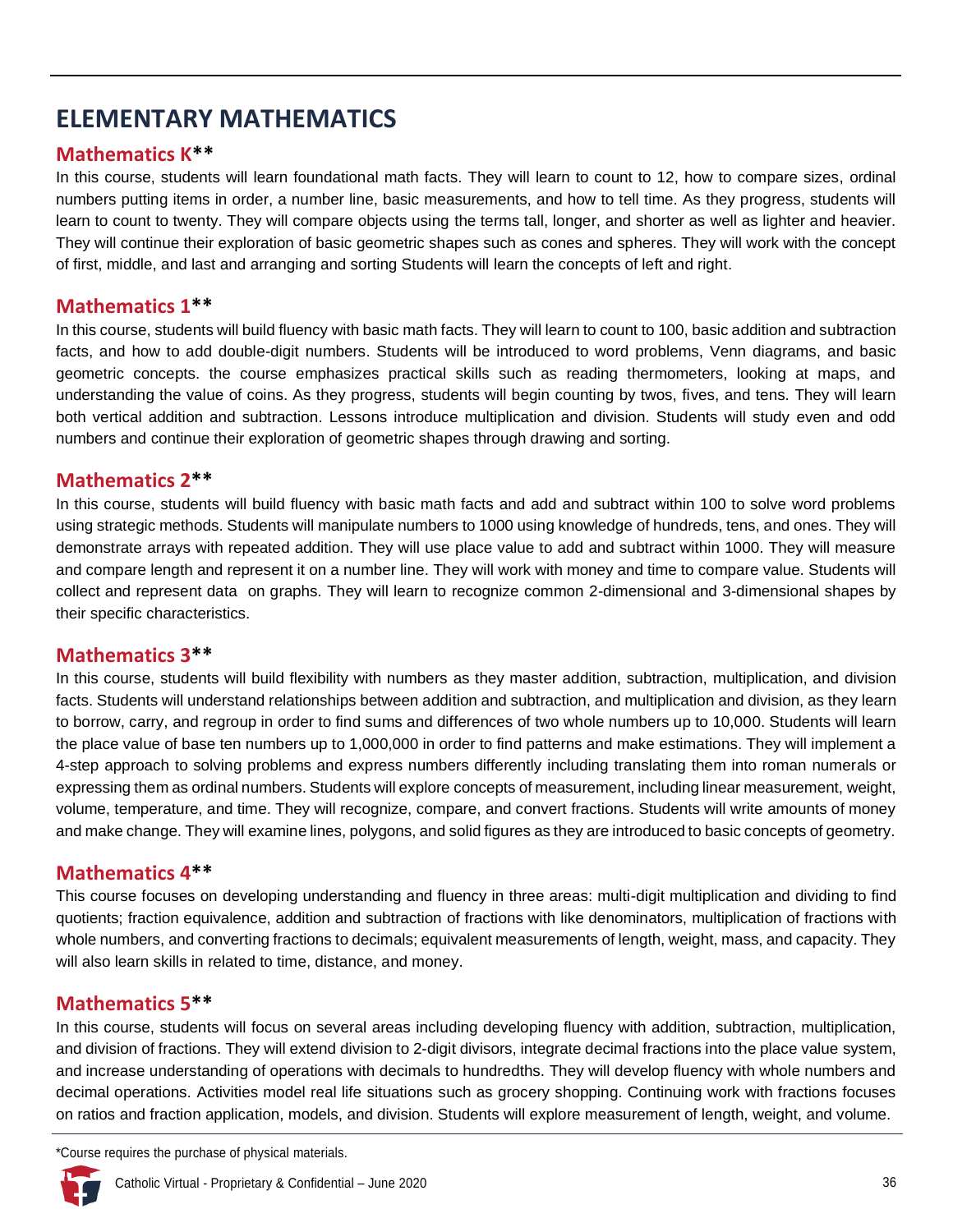# ELEMENTARY MATHEMATICS

## Mathematics K**

In this course, students will learn foundational math facts. They will learn to count to 12, how to compare sizes, ordinal numbers putting items in order, a number line, basic measurements, and how to tell time. As they progress, students will learn to count to twenty. They will compare objects using the terms tall, longer, and shorter as well as lighter and heavier. They will continue their exploration of basic geometric shapes such as cones and spheres. They will work with the concept of first, middle, and last and arranging and sorting Students will learn the concepts of left and right.

## Mathematics 1**

In this course, students will build fluency with basic math facts. They will learn to count to 100, basic addition and subtraction facts, and how to add double-digit numbers. Students will be introduced to word problems, Venn diagrams, and basic geometric concepts. the course emphasizes practical skills such as reading thermometers, looking at maps, and understanding the value of coins. As they progress, students will begin counting by twos, fives, and tens. They will learn both vertical addition and subtraction. Lessons introduce multiplication and division. Students will study even and odd numbers and continue their exploration of geometric shapes through drawing and sorting.

## Mathematics 2**

In this course, students will build fluency with basic math facts and add and subtract within 100 to solve word problems using strategic methods. Students will manipulate numbers to 1000 using knowledge of hundreds, tens, and ones. They will demonstrate arrays with repeated addition. They will use place value to add and subtract within 1000. They will measure and compare length and represent it on a number line. They will work with money and time to compare value. Students will collect and represent data on graphs. They will learn to recognize common 2-dimensional and 3-dimensional shapes by their specific characteristics.

## Mathematics 3**

In this course, students will build flexibility with numbers as they master addition, subtraction, multiplication, and division facts. Students will understand relationships between addition and subtraction, and multiplication and division, as they learn to borrow, carry, and regroup in order to find sums and differences of two whole numbers up to 10,000. Students will learn the place value of base ten numbers up to 1,000,000 in order to find patterns and make estimations. They will implement a 4-step approach to solving problems and express numbers differently including translating them into roman numerals or expressing them as ordinal numbers. Students will explore concepts of measurement, including linear measurement, weight, volume, temperature, and time. They will recognize, compare, and convert fractions. Students will write amounts of money and make change. They will examine lines, polygons, and solid figures as they are introduced to basic concepts of geometry.

## Mathematics 4**

This course focuses on developing understanding and fluency in three areas: multi-digit multiplication and dividing to find quotients; fraction equivalence, addition and subtraction of fractions with like denominators, multiplication of fractions with whole numbers, and converting fractions to decimals; equivalent measurements of length, weight, mass, and capacity. They will also learn skills in related to time, distance, and money.

## Mathematics 5**

In this course, students will focus on several areas including developing fluency with addition, subtraction, multiplication, and division of fractions. They will extend division to 2-digit divisors, integrate decimal fractions into the place value system, and increase understanding of operations with decimals to hundredths. They will develop fluency with whole numbers and decimal operations. Activities model real life situations such as grocery shopping. Continuing work with fractions focuses on ratios and fraction application, models, and division. Students will explore measurement of length, weight, and volume.

*Course requires the purchase of physical materials.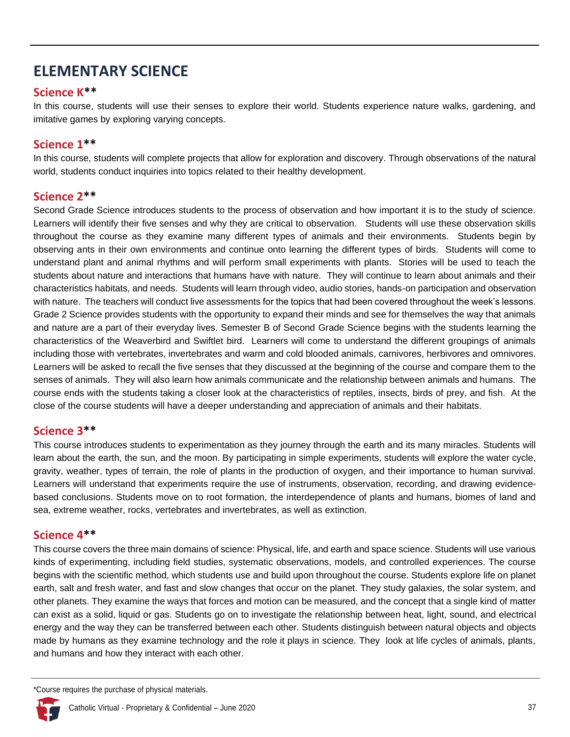# ELEMENTARY SCIENCE

## Science K**

In this course, students will use their senses to explore their world. Students experience nature walks, gardening, and imitative games by exploring varying concepts.

## Science 1**

In this course, students will complete projects that allow for exploration and discovery. Through observations of the natural world, students conduct inquiries into topics related to their healthy development.

## Science 2**

Second Grade Science introduces students to the process of observation and how important it is to the study of science. Learners will identify their five senses and why they are critical to observation. Students will use these observation skills throughout the course as they examine many different types of animals and their environments. Students begin by observing ants in their own environments and continue onto learning the different types of birds. Students will come to understand plant and animal rhythms and will perform small experiments with plants. Stories will be used to teach the students about nature and interactions that humans have with nature. They will continue to learn about animals and their characteristics habitats, and needs. Students will learn through video, audio stories, hands-on participation and observation with nature. The teachers will conduct live assessments for the topics that had been covered throughout the week's lessons. Grade 2 Science provides students with the opportunity to expand their minds and see for themselves the way that animals and nature are a part of their everyday lives. Semester B of Second Grade Science begins with the students learning the characteristics of the Weaverbird and Swiftlet bird. Learners will come to understand the different groupings of animals including those with vertebrates, invertebrates and warm and cold blooded animals, carnivores, herbivores and omnivores. Learners will be asked to recall the five senses that they discussed at the beginning of the course and compare them to the senses of animals. They will also learn how animals communicate and the relationship between animals and humans. The course ends with the students taking a closer look at the characteristics of reptiles, insects, birds of prey, and fish. At the close of the course students will have a deeper understanding and appreciation of animals and their habitats.

## Science 3**

This course introduces students to experimentation as they journey through the earth and its many miracles. Students will learn about the earth, the sun, and the moon. By participating in simple experiments, students will explore the water cycle, gravity, weather, types of terrain, the role of plants in the production of oxygen, and their importance to human survival. Learners will understand that experiments require the use of instruments, observation, recording, and drawing evidence-based conclusions. Students move on to root formation, the interdependence of plants and humans, biomes of land and sea, extreme weather, rocks, vertebrates and invertebrates, as well as extinction.

## Science 4**

This course covers the three main domains of science: Physical, life, and earth and space science. Students will use various kinds of experimenting, including field studies, systematic observations, models, and controlled experiences. The course begins with the scientific method, which students use and build upon throughout the course. Students explore life on planet earth, salt and fresh water, and fast and slow changes that occur on the planet. They study galaxies, the solar system, and other planets. They examine the ways that forces and motion can be measured, and the concept that a single kind of matter can exist as a solid, liquid or gas. Students go on to investigate the relationship between heat, light, sound, and electrical energy and the way they can be transferred between each other. Students distinguish between natural objects and objects made by humans as they examine technology and the role it plays in science. They look at life cycles of animals, plants, and humans and how they interact with each other.

*Course requires the purchase of physical materials.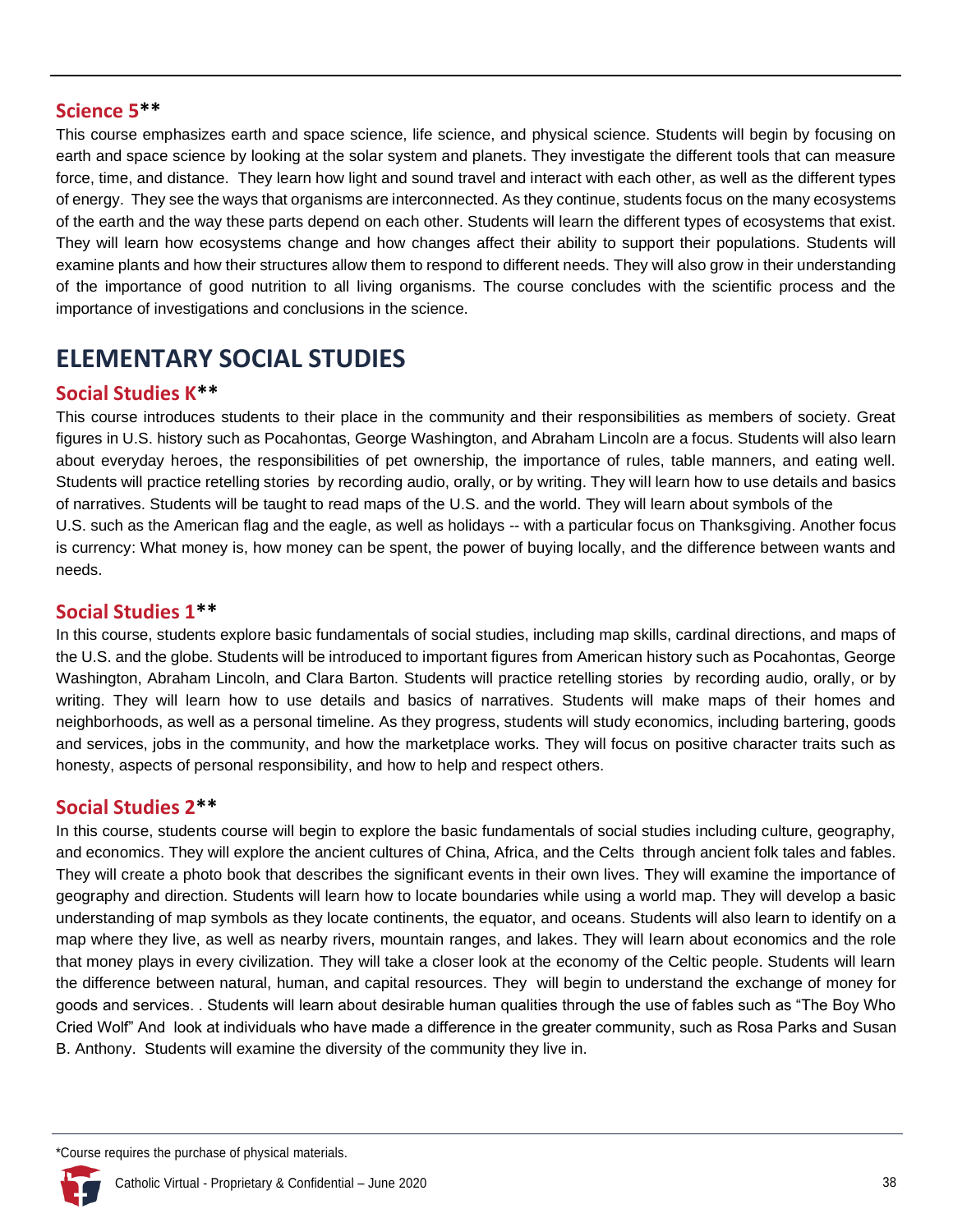### Science 5**

This course emphasizes earth and space science, life science, and physical science. Students will begin by focusing on earth and space science by looking at the solar system and planets. They investigate the different tools that can measure force, time, and distance. They learn how light and sound travel and interact with each other, as well as the different types of energy. They see the ways that organisms are interconnected. As they continue, students focus on the many ecosystems of the earth and the way these parts depend on each other. Students will learn the different types of ecosystems that exist. They will learn how ecosystems change and how changes affect their ability to support their populations. Students will examine plants and how their structures allow them to respond to different needs. They will also grow in their understanding of the importance of good nutrition to all living organisms. The course concludes with the scientific process and the importance of investigations and conclusions in the science.

## ELEMENTARY SOCIAL STUDIES

### Social Studies K**

This course introduces students to their place in the community and their responsibilities as members of society. Great figures in U.S. history such as Pocahontas, George Washington, and Abraham Lincoln are a focus. Students will also learn about everyday heroes, the responsibilities of pet ownership, the importance of rules, table manners, and eating well. Students will practice retelling stories by recording audio, orally, or by writing. They will learn how to use details and basics of narratives. Students will be taught to read maps of the U.S. and the world. They will learn about symbols of the U.S. such as the American flag and the eagle, as well as holidays -- with a particular focus on Thanksgiving. Another focus is currency: What money is, how money can be spent, the power of buying locally, and the difference between wants and needs.

### Social Studies 1**

In this course, students explore basic fundamentals of social studies, including map skills, cardinal directions, and maps of the U.S. and the globe. Students will be introduced to important figures from American history such as Pocahontas, George Washington, Abraham Lincoln, and Clara Barton. Students will practice retelling stories by recording audio, orally, or by writing. They will learn how to use details and basics of narratives. Students will make maps of their homes and neighborhoods, as well as a personal timeline. As they progress, students will study economics, including bartering, goods and services, jobs in the community, and how the marketplace works. They will focus on positive character traits such as honesty, aspects of personal responsibility, and how to help and respect others.

### Social Studies 2**

In this course, students course will begin to explore the basic fundamentals of social studies including culture, geography, and economics. They will explore the ancient cultures of China, Africa, and the Celts through ancient folk tales and fables. They will create a photo book that describes the significant events in their own lives. They will examine the importance of geography and direction. Students will learn how to locate boundaries while using a world map. They will develop a basic understanding of map symbols as they locate continents, the equator, and oceans. Students will also learn to identify on a map where they live, as well as nearby rivers, mountain ranges, and lakes. They will learn about economics and the role that money plays in every civilization. They will take a closer look at the economy of the Celtic people. Students will learn the difference between natural, human, and capital resources. They will begin to understand the exchange of money for goods and services. . Students will learn about desirable human qualities through the use of fables such as "The Boy Who Cried Wolf" And look at individuals who have made a difference in the greater community, such as Rosa Parks and Susan B. Anthony. Students will examine the diversity of the community they live in.

*Course requires the purchase of physical materials.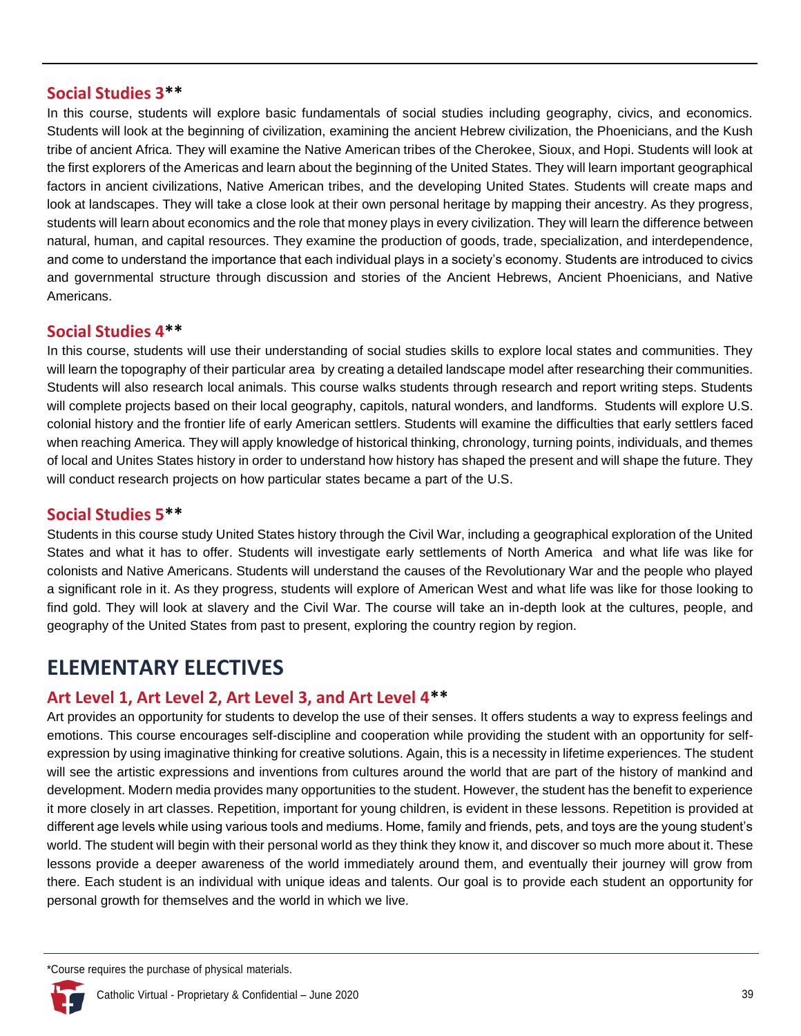### Social Studies 3**

In this course, students will explore basic fundamentals of social studies including geography, civics, and economics. Students will look at the beginning of civilization, examining the ancient Hebrew civilization, the Phoenicians, and the Kush tribe of ancient Africa. They will examine the Native American tribes of the Cherokee, Sioux, and Hopi. Students will look at the first explorers of the Americas and learn about the beginning of the United States. They will learn important geographical factors in ancient civilizations, Native American tribes, and the developing United States. Students will create maps and look at landscapes. They will take a close look at their own personal heritage by mapping their ancestry. As they progress, students will learn about economics and the role that money plays in every civilization. They will learn the difference between natural, human, and capital resources. They examine the production of goods, trade, specialization, and interdependence, and come to understand the importance that each individual plays in a society's economy. Students are introduced to civics and governmental structure through discussion and stories of the Ancient Hebrews, Ancient Phoenicians, and Native Americans.

### Social Studies 4**

In this course, students will use their understanding of social studies skills to explore local states and communities. They will learn the topography of their particular area by creating a detailed landscape model after researching their communities. Students will also research local animals. This course walks students through research and report writing steps. Students will complete projects based on their local geography, capitols, natural wonders, and landforms. Students will explore U.S. colonial history and the frontier life of early American settlers. Students will examine the difficulties that early settlers faced when reaching America. They will apply knowledge of historical thinking, chronology, turning points, individuals, and themes of local and Unites States history in order to understand how history has shaped the present and will shape the future. They will conduct research projects on how particular states became a part of the U.S.

### Social Studies 5**

Students in this course study United States history through the Civil War, including a geographical exploration of the United States and what it has to offer. Students will investigate early settlements of North America and what life was like for colonists and Native Americans. Students will understand the causes of the Revolutionary War and the people who played a significant role in it. As they progress, students will explore of American West and what life was like for those looking to find gold. They will look at slavery and the Civil War. The course will take an in-depth look at the cultures, people, and geography of the United States from past to present, exploring the country region by region.

## ELEMENTARY ELECTIVES

### Art Level 1, Art Level 2, Art Level 3, and Art Level 4**

Art provides an opportunity for students to develop the use of their senses. It offers students a way to express feelings and emotions. This course encourages self-discipline and cooperation while providing the student with an opportunity for self-expression by using imaginative thinking for creative solutions. Again, this is a necessity in lifetime experiences. The student will see the artistic expressions and inventions from cultures around the world that are part of the history of mankind and development. Modern media provides many opportunities to the student. However, the student has the benefit to experience it more closely in art classes. Repetition, important for young children, is evident in these lessons. Repetition is provided at different age levels while using various tools and mediums. Home, family and friends, pets, and toys are the young student's world. The student will begin with their personal world as they think they know it, and discover so much more about it. These lessons provide a deeper awareness of the world immediately around them, and eventually their journey will grow from there. Each student is an individual with unique ideas and talents. Our goal is to provide each student an opportunity for personal growth for themselves and the world in which we live.

*Course requires the purchase of physical materials.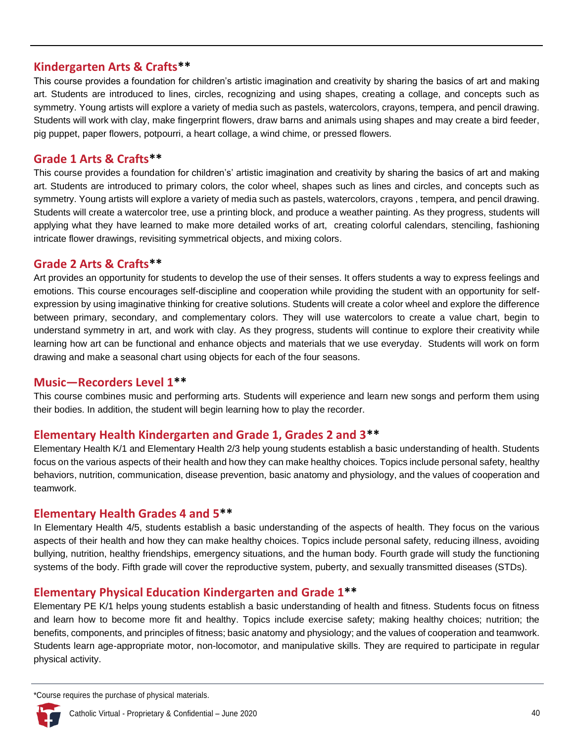## Kindergarten Arts & Crafts**

This course provides a foundation for children's artistic imagination and creativity by sharing the basics of art and making art. Students are introduced to lines, circles, recognizing and using shapes, creating a collage, and concepts such as symmetry. Young artists will explore a variety of media such as pastels, watercolors, crayons, tempera, and pencil drawing. Students will work with clay, make fingerprint flowers, draw barns and animals using shapes and may create a bird feeder, pig puppet, paper flowers, potpourri, a heart collage, a wind chime, or pressed flowers.

## Grade 1 Arts & Crafts**

This course provides a foundation for children's' artistic imagination and creativity by sharing the basics of art and making art. Students are introduced to primary colors, the color wheel, shapes such as lines and circles, and concepts such as symmetry. Young artists will explore a variety of media such as pastels, watercolors, crayons , tempera, and pencil drawing. Students will create a watercolor tree, use a printing block, and produce a weather painting. As they progress, students will applying what they have learned to make more detailed works of art, creating colorful calendars, stenciling, fashioning intricate flower drawings, revisiting symmetrical objects, and mixing colors.

## Grade 2 Arts & Crafts**

Art provides an opportunity for students to develop the use of their senses. It offers students a way to express feelings and emotions. This course encourages self-discipline and cooperation while providing the student with an opportunity for self-expression by using imaginative thinking for creative solutions. Students will create a color wheel and explore the difference between primary, secondary, and complementary colors. They will use watercolors to create a value chart, begin to understand symmetry in art, and work with clay. As they progress, students will continue to explore their creativity while learning how art can be functional and enhance objects and materials that we use everyday. Students will work on form drawing and make a seasonal chart using objects for each of the four seasons.

## Music—Recorders Level 1**

This course combines music and performing arts. Students will experience and learn new songs and perform them using their bodies. In addition, the student will begin learning how to play the recorder.

## Elementary Health Kindergarten and Grade 1, Grades 2 and 3**

Elementary Health K/1 and Elementary Health 2/3 help young students establish a basic understanding of health. Students focus on the various aspects of their health and how they can make healthy choices. Topics include personal safety, healthy behaviors, nutrition, communication, disease prevention, basic anatomy and physiology, and the values of cooperation and teamwork.

## Elementary Health Grades 4 and 5**

In Elementary Health 4/5, students establish a basic understanding of the aspects of health. They focus on the various aspects of their health and how they can make healthy choices. Topics include personal safety, reducing illness, avoiding bullying, nutrition, healthy friendships, emergency situations, and the human body. Fourth grade will study the functioning systems of the body. Fifth grade will cover the reproductive system, puberty, and sexually transmitted diseases (STDs).

## Elementary Physical Education Kindergarten and Grade 1**

Elementary PE K/1 helps young students establish a basic understanding of health and fitness. Students focus on fitness and learn how to become more fit and healthy. Topics include exercise safety; making healthy choices; nutrition; the benefits, components, and principles of fitness; basic anatomy and physiology; and the values of cooperation and teamwork. Students learn age-appropriate motor, non-locomotor, and manipulative skills. They are required to participate in regular physical activity.

*Course requires the purchase of physical materials.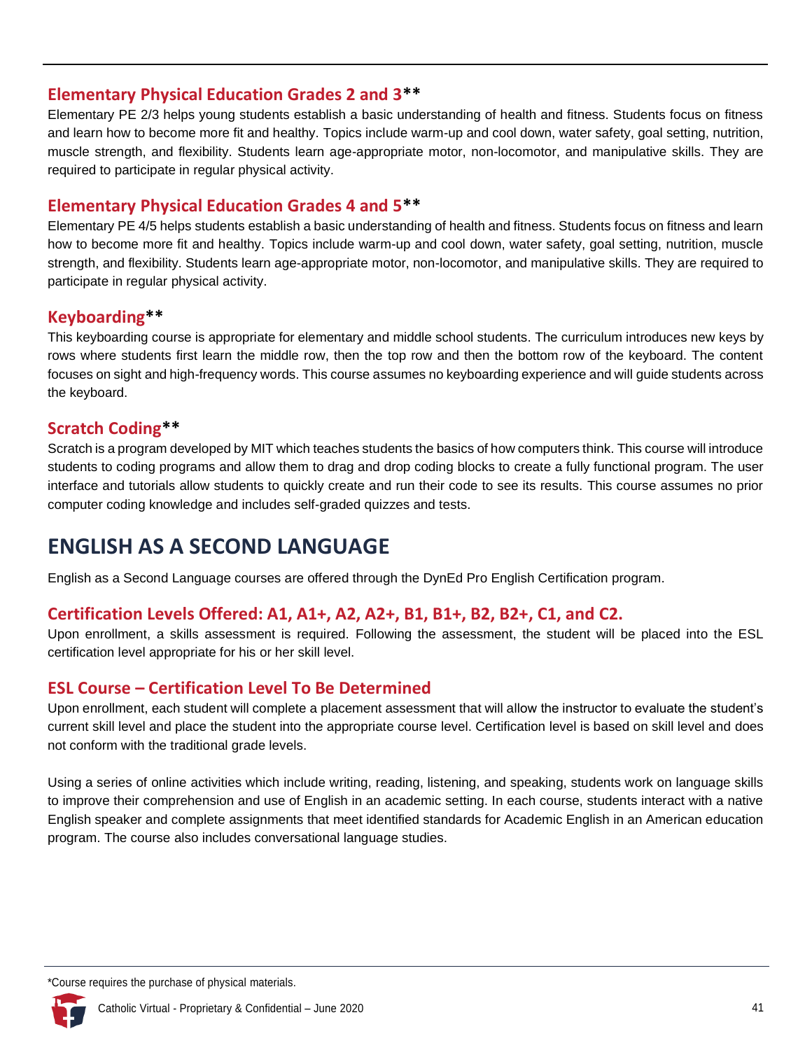### Elementary Physical Education Grades 2 and 3**

Elementary PE 2/3 helps young students establish a basic understanding of health and fitness. Students focus on fitness and learn how to become more fit and healthy. Topics include warm-up and cool down, water safety, goal setting, nutrition, muscle strength, and flexibility. Students learn age-appropriate motor, non-locomotor, and manipulative skills. They are required to participate in regular physical activity.

### Elementary Physical Education Grades 4 and 5**

Elementary PE 4/5 helps students establish a basic understanding of health and fitness. Students focus on fitness and learn how to become more fit and healthy. Topics include warm-up and cool down, water safety, goal setting, nutrition, muscle strength, and flexibility. Students learn age-appropriate motor, non-locomotor, and manipulative skills. They are required to participate in regular physical activity.

### Keyboarding**

This keyboarding course is appropriate for elementary and middle school students. The curriculum introduces new keys by rows where students first learn the middle row, then the top row and then the bottom row of the keyboard. The content focuses on sight and high-frequency words. This course assumes no keyboarding experience and will guide students across the keyboard.

### Scratch Coding**

Scratch is a program developed by MIT which teaches students the basics of how computers think. This course will introduce students to coding programs and allow them to drag and drop coding blocks to create a fully functional program. The user interface and tutorials allow students to quickly create and run their code to see its results. This course assumes no prior computer coding knowledge and includes self-graded quizzes and tests.

## ENGLISH AS A SECOND LANGUAGE

English as a Second Language courses are offered through the DynEd Pro English Certification program.

### Certification Levels Offered: A1, A1+, A2, A2+, B1, B1+, B2, B2+, C1, and C2.

Upon enrollment, a skills assessment is required. Following the assessment, the student will be placed into the ESL certification level appropriate for his or her skill level.

### ESL Course – Certification Level To Be Determined

Upon enrollment, each student will complete a placement assessment that will allow the instructor to evaluate the student's current skill level and place the student into the appropriate course level. Certification level is based on skill level and does not conform with the traditional grade levels.

Using a series of online activities which include writing, reading, listening, and speaking, students work on language skills to improve their comprehension and use of English in an academic setting. In each course, students interact with a native English speaker and complete assignments that meet identified standards for Academic English in an American education program. The course also includes conversational language studies.

*Course requires the purchase of physical materials.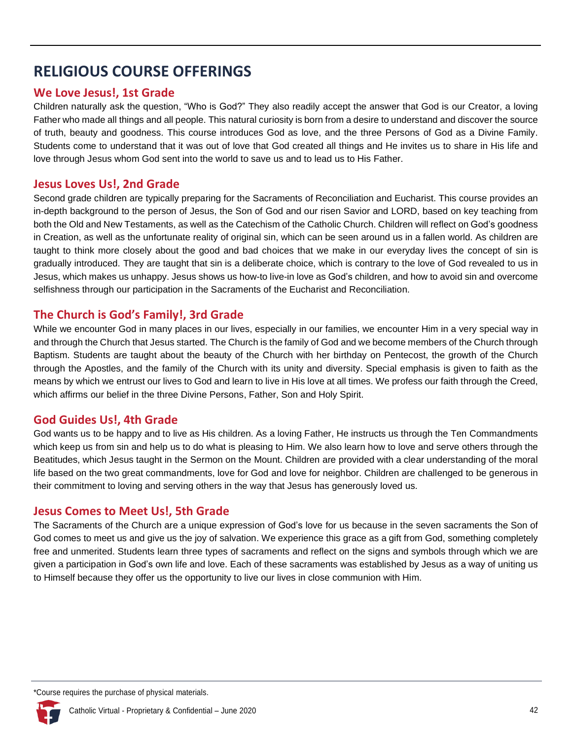# RELIGIOUS COURSE OFFERINGS

## We Love Jesus!, 1st Grade

Children naturally ask the question, "Who is God?" They also readily accept the answer that God is our Creator, a loving Father who made all things and all people. This natural curiosity is born from a desire to understand and discover the source of truth, beauty and goodness. This course introduces God as love, and the three Persons of God as a Divine Family. Students come to understand that it was out of love that God created all things and He invites us to share in His life and love through Jesus whom God sent into the world to save us and to lead us to His Father.

## Jesus Loves Us!, 2nd Grade

Second grade children are typically preparing for the Sacraments of Reconciliation and Eucharist. This course provides an in-depth background to the person of Jesus, the Son of God and our risen Savior and LORD, based on key teaching from both the Old and New Testaments, as well as the Catechism of the Catholic Church. Children will reflect on God's goodness in Creation, as well as the unfortunate reality of original sin, which can be seen around us in a fallen world. As children are taught to think more closely about the good and bad choices that we make in our everyday lives the concept of sin is gradually introduced. They are taught that sin is a deliberate choice, which is contrary to the love of God revealed to us in Jesus, which makes us unhappy. Jesus shows us how-to live-in love as God's children, and how to avoid sin and overcome selfishness through our participation in the Sacraments of the Eucharist and Reconciliation.

## The Church is God's Family!, 3rd Grade

While we encounter God in many places in our lives, especially in our families, we encounter Him in a very special way in and through the Church that Jesus started. The Church is the family of God and we become members of the Church through Baptism. Students are taught about the beauty of the Church with her birthday on Pentecost, the growth of the Church through the Apostles, and the family of the Church with its unity and diversity. Special emphasis is given to faith as the means by which we entrust our lives to God and learn to live in His love at all times. We profess our faith through the Creed, which affirms our belief in the three Divine Persons, Father, Son and Holy Spirit.

## God Guides Us!, 4th Grade

God wants us to be happy and to live as His children. As a loving Father, He instructs us through the Ten Commandments which keep us from sin and help us to do what is pleasing to Him. We also learn how to love and serve others through the Beatitudes, which Jesus taught in the Sermon on the Mount. Children are provided with a clear understanding of the moral life based on the two great commandments, love for God and love for neighbor. Children are challenged to be generous in their commitment to loving and serving others in the way that Jesus has generously loved us.

## Jesus Comes to Meet Us!, 5th Grade

The Sacraments of the Church are a unique expression of God's love for us because in the seven sacraments the Son of God comes to meet us and give us the joy of salvation. We experience this grace as a gift from God, something completely free and unmerited. Students learn three types of sacraments and reflect on the signs and symbols through which we are given a participation in God's own life and love. Each of these sacraments was established by Jesus as a way of uniting us to Himself because they offer us the opportunity to live our lives in close communion with Him.

*Course requires the purchase of physical materials.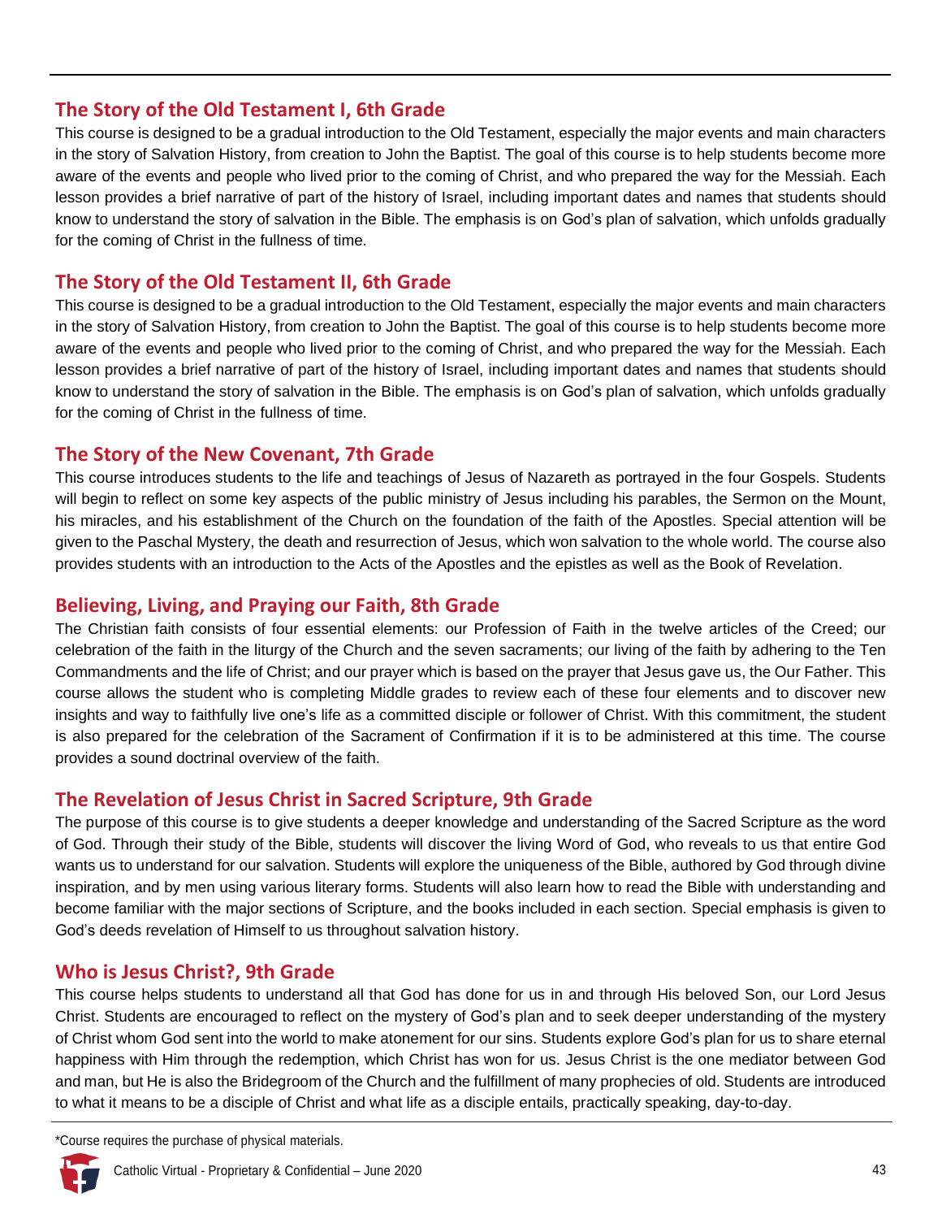## The Story of the Old Testament I, 6th Grade

This course is designed to be a gradual introduction to the Old Testament, especially the major events and main characters in the story of Salvation History, from creation to John the Baptist. The goal of this course is to help students become more aware of the events and people who lived prior to the coming of Christ, and who prepared the way for the Messiah. Each lesson provides a brief narrative of part of the history of Israel, including important dates and names that students should know to understand the story of salvation in the Bible. The emphasis is on God's plan of salvation, which unfolds gradually for the coming of Christ in the fullness of time.

## The Story of the Old Testament II, 6th Grade

This course is designed to be a gradual introduction to the Old Testament, especially the major events and main characters in the story of Salvation History, from creation to John the Baptist. The goal of this course is to help students become more aware of the events and people who lived prior to the coming of Christ, and who prepared the way for the Messiah. Each lesson provides a brief narrative of part of the history of Israel, including important dates and names that students should know to understand the story of salvation in the Bible. The emphasis is on God's plan of salvation, which unfolds gradually for the coming of Christ in the fullness of time.

## The Story of the New Covenant, 7th Grade

This course introduces students to the life and teachings of Jesus of Nazareth as portrayed in the four Gospels. Students will begin to reflect on some key aspects of the public ministry of Jesus including his parables, the Sermon on the Mount, his miracles, and his establishment of the Church on the foundation of the faith of the Apostles. Special attention will be given to the Paschal Mystery, the death and resurrection of Jesus, which won salvation to the whole world. The course also provides students with an introduction to the Acts of the Apostles and the epistles as well as the Book of Revelation.

## Believing, Living, and Praying our Faith, 8th Grade

The Christian faith consists of four essential elements: our Profession of Faith in the twelve articles of the Creed; our celebration of the faith in the liturgy of the Church and the seven sacraments; our living of the faith by adhering to the Ten Commandments and the life of Christ; and our prayer which is based on the prayer that Jesus gave us, the Our Father. This course allows the student who is completing Middle grades to review each of these four elements and to discover new insights and way to faithfully live one's life as a committed disciple or follower of Christ. With this commitment, the student is also prepared for the celebration of the Sacrament of Confirmation if it is to be administered at this time. The course provides a sound doctrinal overview of the faith.

## The Revelation of Jesus Christ in Sacred Scripture, 9th Grade

The purpose of this course is to give students a deeper knowledge and understanding of the Sacred Scripture as the word of God. Through their study of the Bible, students will discover the living Word of God, who reveals to us that entire God wants us to understand for our salvation. Students will explore the uniqueness of the Bible, authored by God through divine inspiration, and by men using various literary forms. Students will also learn how to read the Bible with understanding and become familiar with the major sections of Scripture, and the books included in each section. Special emphasis is given to God's deeds revelation of Himself to us throughout salvation history.

## Who is Jesus Christ?, 9th Grade

This course helps students to understand all that God has done for us in and through His beloved Son, our Lord Jesus Christ. Students are encouraged to reflect on the mystery of God's plan and to seek deeper understanding of the mystery of Christ whom God sent into the world to make atonement for our sins. Students explore God's plan for us to share eternal happiness with Him through the redemption, which Christ has won for us. Jesus Christ is the one mediator between God and man, but He is also the Bridegroom of the Church and the fulfillment of many prophecies of old. Students are introduced to what it means to be a disciple of Christ and what life as a disciple entails, practically speaking, day-to-day.

*Course requires the purchase of physical materials.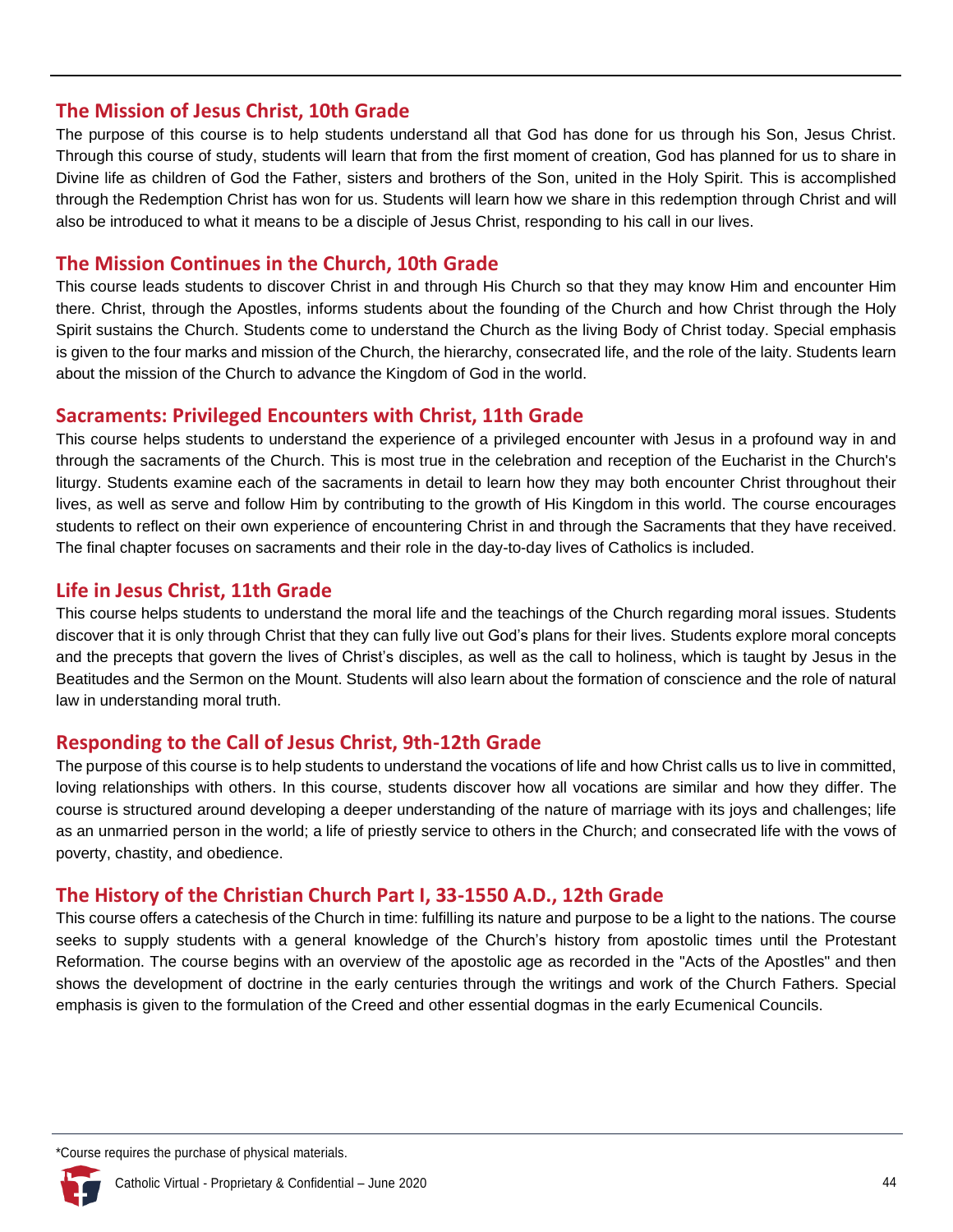## The Mission of Jesus Christ, 10th Grade

The purpose of this course is to help students understand all that God has done for us through his Son, Jesus Christ. Through this course of study, students will learn that from the first moment of creation, God has planned for us to share in Divine life as children of God the Father, sisters and brothers of the Son, united in the Holy Spirit. This is accomplished through the Redemption Christ has won for us. Students will learn how we share in this redemption through Christ and will also be introduced to what it means to be a disciple of Jesus Christ, responding to his call in our lives.

## The Mission Continues in the Church, 10th Grade

This course leads students to discover Christ in and through His Church so that they may know Him and encounter Him there. Christ, through the Apostles, informs students about the founding of the Church and how Christ through the Holy Spirit sustains the Church. Students come to understand the Church as the living Body of Christ today. Special emphasis is given to the four marks and mission of the Church, the hierarchy, consecrated life, and the role of the laity. Students learn about the mission of the Church to advance the Kingdom of God in the world.

## Sacraments: Privileged Encounters with Christ, 11th Grade

This course helps students to understand the experience of a privileged encounter with Jesus in a profound way in and through the sacraments of the Church. This is most true in the celebration and reception of the Eucharist in the Church's liturgy. Students examine each of the sacraments in detail to learn how they may both encounter Christ throughout their lives, as well as serve and follow Him by contributing to the growth of His Kingdom in this world. The course encourages students to reflect on their own experience of encountering Christ in and through the Sacraments that they have received. The final chapter focuses on sacraments and their role in the day-to-day lives of Catholics is included.

## Life in Jesus Christ, 11th Grade

This course helps students to understand the moral life and the teachings of the Church regarding moral issues. Students discover that it is only through Christ that they can fully live out God's plans for their lives. Students explore moral concepts and the precepts that govern the lives of Christ's disciples, as well as the call to holiness, which is taught by Jesus in the Beatitudes and the Sermon on the Mount. Students will also learn about the formation of conscience and the role of natural law in understanding moral truth.

## Responding to the Call of Jesus Christ, 9th-12th Grade

The purpose of this course is to help students to understand the vocations of life and how Christ calls us to live in committed, loving relationships with others. In this course, students discover how all vocations are similar and how they differ. The course is structured around developing a deeper understanding of the nature of marriage with its joys and challenges; life as an unmarried person in the world; a life of priestly service to others in the Church; and consecrated life with the vows of poverty, chastity, and obedience.

## The History of the Christian Church Part I, 33-1550 A.D., 12th Grade

This course offers a catechesis of the Church in time: fulfilling its nature and purpose to be a light to the nations. The course seeks to supply students with a general knowledge of the Church's history from apostolic times until the Protestant Reformation. The course begins with an overview of the apostolic age as recorded in the "Acts of the Apostles" and then shows the development of doctrine in the early centuries through the writings and work of the Church Fathers. Special emphasis is given to the formulation of the Creed and other essential dogmas in the early Ecumenical Councils.

*Course requires the purchase of physical materials.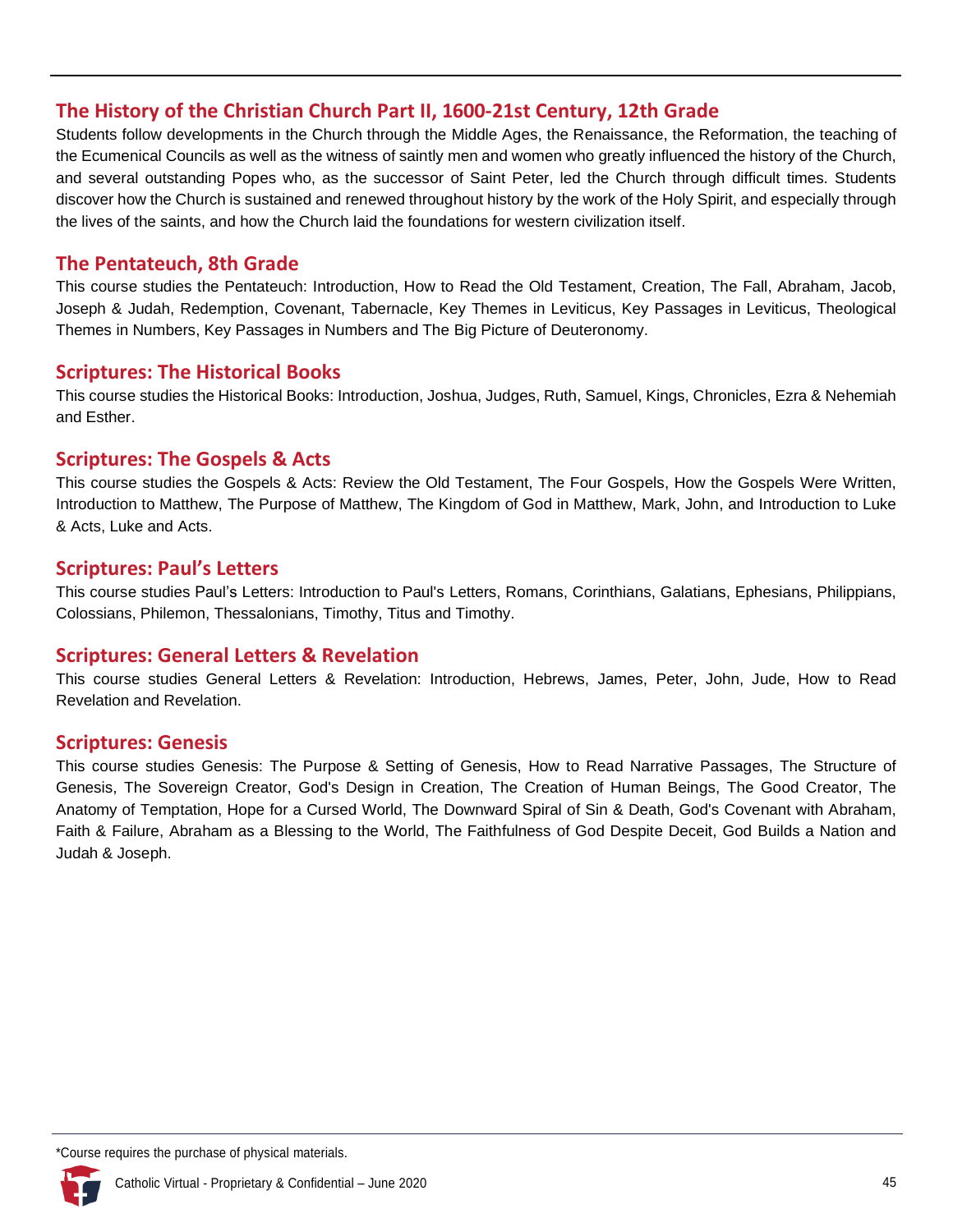## The History of the Christian Church Part II, 1600-21st Century, 12th Grade

Students follow developments in the Church through the Middle Ages, the Renaissance, the Reformation, the teaching of the Ecumenical Councils as well as the witness of saintly men and women who greatly influenced the history of the Church, and several outstanding Popes who, as the successor of Saint Peter, led the Church through difficult times. Students discover how the Church is sustained and renewed throughout history by the work of the Holy Spirit, and especially through the lives of the saints, and how the Church laid the foundations for western civilization itself.

## The Pentateuch, 8th Grade

This course studies the Pentateuch: Introduction, How to Read the Old Testament, Creation, The Fall, Abraham, Jacob, Joseph & Judah, Redemption, Covenant, Tabernacle, Key Themes in Leviticus, Key Passages in Leviticus, Theological Themes in Numbers, Key Passages in Numbers and The Big Picture of Deuteronomy.

## Scriptures: The Historical Books

This course studies the Historical Books: Introduction, Joshua, Judges, Ruth, Samuel, Kings, Chronicles, Ezra & Nehemiah and Esther.

## Scriptures: The Gospels & Acts

This course studies the Gospels & Acts: Review the Old Testament, The Four Gospels, How the Gospels Were Written, Introduction to Matthew, The Purpose of Matthew, The Kingdom of God in Matthew, Mark, John, and Introduction to Luke & Acts, Luke and Acts.

## Scriptures: Paul's Letters

This course studies Paul's Letters: Introduction to Paul's Letters, Romans, Corinthians, Galatians, Ephesians, Philippians, Colossians, Philemon, Thessalonians, Timothy, Titus and Timothy.

## Scriptures: General Letters & Revelation

This course studies General Letters & Revelation: Introduction, Hebrews, James, Peter, John, Jude, How to Read Revelation and Revelation.

## Scriptures: Genesis

This course studies Genesis: The Purpose & Setting of Genesis, How to Read Narrative Passages, The Structure of Genesis, The Sovereign Creator, God's Design in Creation, The Creation of Human Beings, The Good Creator, The Anatomy of Temptation, Hope for a Cursed World, The Downward Spiral of Sin & Death, God's Covenant with Abraham, Faith & Failure, Abraham as a Blessing to the World, The Faithfulness of God Despite Deceit, God Builds a Nation and Judah & Joseph.

*Course requires the purchase of physical materials.